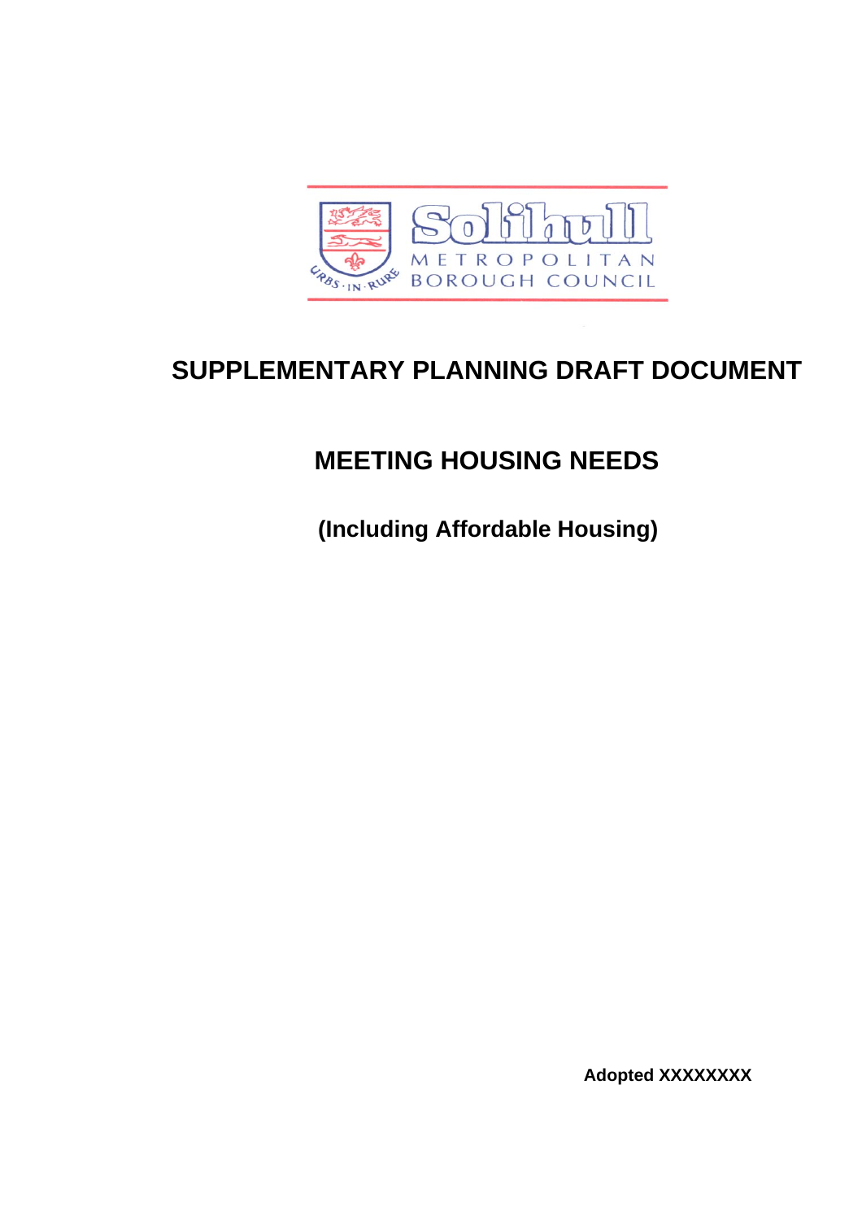Solihull
METROPOLITAN
BOROUGH COUNCIL

URBS · IN · RURE

# SUPPLEMENTARY PLANNING DRAFT DOCUMENT

## MEETING HOUSING NEEDS

### (Including Affordable Housing)

**Adopted XXXXXXXX**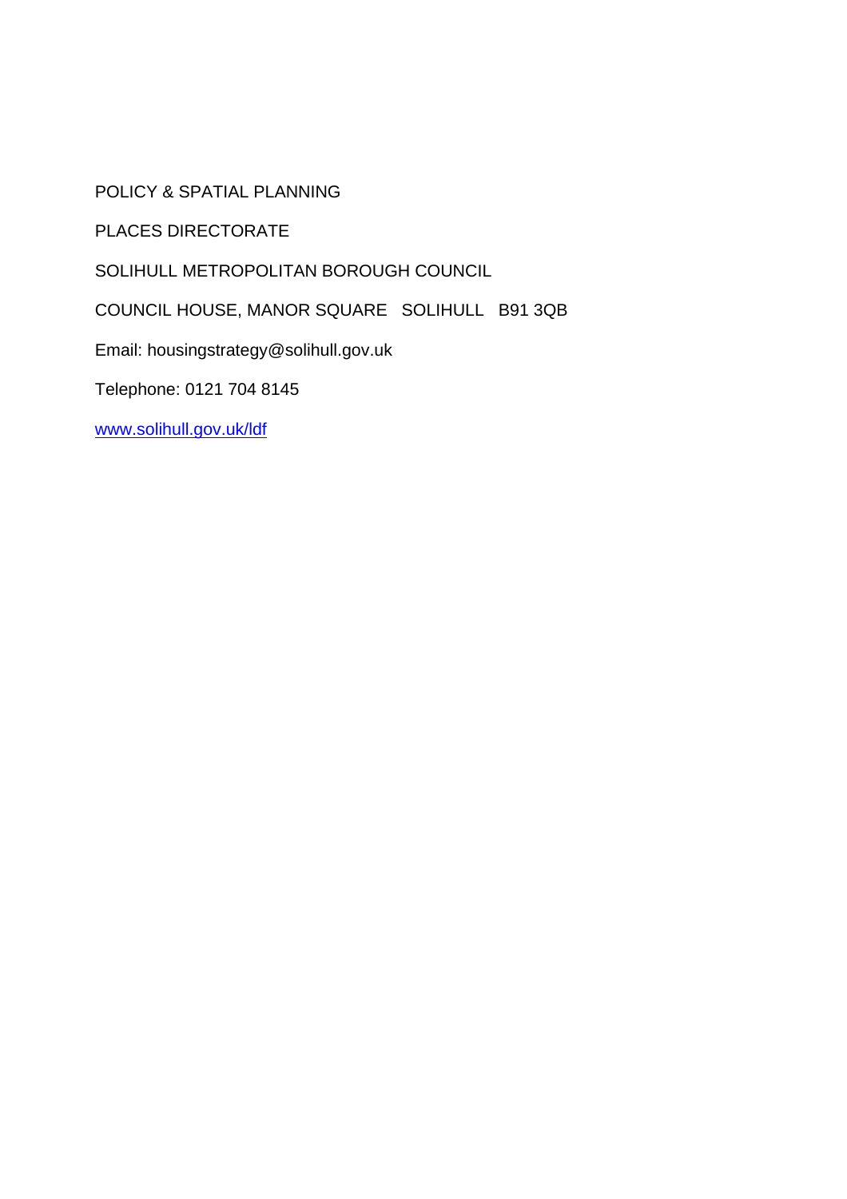POLICY & SPATIAL PLANNING

PLACES DIRECTORATE

SOLIHULL METROPOLITAN BOROUGH COUNCIL

COUNCIL HOUSE, MANOR SQUARE   SOLIHULL   B91 3QB

Email: housingstrategy@solihull.gov.uk

Telephone: 0121 704 8145

[www.solihull.gov.uk/ldf](http://www.solihull.gov.uk/ldf)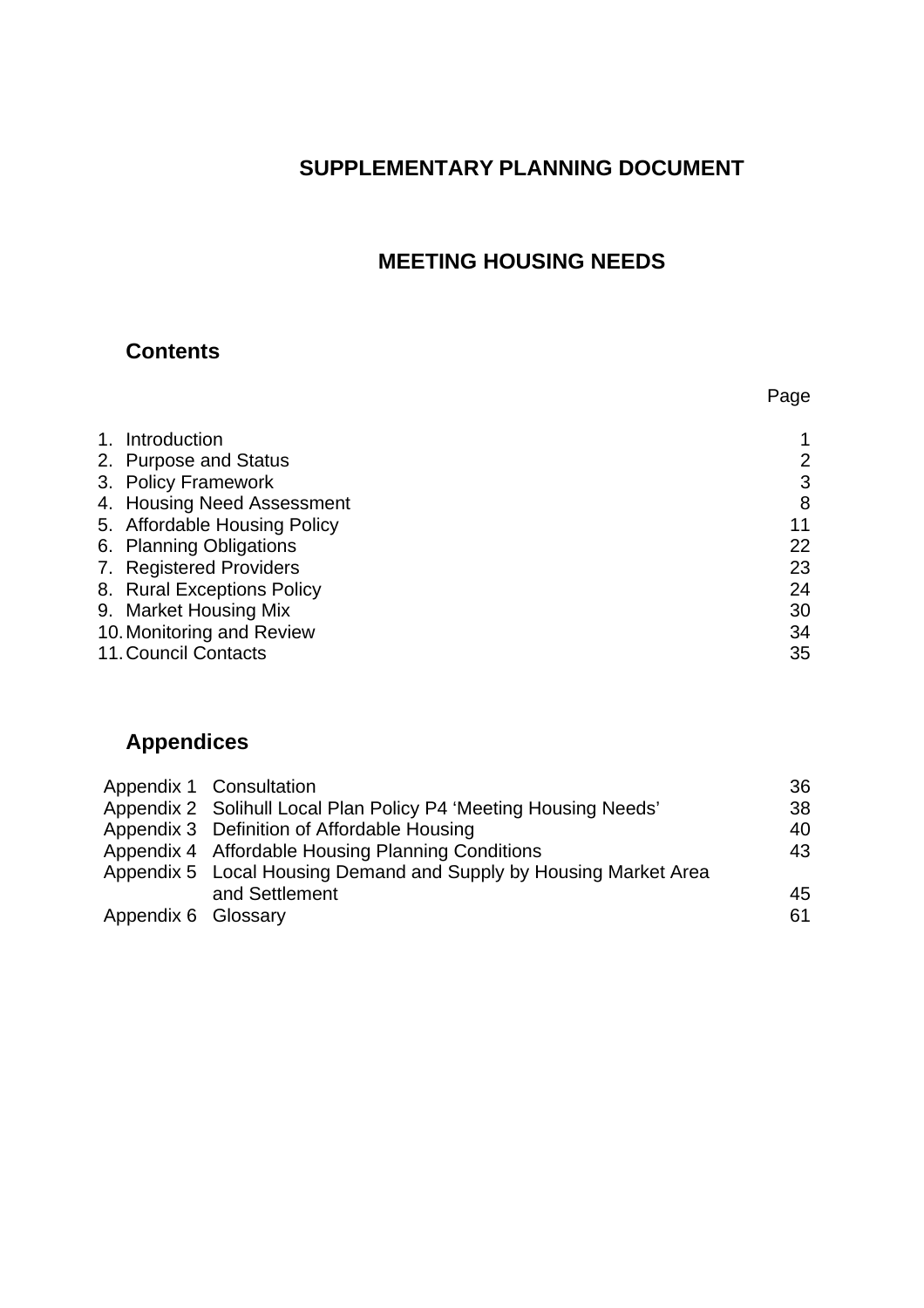# SUPPLEMENTARY PLANNING DOCUMENT

## MEETING HOUSING NEEDS

### Contents

| | Page |
|---|---|
| 1. Introduction | 1 |
| 2. Purpose and Status | 2 |
| 3. Policy Framework | 3 |
| 4. Housing Need Assessment | 8 |
| 5. Affordable Housing Policy | 11 |
| 6. Planning Obligations | 22 |
| 7. Registered Providers | 23 |
| 8. Rural Exceptions Policy | 24 |
| 9. Market Housing Mix | 30 |
| 10. Monitoring and Review | 34 |
| 11. Council Contacts | 35 |

### Appendices

| | | |
|---|---|---|
| Appendix 1 | Consultation | 36 |
| Appendix 2 | Solihull Local Plan Policy P4 'Meeting Housing Needs' | 38 |
| Appendix 3 | Definition of Affordable Housing | 40 |
| Appendix 4 | Affordable Housing Planning Conditions | 43 |
| Appendix 5 | Local Housing Demand and Supply by Housing Market Area and Settlement | 45 |
| Appendix 6 | Glossary | 61 |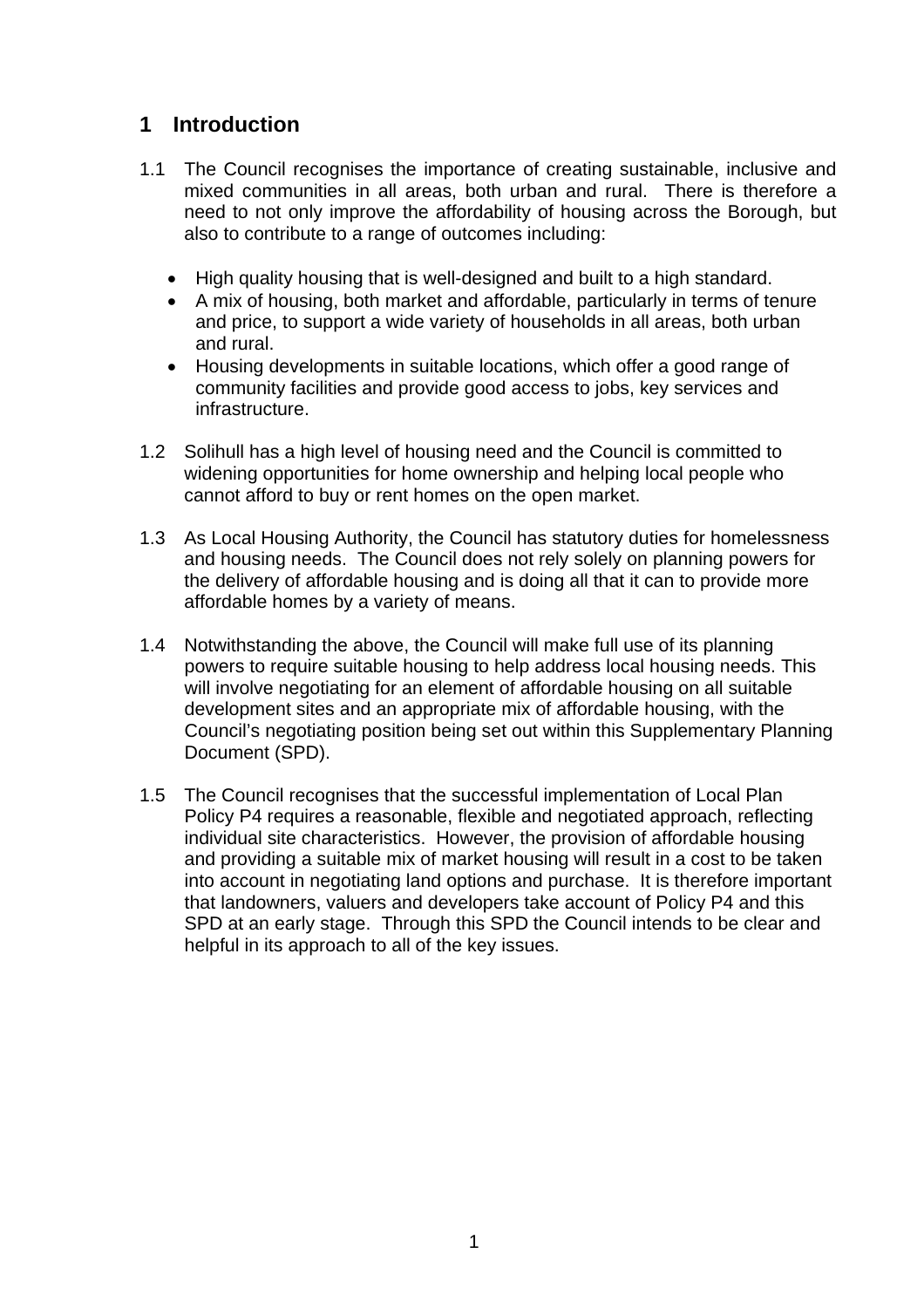# 1 Introduction

1.1 The Council recognises the importance of creating sustainable, inclusive and mixed communities in all areas, both urban and rural. There is therefore a need to not only improve the affordability of housing across the Borough, but also to contribute to a range of outcomes including:

- High quality housing that is well-designed and built to a high standard.
- A mix of housing, both market and affordable, particularly in terms of tenure and price, to support a wide variety of households in all areas, both urban and rural.
- Housing developments in suitable locations, which offer a good range of community facilities and provide good access to jobs, key services and infrastructure.

1.2 Solihull has a high level of housing need and the Council is committed to widening opportunities for home ownership and helping local people who cannot afford to buy or rent homes on the open market.

1.3 As Local Housing Authority, the Council has statutory duties for homelessness and housing needs. The Council does not rely solely on planning powers for the delivery of affordable housing and is doing all that it can to provide more affordable homes by a variety of means.

1.4 Notwithstanding the above, the Council will make full use of its planning powers to require suitable housing to help address local housing needs. This will involve negotiating for an element of affordable housing on all suitable development sites and an appropriate mix of affordable housing, with the Council's negotiating position being set out within this Supplementary Planning Document (SPD).

1.5 The Council recognises that the successful implementation of Local Plan Policy P4 requires a reasonable, flexible and negotiated approach, reflecting individual site characteristics. However, the provision of affordable housing and providing a suitable mix of market housing will result in a cost to be taken into account in negotiating land options and purchase. It is therefore important that landowners, valuers and developers take account of Policy P4 and this SPD at an early stage. Through this SPD the Council intends to be clear and helpful in its approach to all of the key issues.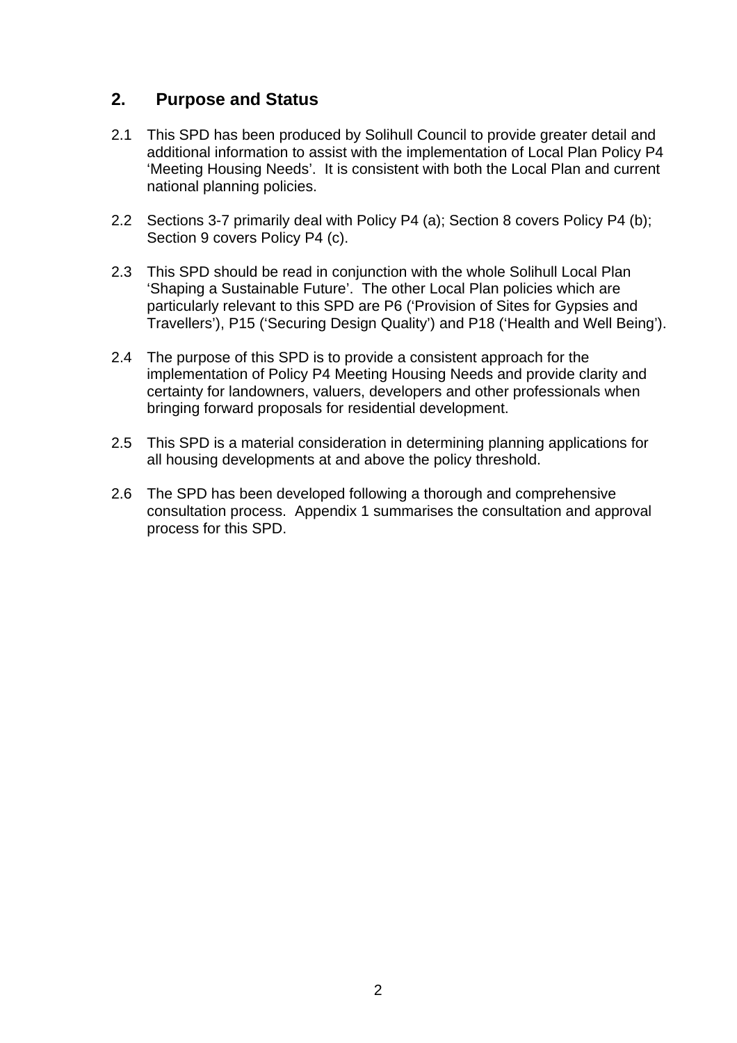## 2. Purpose and Status

2.1 This SPD has been produced by Solihull Council to provide greater detail and additional information to assist with the implementation of Local Plan Policy P4 'Meeting Housing Needs'. It is consistent with both the Local Plan and current national planning policies.

2.2 Sections 3-7 primarily deal with Policy P4 (a); Section 8 covers Policy P4 (b); Section 9 covers Policy P4 (c).

2.3 This SPD should be read in conjunction with the whole Solihull Local Plan 'Shaping a Sustainable Future'. The other Local Plan policies which are particularly relevant to this SPD are P6 ('Provision of Sites for Gypsies and Travellers'), P15 ('Securing Design Quality') and P18 ('Health and Well Being').

2.4 The purpose of this SPD is to provide a consistent approach for the implementation of Policy P4 Meeting Housing Needs and provide clarity and certainty for landowners, valuers, developers and other professionals when bringing forward proposals for residential development.

2.5 This SPD is a material consideration in determining planning applications for all housing developments at and above the policy threshold.

2.6 The SPD has been developed following a thorough and comprehensive consultation process. Appendix 1 summarises the consultation and approval process for this SPD.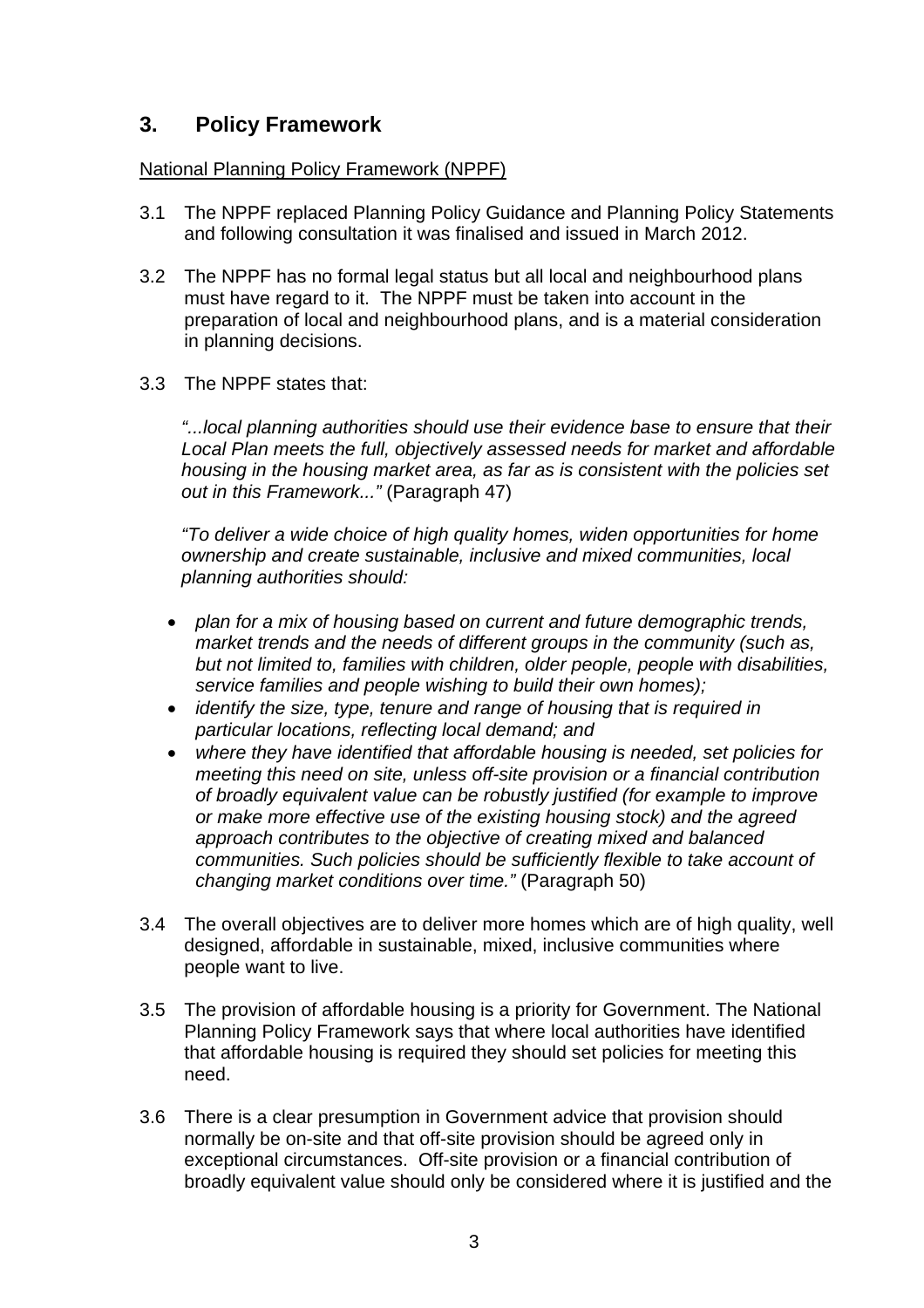## 3. Policy Framework

National Planning Policy Framework (NPPF)

3.1 The NPPF replaced Planning Policy Guidance and Planning Policy Statements and following consultation it was finalised and issued in March 2012.

3.2 The NPPF has no formal legal status but all local and neighbourhood plans must have regard to it. The NPPF must be taken into account in the preparation of local and neighbourhood plans, and is a material consideration in planning decisions.

3.3 The NPPF states that:

*"...local planning authorities should use their evidence base to ensure that their Local Plan meets the full, objectively assessed needs for market and affordable housing in the housing market area, as far as is consistent with the policies set out in this Framework..."* (Paragraph 47)

*"To deliver a wide choice of high quality homes, widen opportunities for home ownership and create sustainable, inclusive and mixed communities, local planning authorities should:*

- *plan for a mix of housing based on current and future demographic trends, market trends and the needs of different groups in the community (such as, but not limited to, families with children, older people, people with disabilities, service families and people wishing to build their own homes);*
- *identify the size, type, tenure and range of housing that is required in particular locations, reflecting local demand; and*
- *where they have identified that affordable housing is needed, set policies for meeting this need on site, unless off-site provision or a financial contribution of broadly equivalent value can be robustly justified (for example to improve or make more effective use of the existing housing stock) and the agreed approach contributes to the objective of creating mixed and balanced communities. Such policies should be sufficiently flexible to take account of changing market conditions over time."* (Paragraph 50)

3.4 The overall objectives are to deliver more homes which are of high quality, well designed, affordable in sustainable, mixed, inclusive communities where people want to live.

3.5 The provision of affordable housing is a priority for Government. The National Planning Policy Framework says that where local authorities have identified that affordable housing is required they should set policies for meeting this need.

3.6 There is a clear presumption in Government advice that provision should normally be on-site and that off-site provision should be agreed only in exceptional circumstances. Off-site provision or a financial contribution of broadly equivalent value should only be considered where it is justified and the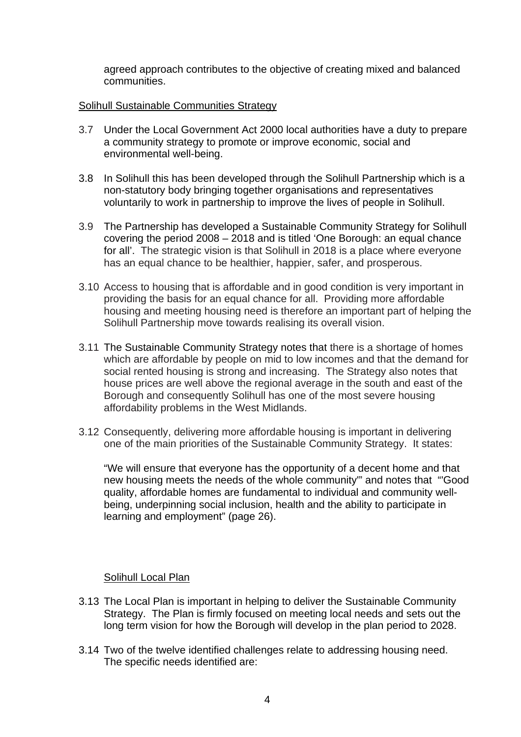agreed approach contributes to the objective of creating mixed and balanced communities.

## Solihull Sustainable Communities Strategy

3.7 Under the Local Government Act 2000 local authorities have a duty to prepare a community strategy to promote or improve economic, social and environmental well-being.

3.8 In Solihull this has been developed through the Solihull Partnership which is a non-statutory body bringing together organisations and representatives voluntarily to work in partnership to improve the lives of people in Solihull.

3.9 The Partnership has developed a Sustainable Community Strategy for Solihull covering the period 2008 – 2018 and is titled 'One Borough: an equal chance for all'. The strategic vision is that Solihull in 2018 is a place where everyone has an equal chance to be healthier, happier, safer, and prosperous.

3.10 Access to housing that is affordable and in good condition is very important in providing the basis for an equal chance for all. Providing more affordable housing and meeting housing need is therefore an important part of helping the Solihull Partnership move towards realising its overall vision.

3.11 The Sustainable Community Strategy notes that there is a shortage of homes which are affordable by people on mid to low incomes and that the demand for social rented housing is strong and increasing. The Strategy also notes that house prices are well above the regional average in the south and east of the Borough and consequently Solihull has one of the most severe housing affordability problems in the West Midlands.

3.12 Consequently, delivering more affordable housing is important in delivering one of the main priorities of the Sustainable Community Strategy. It states:

"We will ensure that everyone has the opportunity of a decent home and that new housing meets the needs of the whole community'" and notes that "'Good quality, affordable homes are fundamental to individual and community well-being, underpinning social inclusion, health and the ability to participate in learning and employment" (page 26).

## Solihull Local Plan

3.13 The Local Plan is important in helping to deliver the Sustainable Community Strategy. The Plan is firmly focused on meeting local needs and sets out the long term vision for how the Borough will develop in the plan period to 2028.

3.14 Two of the twelve identified challenges relate to addressing housing need. The specific needs identified are: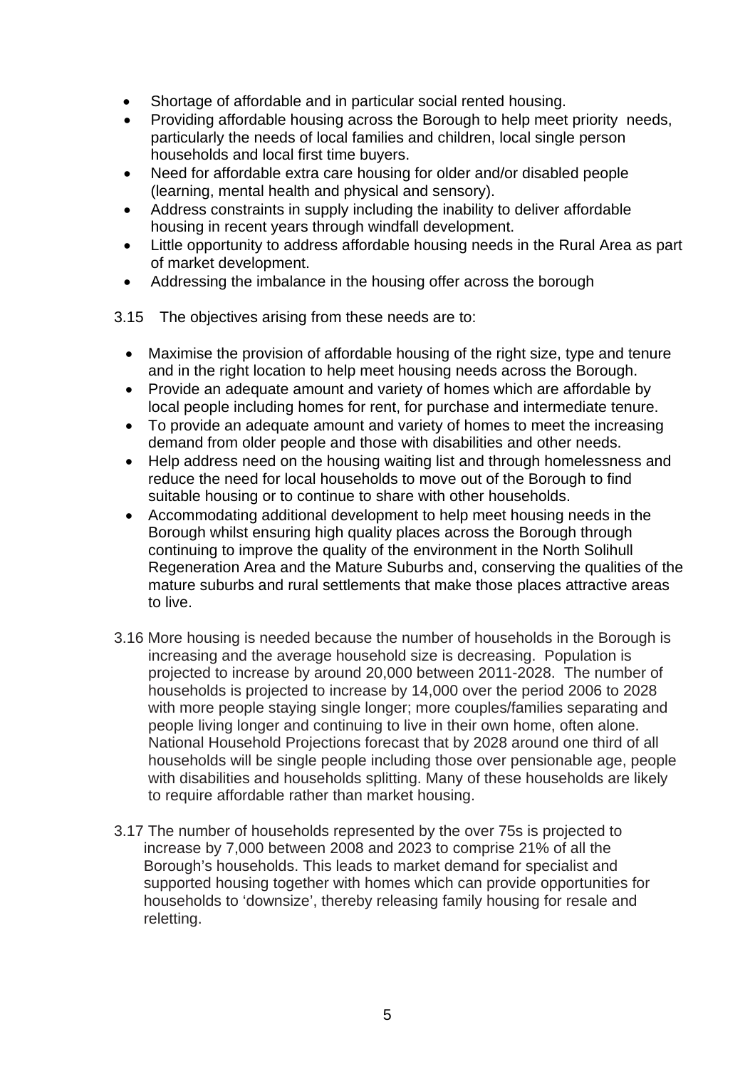- Shortage of affordable and in particular social rented housing.
- Providing affordable housing across the Borough to help meet priority needs, particularly the needs of local families and children, local single person households and local first time buyers.
- Need for affordable extra care housing for older and/or disabled people (learning, mental health and physical and sensory).
- Address constraints in supply including the inability to deliver affordable housing in recent years through windfall development.
- Little opportunity to address affordable housing needs in the Rural Area as part of market development.
- Addressing the imbalance in the housing offer across the borough

3.15 The objectives arising from these needs are to:

- Maximise the provision of affordable housing of the right size, type and tenure and in the right location to help meet housing needs across the Borough.
- Provide an adequate amount and variety of homes which are affordable by local people including homes for rent, for purchase and intermediate tenure.
- To provide an adequate amount and variety of homes to meet the increasing demand from older people and those with disabilities and other needs.
- Help address need on the housing waiting list and through homelessness and reduce the need for local households to move out of the Borough to find suitable housing or to continue to share with other households.
- Accommodating additional development to help meet housing needs in the Borough whilst ensuring high quality places across the Borough through continuing to improve the quality of the environment in the North Solihull Regeneration Area and the Mature Suburbs and, conserving the qualities of the mature suburbs and rural settlements that make those places attractive areas to live.

3.16 More housing is needed because the number of households in the Borough is increasing and the average household size is decreasing. Population is projected to increase by around 20,000 between 2011-2028. The number of households is projected to increase by 14,000 over the period 2006 to 2028 with more people staying single longer; more couples/families separating and people living longer and continuing to live in their own home, often alone. National Household Projections forecast that by 2028 around one third of all households will be single people including those over pensionable age, people with disabilities and households splitting. Many of these households are likely to require affordable rather than market housing.

3.17 The number of households represented by the over 75s is projected to increase by 7,000 between 2008 and 2023 to comprise 21% of all the Borough's households. This leads to market demand for specialist and supported housing together with homes which can provide opportunities for households to 'downsize', thereby releasing family housing for resale and reletting.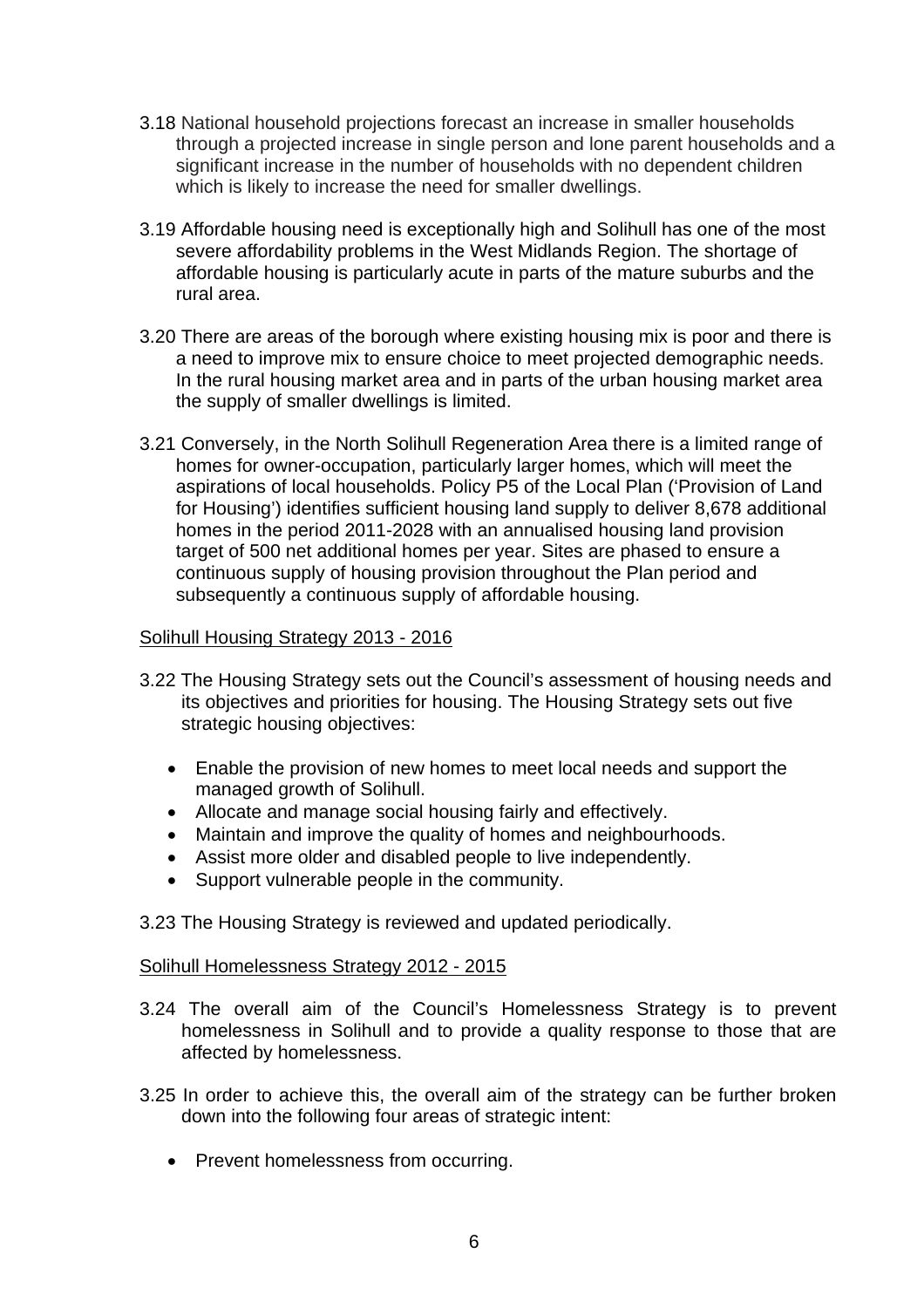3.18 National household projections forecast an increase in smaller households through a projected increase in single person and lone parent households and a significant increase in the number of households with no dependent children which is likely to increase the need for smaller dwellings.

3.19 Affordable housing need is exceptionally high and Solihull has one of the most severe affordability problems in the West Midlands Region. The shortage of affordable housing is particularly acute in parts of the mature suburbs and the rural area.

3.20 There are areas of the borough where existing housing mix is poor and there is a need to improve mix to ensure choice to meet projected demographic needs. In the rural housing market area and in parts of the urban housing market area the supply of smaller dwellings is limited.

3.21 Conversely, in the North Solihull Regeneration Area there is a limited range of homes for owner-occupation, particularly larger homes, which will meet the aspirations of local households. Policy P5 of the Local Plan ('Provision of Land for Housing') identifies sufficient housing land supply to deliver 8,678 additional homes in the period 2011-2028 with an annualised housing land provision target of 500 net additional homes per year. Sites are phased to ensure a continuous supply of housing provision throughout the Plan period and subsequently a continuous supply of affordable housing.

<u>Solihull Housing Strategy 2013 - 2016</u>

3.22 The Housing Strategy sets out the Council's assessment of housing needs and its objectives and priorities for housing. The Housing Strategy sets out five strategic housing objectives:

- Enable the provision of new homes to meet local needs and support the managed growth of Solihull.
- Allocate and manage social housing fairly and effectively.
- Maintain and improve the quality of homes and neighbourhoods.
- Assist more older and disabled people to live independently.
- Support vulnerable people in the community.

3.23 The Housing Strategy is reviewed and updated periodically.

<u>Solihull Homelessness Strategy 2012 - 2015</u>

3.24 The overall aim of the Council's Homelessness Strategy is to prevent homelessness in Solihull and to provide a quality response to those that are affected by homelessness.

3.25 In order to achieve this, the overall aim of the strategy can be further broken down into the following four areas of strategic intent:

- Prevent homelessness from occurring.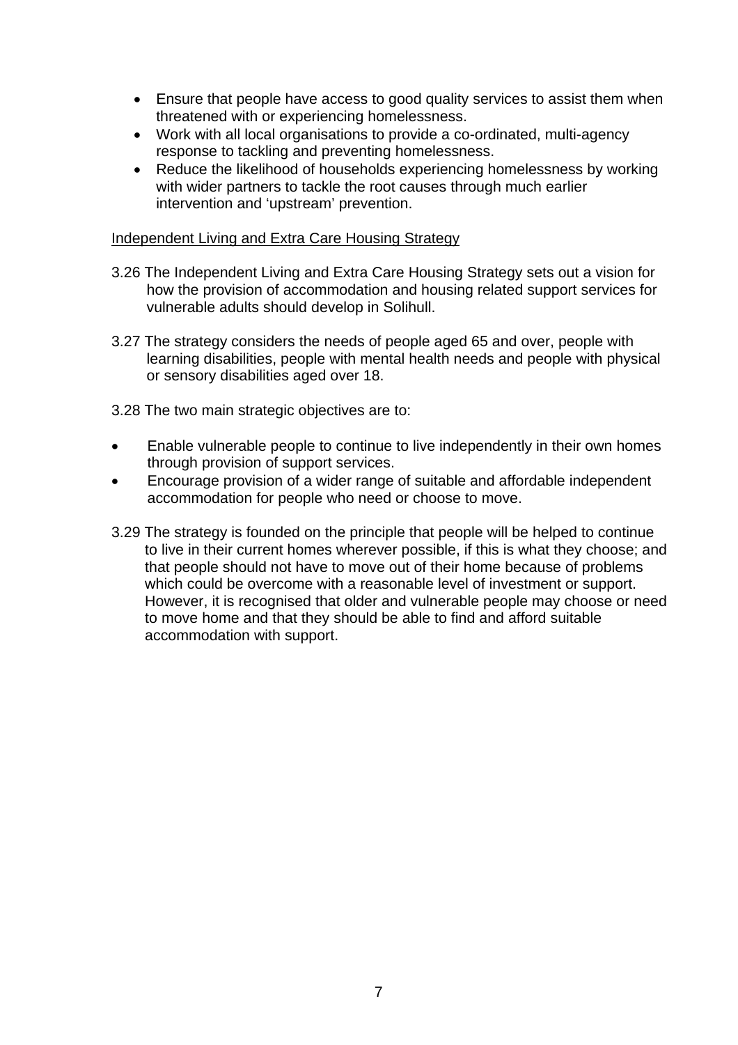- Ensure that people have access to good quality services to assist them when threatened with or experiencing homelessness.
- Work with all local organisations to provide a co-ordinated, multi-agency response to tackling and preventing homelessness.
- Reduce the likelihood of households experiencing homelessness by working with wider partners to tackle the root causes through much earlier intervention and 'upstream' prevention.

Independent Living and Extra Care Housing Strategy

3.26 The Independent Living and Extra Care Housing Strategy sets out a vision for how the provision of accommodation and housing related support services for vulnerable adults should develop in Solihull.

3.27 The strategy considers the needs of people aged 65 and over, people with learning disabilities, people with mental health needs and people with physical or sensory disabilities aged over 18.

3.28 The two main strategic objectives are to:

- Enable vulnerable people to continue to live independently in their own homes through provision of support services.
- Encourage provision of a wider range of suitable and affordable independent accommodation for people who need or choose to move.

3.29 The strategy is founded on the principle that people will be helped to continue to live in their current homes wherever possible, if this is what they choose; and that people should not have to move out of their home because of problems which could be overcome with a reasonable level of investment or support. However, it is recognised that older and vulnerable people may choose or need to move home and that they should be able to find and afford suitable accommodation with support.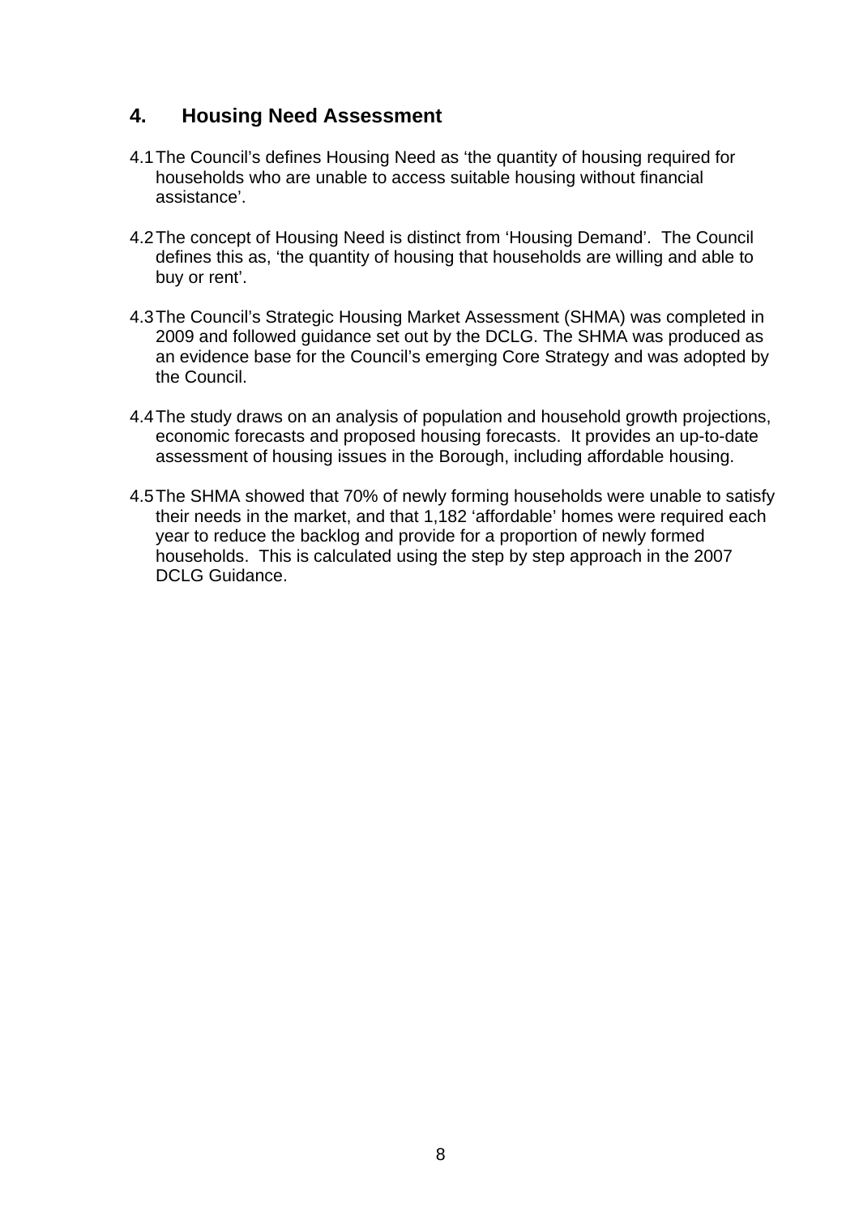## 4. Housing Need Assessment

4.1 The Council's defines Housing Need as 'the quantity of housing required for households who are unable to access suitable housing without financial assistance'.

4.2 The concept of Housing Need is distinct from 'Housing Demand'. The Council defines this as, 'the quantity of housing that households are willing and able to buy or rent'.

4.3 The Council's Strategic Housing Market Assessment (SHMA) was completed in 2009 and followed guidance set out by the DCLG. The SHMA was produced as an evidence base for the Council's emerging Core Strategy and was adopted by the Council.

4.4 The study draws on an analysis of population and household growth projections, economic forecasts and proposed housing forecasts. It provides an up-to-date assessment of housing issues in the Borough, including affordable housing.

4.5 The SHMA showed that 70% of newly forming households were unable to satisfy their needs in the market, and that 1,182 'affordable' homes were required each year to reduce the backlog and provide for a proportion of newly formed households. This is calculated using the step by step approach in the 2007 DCLG Guidance.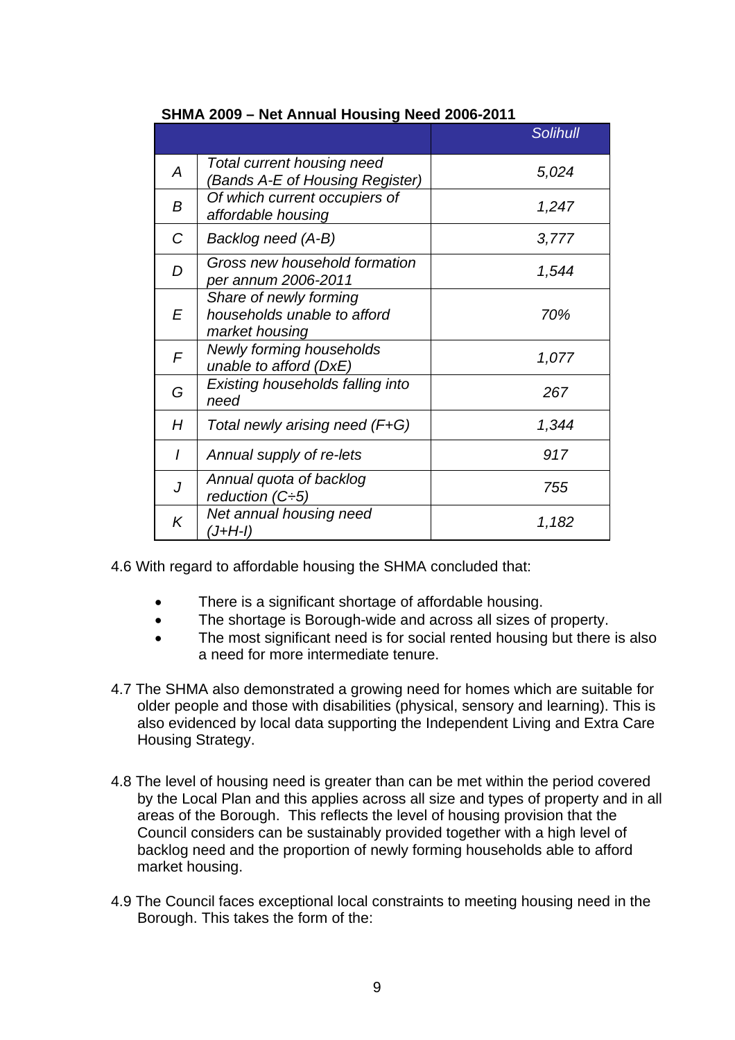**SHMA 2009 – Net Annual Housing Need 2006-2011**

| | | *Solihull* |
|---|---|---|
| *A* | *Total current housing need (Bands A-E of Housing Register)* | *5,024* |
| *B* | *Of which current occupiers of affordable housing* | *1,247* |
| *C* | *Backlog need (A-B)* | *3,777* |
| *D* | *Gross new household formation per annum 2006-2011* | *1,544* |
| *E* | *Share of newly forming households unable to afford market housing* | *70%* |
| *F* | *Newly forming households unable to afford (DxE)* | *1,077* |
| *G* | *Existing households falling into need* | *267* |
| *H* | *Total newly arising need (F+G)* | *1,344* |
| *I* | *Annual supply of re-lets* | *917* |
| *J* | *Annual quota of backlog reduction (C÷5)* | *755* |
| *K* | *Net annual housing need (J+H-I)* | *1,182* |

4.6 With regard to affordable housing the SHMA concluded that:

- There is a significant shortage of affordable housing.
- The shortage is Borough-wide and across all sizes of property.
- The most significant need is for social rented housing but there is also a need for more intermediate tenure.

4.7 The SHMA also demonstrated a growing need for homes which are suitable for older people and those with disabilities (physical, sensory and learning). This is also evidenced by local data supporting the Independent Living and Extra Care Housing Strategy.

4.8 The level of housing need is greater than can be met within the period covered by the Local Plan and this applies across all size and types of property and in all areas of the Borough. This reflects the level of housing provision that the Council considers can be sustainably provided together with a high level of backlog need and the proportion of newly forming households able to afford market housing.

4.9 The Council faces exceptional local constraints to meeting housing need in the Borough. This takes the form of the: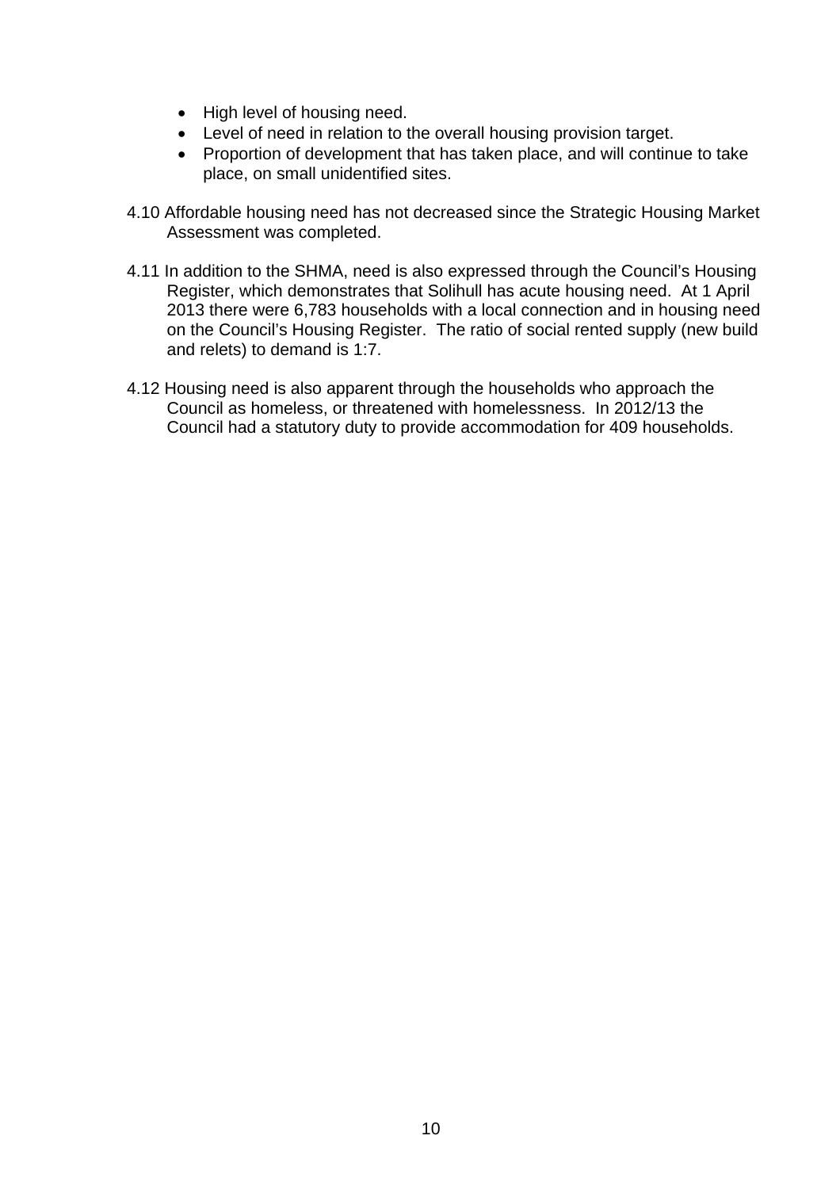- High level of housing need.
- Level of need in relation to the overall housing provision target.
- Proportion of development that has taken place, and will continue to take place, on small unidentified sites.

4.10 Affordable housing need has not decreased since the Strategic Housing Market Assessment was completed.

4.11 In addition to the SHMA, need is also expressed through the Council's Housing Register, which demonstrates that Solihull has acute housing need. At 1 April 2013 there were 6,783 households with a local connection and in housing need on the Council's Housing Register. The ratio of social rented supply (new build and relets) to demand is 1:7.

4.12 Housing need is also apparent through the households who approach the Council as homeless, or threatened with homelessness. In 2012/13 the Council had a statutory duty to provide accommodation for 409 households.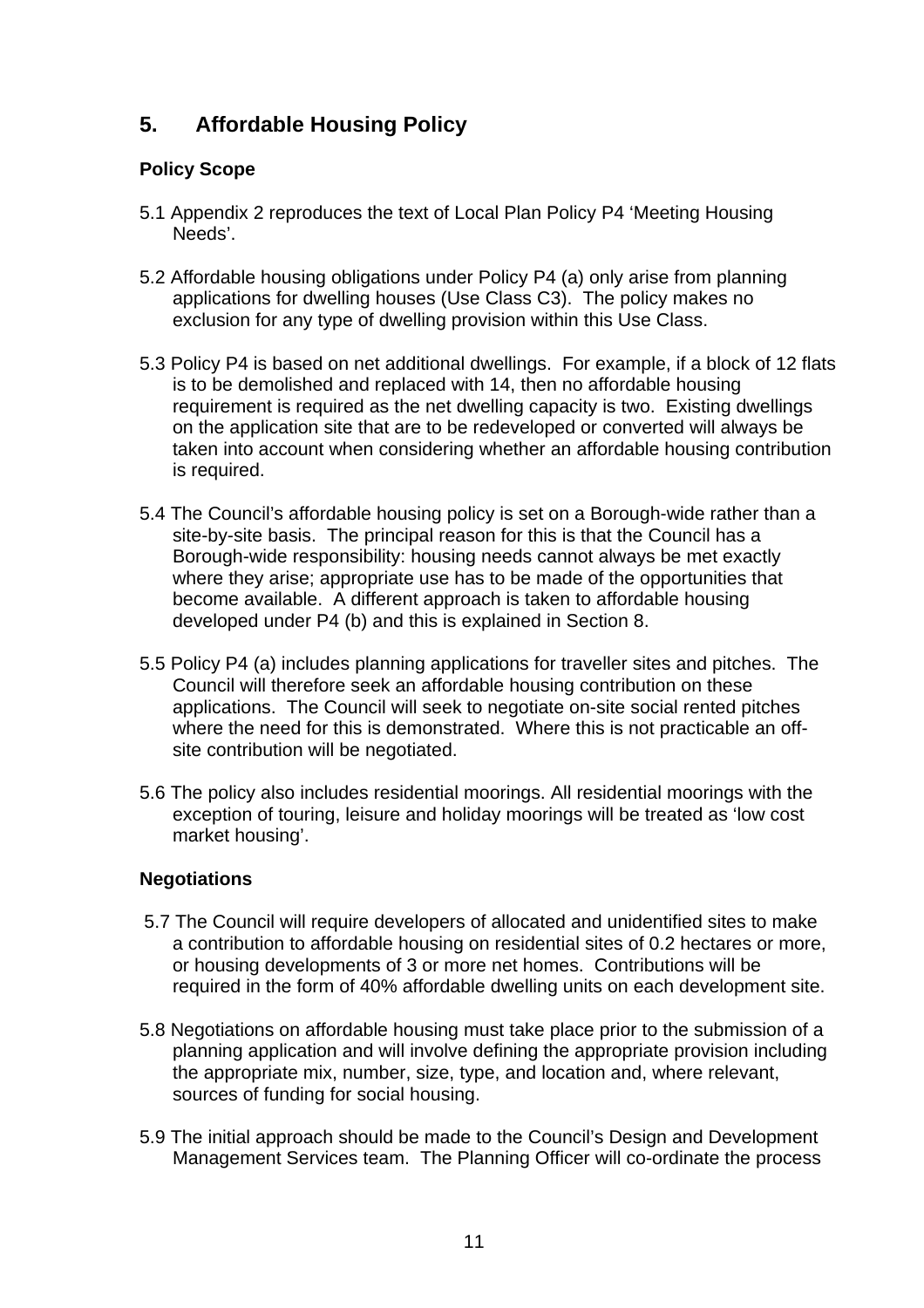## 5. Affordable Housing Policy

### Policy Scope

5.1 Appendix 2 reproduces the text of Local Plan Policy P4 'Meeting Housing Needs'.

5.2 Affordable housing obligations under Policy P4 (a) only arise from planning applications for dwelling houses (Use Class C3). The policy makes no exclusion for any type of dwelling provision within this Use Class.

5.3 Policy P4 is based on net additional dwellings. For example, if a block of 12 flats is to be demolished and replaced with 14, then no affordable housing requirement is required as the net dwelling capacity is two. Existing dwellings on the application site that are to be redeveloped or converted will always be taken into account when considering whether an affordable housing contribution is required.

5.4 The Council's affordable housing policy is set on a Borough-wide rather than a site-by-site basis. The principal reason for this is that the Council has a Borough-wide responsibility: housing needs cannot always be met exactly where they arise; appropriate use has to be made of the opportunities that become available. A different approach is taken to affordable housing developed under P4 (b) and this is explained in Section 8.

5.5 Policy P4 (a) includes planning applications for traveller sites and pitches. The Council will therefore seek an affordable housing contribution on these applications. The Council will seek to negotiate on-site social rented pitches where the need for this is demonstrated. Where this is not practicable an off-site contribution will be negotiated.

5.6 The policy also includes residential moorings. All residential moorings with the exception of touring, leisure and holiday moorings will be treated as 'low cost market housing'.

### Negotiations

5.7 The Council will require developers of allocated and unidentified sites to make a contribution to affordable housing on residential sites of 0.2 hectares or more, or housing developments of 3 or more net homes. Contributions will be required in the form of 40% affordable dwelling units on each development site.

5.8 Negotiations on affordable housing must take place prior to the submission of a planning application and will involve defining the appropriate provision including the appropriate mix, number, size, type, and location and, where relevant, sources of funding for social housing.

5.9 The initial approach should be made to the Council's Design and Development Management Services team. The Planning Officer will co-ordinate the process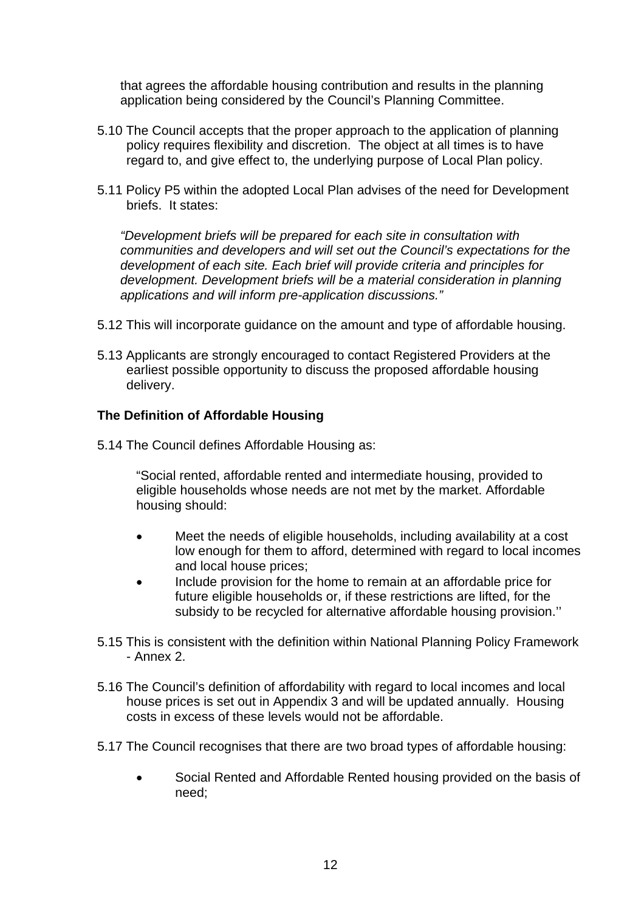that agrees the affordable housing contribution and results in the planning application being considered by the Council's Planning Committee.

5.10 The Council accepts that the proper approach to the application of planning policy requires flexibility and discretion. The object at all times is to have regard to, and give effect to, the underlying purpose of Local Plan policy.

5.11 Policy P5 within the adopted Local Plan advises of the need for Development briefs. It states:

*"Development briefs will be prepared for each site in consultation with communities and developers and will set out the Council's expectations for the development of each site. Each brief will provide criteria and principles for development. Development briefs will be a material consideration in planning applications and will inform pre-application discussions."*

5.12 This will incorporate guidance on the amount and type of affordable housing.

5.13 Applicants are strongly encouraged to contact Registered Providers at the earliest possible opportunity to discuss the proposed affordable housing delivery.

**The Definition of Affordable Housing**

5.14 The Council defines Affordable Housing as:

> "Social rented, affordable rented and intermediate housing, provided to eligible households whose needs are not met by the market. Affordable housing should:
>
> - Meet the needs of eligible households, including availability at a cost low enough for them to afford, determined with regard to local incomes and local house prices;
> - Include provision for the home to remain at an affordable price for future eligible households or, if these restrictions are lifted, for the subsidy to be recycled for alternative affordable housing provision.''

5.15 This is consistent with the definition within National Planning Policy Framework - Annex 2.

5.16 The Council's definition of affordability with regard to local incomes and local house prices is set out in Appendix 3 and will be updated annually. Housing costs in excess of these levels would not be affordable.

5.17 The Council recognises that there are two broad types of affordable housing:

- Social Rented and Affordable Rented housing provided on the basis of need;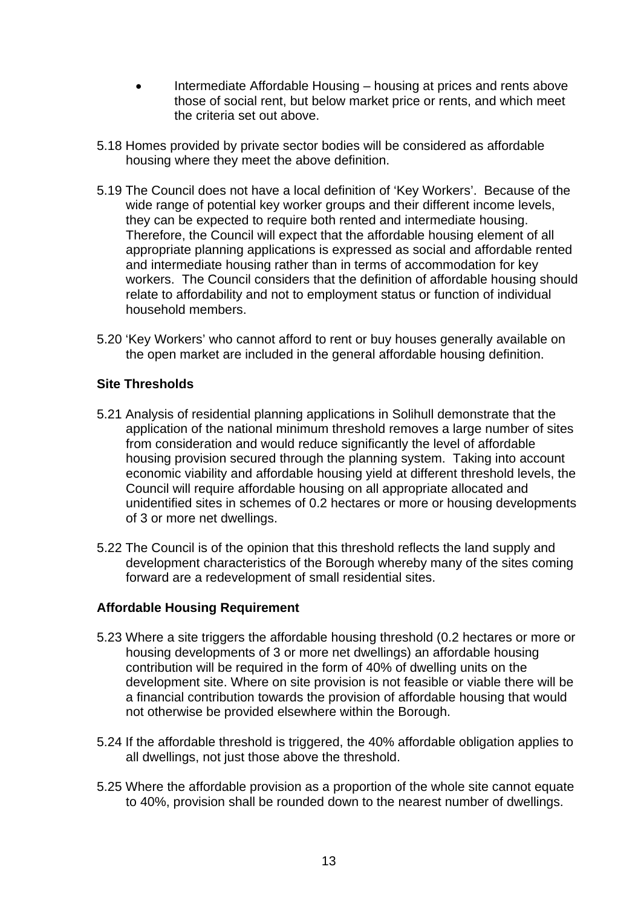- Intermediate Affordable Housing – housing at prices and rents above those of social rent, but below market price or rents, and which meet the criteria set out above.

5.18 Homes provided by private sector bodies will be considered as affordable housing where they meet the above definition.

5.19 The Council does not have a local definition of 'Key Workers'. Because of the wide range of potential key worker groups and their different income levels, they can be expected to require both rented and intermediate housing. Therefore, the Council will expect that the affordable housing element of all appropriate planning applications is expressed as social and affordable rented and intermediate housing rather than in terms of accommodation for key workers. The Council considers that the definition of affordable housing should relate to affordability and not to employment status or function of individual household members.

5.20 'Key Workers' who cannot afford to rent or buy houses generally available on the open market are included in the general affordable housing definition.

**Site Thresholds**

5.21 Analysis of residential planning applications in Solihull demonstrate that the application of the national minimum threshold removes a large number of sites from consideration and would reduce significantly the level of affordable housing provision secured through the planning system. Taking into account economic viability and affordable housing yield at different threshold levels, the Council will require affordable housing on all appropriate allocated and unidentified sites in schemes of 0.2 hectares or more or housing developments of 3 or more net dwellings.

5.22 The Council is of the opinion that this threshold reflects the land supply and development characteristics of the Borough whereby many of the sites coming forward are a redevelopment of small residential sites.

**Affordable Housing Requirement**

5.23 Where a site triggers the affordable housing threshold (0.2 hectares or more or housing developments of 3 or more net dwellings) an affordable housing contribution will be required in the form of 40% of dwelling units on the development site. Where on site provision is not feasible or viable there will be a financial contribution towards the provision of affordable housing that would not otherwise be provided elsewhere within the Borough.

5.24 If the affordable threshold is triggered, the 40% affordable obligation applies to all dwellings, not just those above the threshold.

5.25 Where the affordable provision as a proportion of the whole site cannot equate to 40%, provision shall be rounded down to the nearest number of dwellings.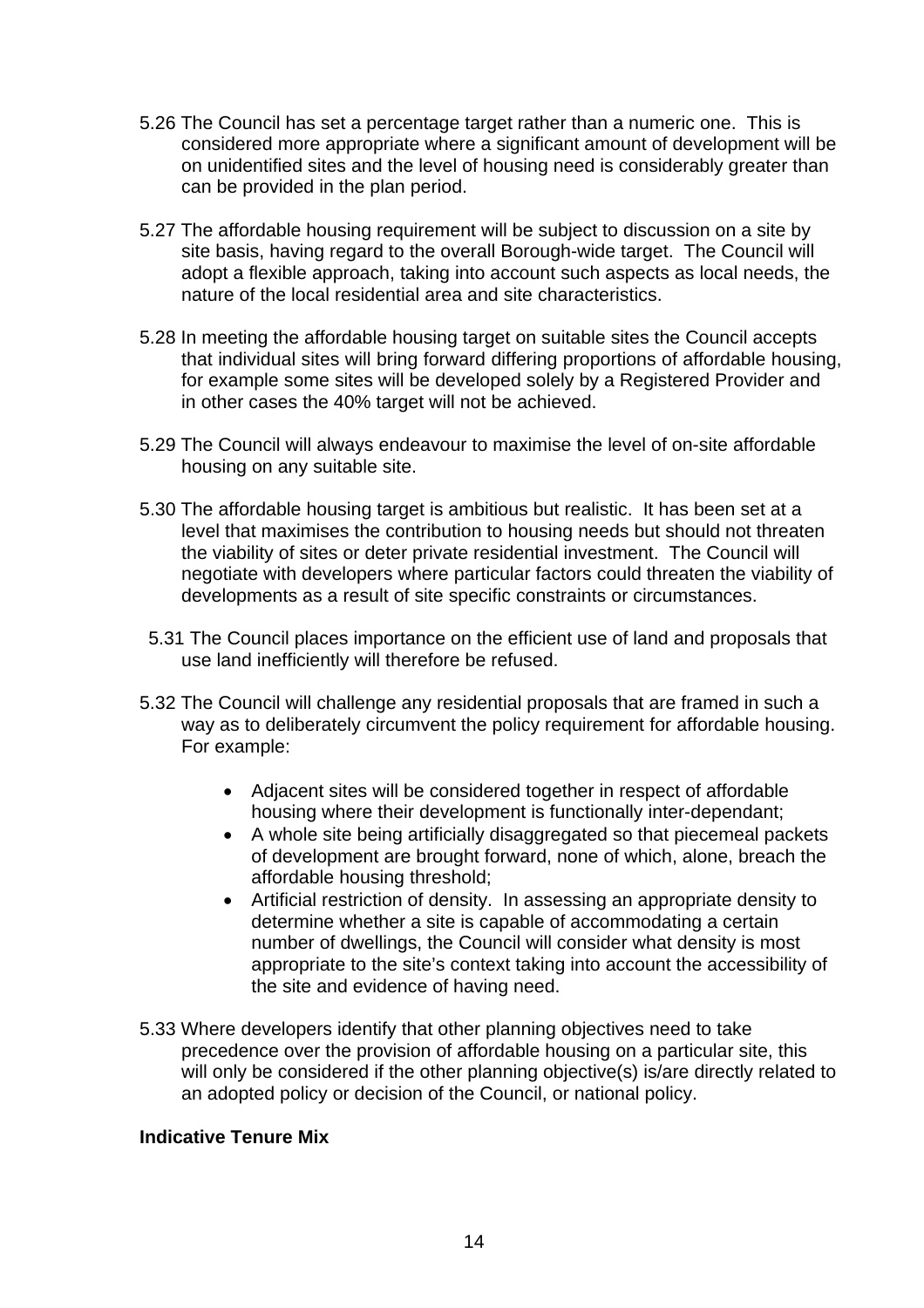5.26 The Council has set a percentage target rather than a numeric one. This is considered more appropriate where a significant amount of development will be on unidentified sites and the level of housing need is considerably greater than can be provided in the plan period.

5.27 The affordable housing requirement will be subject to discussion on a site by site basis, having regard to the overall Borough-wide target. The Council will adopt a flexible approach, taking into account such aspects as local needs, the nature of the local residential area and site characteristics.

5.28 In meeting the affordable housing target on suitable sites the Council accepts that individual sites will bring forward differing proportions of affordable housing, for example some sites will be developed solely by a Registered Provider and in other cases the 40% target will not be achieved.

5.29 The Council will always endeavour to maximise the level of on-site affordable housing on any suitable site.

5.30 The affordable housing target is ambitious but realistic. It has been set at a level that maximises the contribution to housing needs but should not threaten the viability of sites or deter private residential investment. The Council will negotiate with developers where particular factors could threaten the viability of developments as a result of site specific constraints or circumstances.

5.31 The Council places importance on the efficient use of land and proposals that use land inefficiently will therefore be refused.

5.32 The Council will challenge any residential proposals that are framed in such a way as to deliberately circumvent the policy requirement for affordable housing. For example:

- Adjacent sites will be considered together in respect of affordable housing where their development is functionally inter-dependant;
- A whole site being artificially disaggregated so that piecemeal packets of development are brought forward, none of which, alone, breach the affordable housing threshold;
- Artificial restriction of density. In assessing an appropriate density to determine whether a site is capable of accommodating a certain number of dwellings, the Council will consider what density is most appropriate to the site's context taking into account the accessibility of the site and evidence of having need.

5.33 Where developers identify that other planning objectives need to take precedence over the provision of affordable housing on a particular site, this will only be considered if the other planning objective(s) is/are directly related to an adopted policy or decision of the Council, or national policy.

**Indicative Tenure Mix**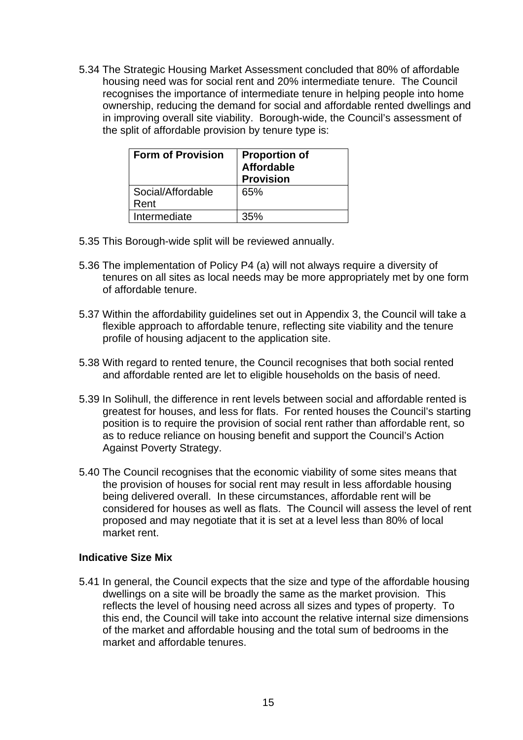5.34 The Strategic Housing Market Assessment concluded that 80% of affordable housing need was for social rent and 20% intermediate tenure. The Council recognises the importance of intermediate tenure in helping people into home ownership, reducing the demand for social and affordable rented dwellings and in improving overall site viability. Borough-wide, the Council's assessment of the split of affordable provision by tenure type is:

| Form of Provision | Proportion of Affordable Provision |
|---|---|
| Social/Affordable Rent | 65% |
| Intermediate | 35% |

5.35 This Borough-wide split will be reviewed annually.

5.36 The implementation of Policy P4 (a) will not always require a diversity of tenures on all sites as local needs may be more appropriately met by one form of affordable tenure.

5.37 Within the affordability guidelines set out in Appendix 3, the Council will take a flexible approach to affordable tenure, reflecting site viability and the tenure profile of housing adjacent to the application site.

5.38 With regard to rented tenure, the Council recognises that both social rented and affordable rented are let to eligible households on the basis of need.

5.39 In Solihull, the difference in rent levels between social and affordable rented is greatest for houses, and less for flats. For rented houses the Council's starting position is to require the provision of social rent rather than affordable rent, so as to reduce reliance on housing benefit and support the Council's Action Against Poverty Strategy.

5.40 The Council recognises that the economic viability of some sites means that the provision of houses for social rent may result in less affordable housing being delivered overall. In these circumstances, affordable rent will be considered for houses as well as flats. The Council will assess the level of rent proposed and may negotiate that it is set at a level less than 80% of local market rent.

**Indicative Size Mix**

5.41 In general, the Council expects that the size and type of the affordable housing dwellings on a site will be broadly the same as the market provision. This reflects the level of housing need across all sizes and types of property. To this end, the Council will take into account the relative internal size dimensions of the market and affordable housing and the total sum of bedrooms in the market and affordable tenures.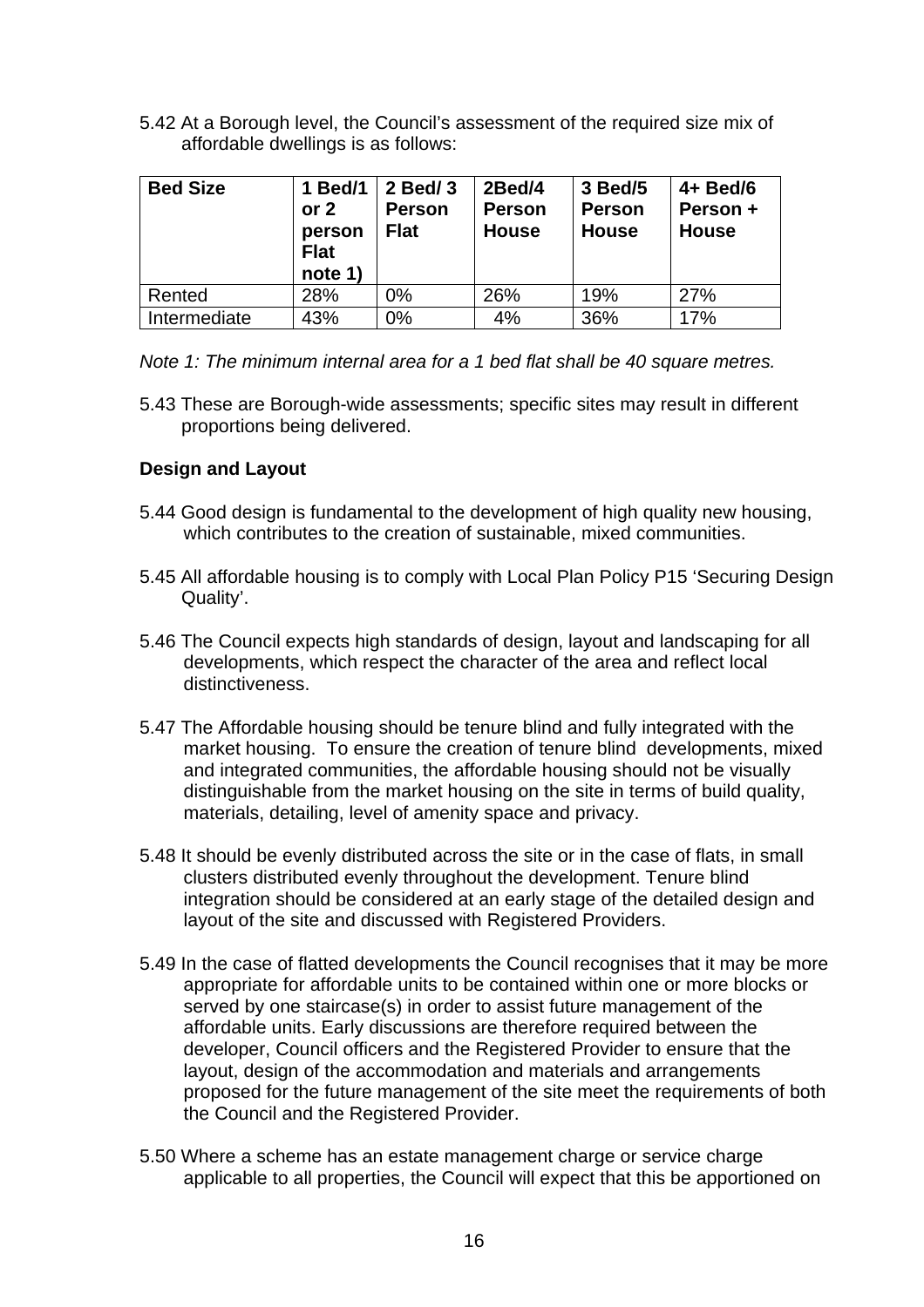5.42 At a Borough level, the Council's assessment of the required size mix of affordable dwellings is as follows:

| Bed Size | 1 Bed/1 or 2 person Flat note 1) | 2 Bed/ 3 Person Flat | 2Bed/4 Person House | 3 Bed/5 Person House | 4+ Bed/6 Person + House |
|---|---|---|---|---|---|
| Rented | 28% | 0% | 26% | 19% | 27% |
| Intermediate | 43% | 0% | 4% | 36% | 17% |

*Note 1: The minimum internal area for a 1 bed flat shall be 40 square metres.*

5.43 These are Borough-wide assessments; specific sites may result in different proportions being delivered.

**Design and Layout**

5.44 Good design is fundamental to the development of high quality new housing, which contributes to the creation of sustainable, mixed communities.

5.45 All affordable housing is to comply with Local Plan Policy P15 'Securing Design Quality'.

5.46 The Council expects high standards of design, layout and landscaping for all developments, which respect the character of the area and reflect local distinctiveness.

5.47 The Affordable housing should be tenure blind and fully integrated with the market housing. To ensure the creation of tenure blind developments, mixed and integrated communities, the affordable housing should not be visually distinguishable from the market housing on the site in terms of build quality, materials, detailing, level of amenity space and privacy.

5.48 It should be evenly distributed across the site or in the case of flats, in small clusters distributed evenly throughout the development. Tenure blind integration should be considered at an early stage of the detailed design and layout of the site and discussed with Registered Providers.

5.49 In the case of flatted developments the Council recognises that it may be more appropriate for affordable units to be contained within one or more blocks or served by one staircase(s) in order to assist future management of the affordable units. Early discussions are therefore required between the developer, Council officers and the Registered Provider to ensure that the layout, design of the accommodation and materials and arrangements proposed for the future management of the site meet the requirements of both the Council and the Registered Provider.

5.50 Where a scheme has an estate management charge or service charge applicable to all properties, the Council will expect that this be apportioned on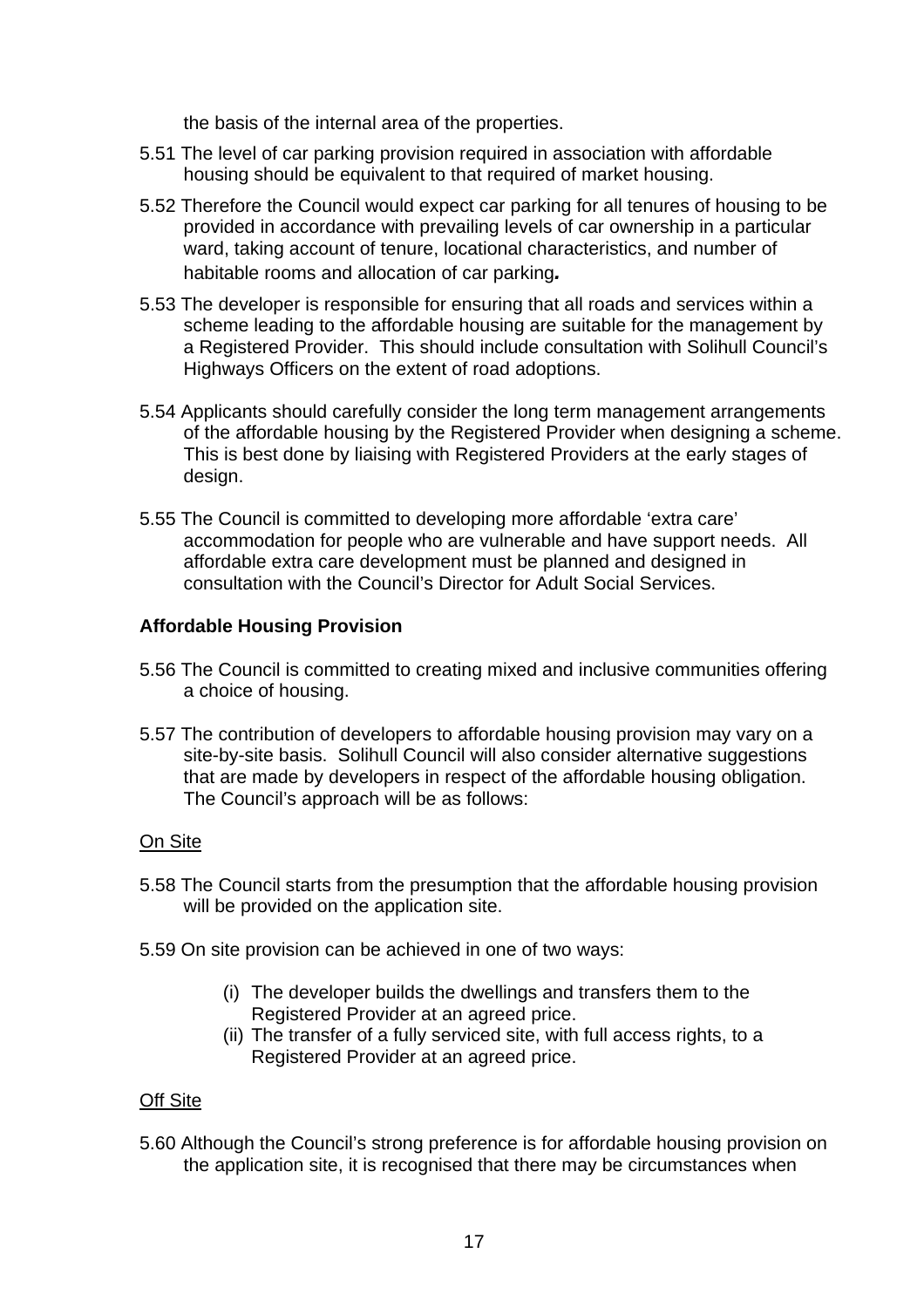the basis of the internal area of the properties.

5.51 The level of car parking provision required in association with affordable housing should be equivalent to that required of market housing.

5.52 Therefore the Council would expect car parking for all tenures of housing to be provided in accordance with prevailing levels of car ownership in a particular ward, taking account of tenure, locational characteristics, and number of habitable rooms and allocation of car parking.

5.53 The developer is responsible for ensuring that all roads and services within a scheme leading to the affordable housing are suitable for the management by a Registered Provider. This should include consultation with Solihull Council's Highways Officers on the extent of road adoptions.

5.54 Applicants should carefully consider the long term management arrangements of the affordable housing by the Registered Provider when designing a scheme. This is best done by liaising with Registered Providers at the early stages of design.

5.55 The Council is committed to developing more affordable 'extra care' accommodation for people who are vulnerable and have support needs. All affordable extra care development must be planned and designed in consultation with the Council's Director for Adult Social Services.

**Affordable Housing Provision**

5.56 The Council is committed to creating mixed and inclusive communities offering a choice of housing.

5.57 The contribution of developers to affordable housing provision may vary on a site-by-site basis. Solihull Council will also consider alternative suggestions that are made by developers in respect of the affordable housing obligation. The Council's approach will be as follows:

<u>On Site</u>

5.58 The Council starts from the presumption that the affordable housing provision will be provided on the application site.

5.59 On site provision can be achieved in one of two ways:

(i) The developer builds the dwellings and transfers them to the Registered Provider at an agreed price.
(ii) The transfer of a fully serviced site, with full access rights, to a Registered Provider at an agreed price.

<u>Off Site</u>

5.60 Although the Council's strong preference is for affordable housing provision on the application site, it is recognised that there may be circumstances when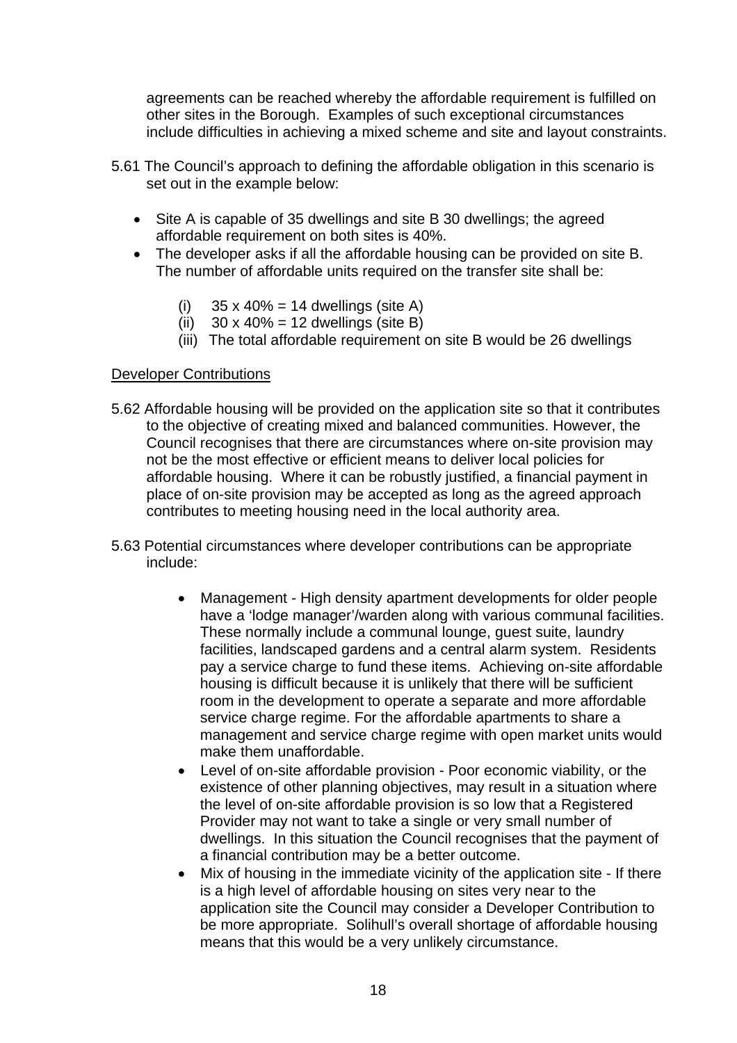agreements can be reached whereby the affordable requirement is fulfilled on other sites in the Borough. Examples of such exceptional circumstances include difficulties in achieving a mixed scheme and site and layout constraints.

5.61 The Council's approach to defining the affordable obligation in this scenario is set out in the example below:

- Site A is capable of 35 dwellings and site B 30 dwellings; the agreed affordable requirement on both sites is 40%.
- The developer asks if all the affordable housing can be provided on site B. The number of affordable units required on the transfer site shall be:
  - (i) 35 x 40% = 14 dwellings (site A)
  - (ii) 30 x 40% = 12 dwellings (site B)
  - (iii) The total affordable requirement on site B would be 26 dwellings

Developer Contributions

5.62 Affordable housing will be provided on the application site so that it contributes to the objective of creating mixed and balanced communities. However, the Council recognises that there are circumstances where on-site provision may not be the most effective or efficient means to deliver local policies for affordable housing. Where it can be robustly justified, a financial payment in place of on-site provision may be accepted as long as the agreed approach contributes to meeting housing need in the local authority area.

5.63 Potential circumstances where developer contributions can be appropriate include:

- Management - High density apartment developments for older people have a 'lodge manager'/warden along with various communal facilities. These normally include a communal lounge, guest suite, laundry facilities, landscaped gardens and a central alarm system. Residents pay a service charge to fund these items. Achieving on-site affordable housing is difficult because it is unlikely that there will be sufficient room in the development to operate a separate and more affordable service charge regime. For the affordable apartments to share a management and service charge regime with open market units would make them unaffordable.
- Level of on-site affordable provision - Poor economic viability, or the existence of other planning objectives, may result in a situation where the level of on-site affordable provision is so low that a Registered Provider may not want to take a single or very small number of dwellings. In this situation the Council recognises that the payment of a financial contribution may be a better outcome.
- Mix of housing in the immediate vicinity of the application site - If there is a high level of affordable housing on sites very near to the application site the Council may consider a Developer Contribution to be more appropriate. Solihull's overall shortage of affordable housing means that this would be a very unlikely circumstance.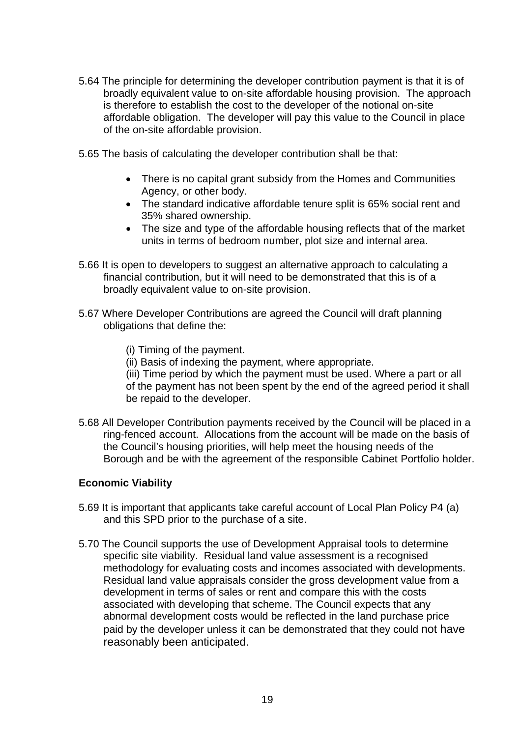5.64 The principle for determining the developer contribution payment is that it is of broadly equivalent value to on-site affordable housing provision. The approach is therefore to establish the cost to the developer of the notional on-site affordable obligation. The developer will pay this value to the Council in place of the on-site affordable provision.

5.65 The basis of calculating the developer contribution shall be that:

- There is no capital grant subsidy from the Homes and Communities Agency, or other body.
- The standard indicative affordable tenure split is 65% social rent and 35% shared ownership.
- The size and type of the affordable housing reflects that of the market units in terms of bedroom number, plot size and internal area.

5.66 It is open to developers to suggest an alternative approach to calculating a financial contribution, but it will need to be demonstrated that this is of a broadly equivalent value to on-site provision.

5.67 Where Developer Contributions are agreed the Council will draft planning obligations that define the:

(i) Timing of the payment.
(ii) Basis of indexing the payment, where appropriate.
(iii) Time period by which the payment must be used. Where a part or all of the payment has not been spent by the end of the agreed period it shall be repaid to the developer.

5.68 All Developer Contribution payments received by the Council will be placed in a ring-fenced account. Allocations from the account will be made on the basis of the Council's housing priorities, will help meet the housing needs of the Borough and be with the agreement of the responsible Cabinet Portfolio holder.

**Economic Viability**

5.69 It is important that applicants take careful account of Local Plan Policy P4 (a) and this SPD prior to the purchase of a site.

5.70 The Council supports the use of Development Appraisal tools to determine specific site viability. Residual land value assessment is a recognised methodology for evaluating costs and incomes associated with developments. Residual land value appraisals consider the gross development value from a development in terms of sales or rent and compare this with the costs associated with developing that scheme. The Council expects that any abnormal development costs would be reflected in the land purchase price paid by the developer unless it can be demonstrated that they could not have reasonably been anticipated.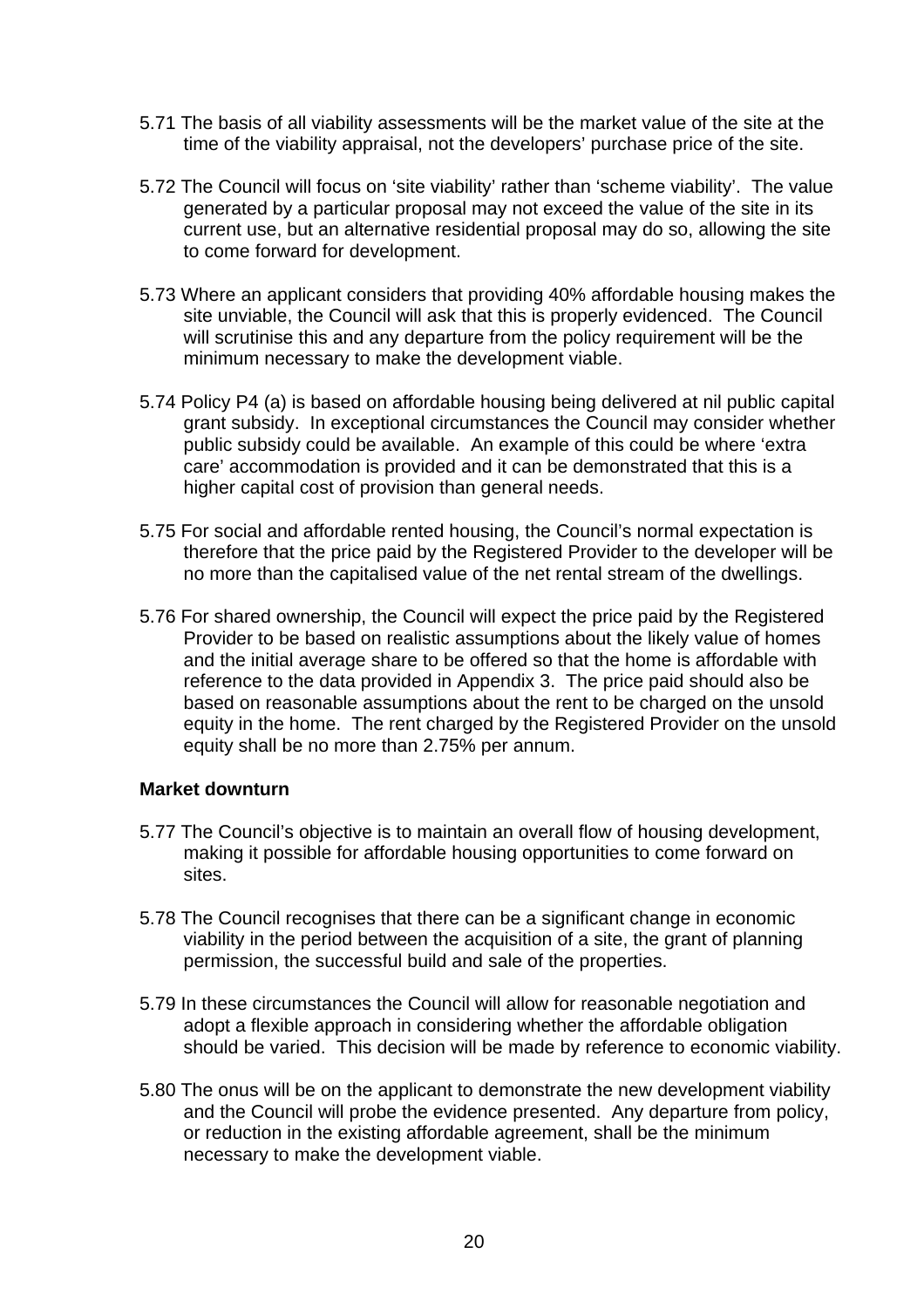5.71 The basis of all viability assessments will be the market value of the site at the time of the viability appraisal, not the developers' purchase price of the site.

5.72 The Council will focus on 'site viability' rather than 'scheme viability'. The value generated by a particular proposal may not exceed the value of the site in its current use, but an alternative residential proposal may do so, allowing the site to come forward for development.

5.73 Where an applicant considers that providing 40% affordable housing makes the site unviable, the Council will ask that this is properly evidenced. The Council will scrutinise this and any departure from the policy requirement will be the minimum necessary to make the development viable.

5.74 Policy P4 (a) is based on affordable housing being delivered at nil public capital grant subsidy. In exceptional circumstances the Council may consider whether public subsidy could be available. An example of this could be where 'extra care' accommodation is provided and it can be demonstrated that this is a higher capital cost of provision than general needs.

5.75 For social and affordable rented housing, the Council's normal expectation is therefore that the price paid by the Registered Provider to the developer will be no more than the capitalised value of the net rental stream of the dwellings.

5.76 For shared ownership, the Council will expect the price paid by the Registered Provider to be based on realistic assumptions about the likely value of homes and the initial average share to be offered so that the home is affordable with reference to the data provided in Appendix 3. The price paid should also be based on reasonable assumptions about the rent to be charged on the unsold equity in the home. The rent charged by the Registered Provider on the unsold equity shall be no more than 2.75% per annum.

**Market downturn**

5.77 The Council's objective is to maintain an overall flow of housing development, making it possible for affordable housing opportunities to come forward on sites.

5.78 The Council recognises that there can be a significant change in economic viability in the period between the acquisition of a site, the grant of planning permission, the successful build and sale of the properties.

5.79 In these circumstances the Council will allow for reasonable negotiation and adopt a flexible approach in considering whether the affordable obligation should be varied. This decision will be made by reference to economic viability.

5.80 The onus will be on the applicant to demonstrate the new development viability and the Council will probe the evidence presented. Any departure from policy, or reduction in the existing affordable agreement, shall be the minimum necessary to make the development viable.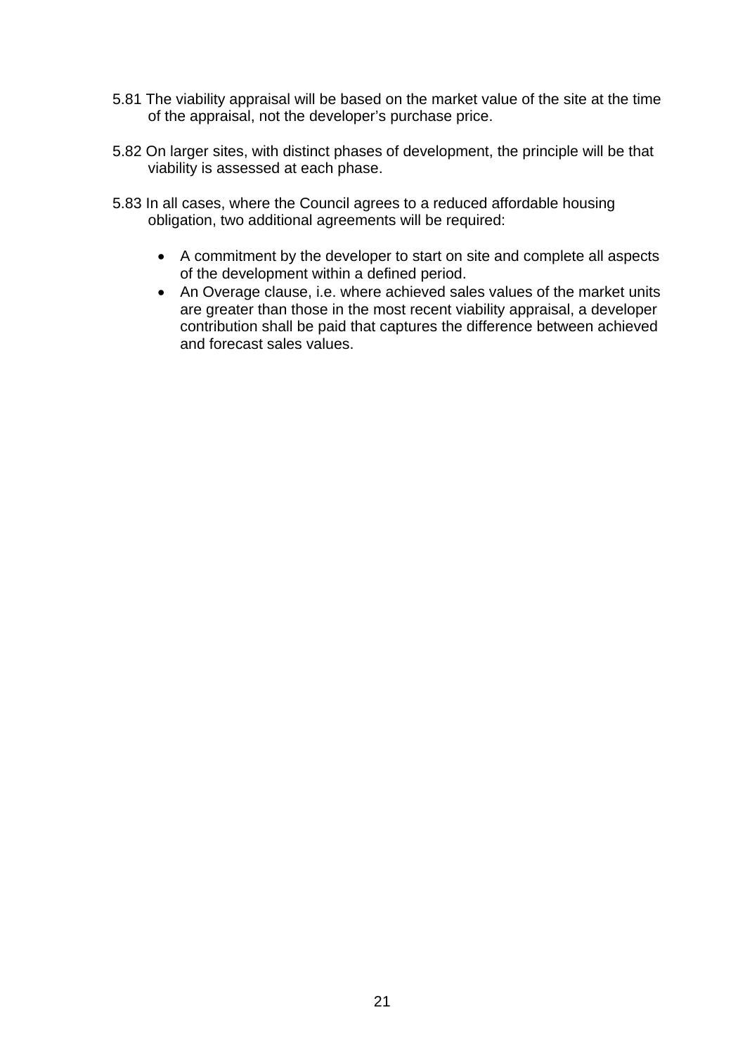5.81 The viability appraisal will be based on the market value of the site at the time of the appraisal, not the developer's purchase price.

5.82 On larger sites, with distinct phases of development, the principle will be that viability is assessed at each phase.

5.83 In all cases, where the Council agrees to a reduced affordable housing obligation, two additional agreements will be required:

- A commitment by the developer to start on site and complete all aspects of the development within a defined period.
- An Overage clause, i.e. where achieved sales values of the market units are greater than those in the most recent viability appraisal, a developer contribution shall be paid that captures the difference between achieved and forecast sales values.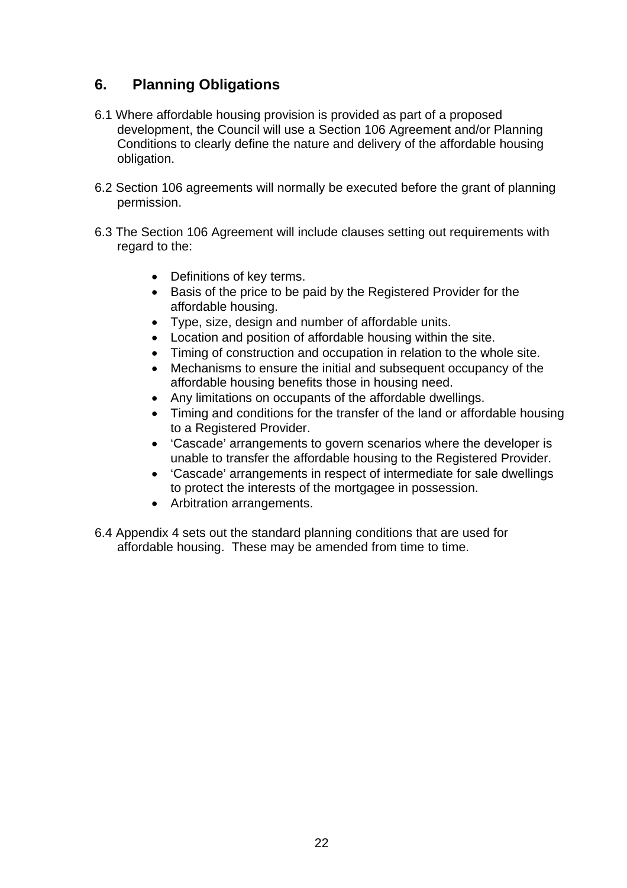## 6. Planning Obligations

6.1 Where affordable housing provision is provided as part of a proposed development, the Council will use a Section 106 Agreement and/or Planning Conditions to clearly define the nature and delivery of the affordable housing obligation.

6.2 Section 106 agreements will normally be executed before the grant of planning permission.

6.3 The Section 106 Agreement will include clauses setting out requirements with regard to the:

- Definitions of key terms.
- Basis of the price to be paid by the Registered Provider for the affordable housing.
- Type, size, design and number of affordable units.
- Location and position of affordable housing within the site.
- Timing of construction and occupation in relation to the whole site.
- Mechanisms to ensure the initial and subsequent occupancy of the affordable housing benefits those in housing need.
- Any limitations on occupants of the affordable dwellings.
- Timing and conditions for the transfer of the land or affordable housing to a Registered Provider.
- 'Cascade' arrangements to govern scenarios where the developer is unable to transfer the affordable housing to the Registered Provider.
- 'Cascade' arrangements in respect of intermediate for sale dwellings to protect the interests of the mortgagee in possession.
- Arbitration arrangements.

6.4 Appendix 4 sets out the standard planning conditions that are used for affordable housing. These may be amended from time to time.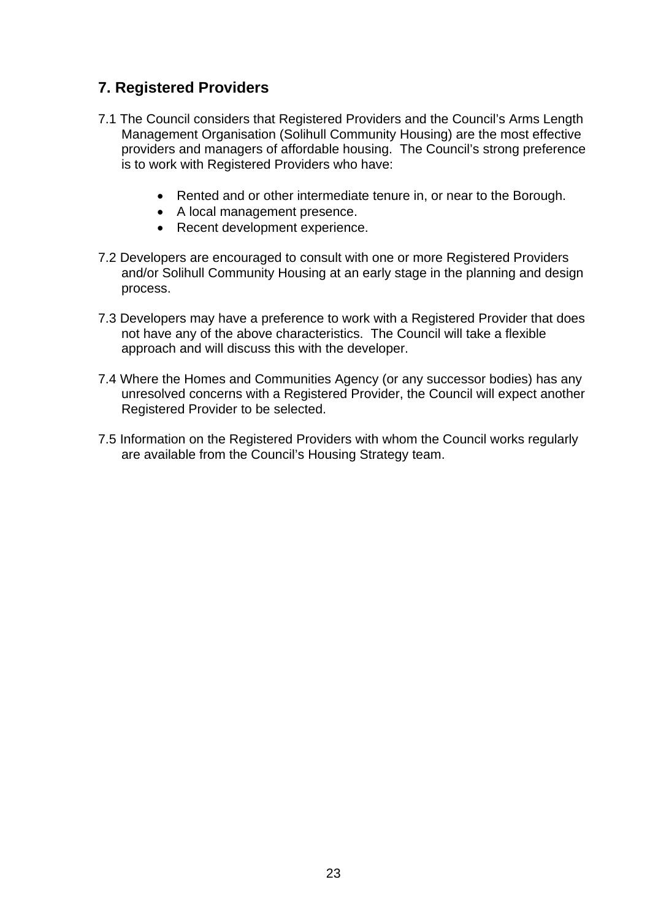## 7. Registered Providers

7.1 The Council considers that Registered Providers and the Council's Arms Length Management Organisation (Solihull Community Housing) are the most effective providers and managers of affordable housing. The Council's strong preference is to work with Registered Providers who have:

- Rented and or other intermediate tenure in, or near to the Borough.
- A local management presence.
- Recent development experience.

7.2 Developers are encouraged to consult with one or more Registered Providers and/or Solihull Community Housing at an early stage in the planning and design process.

7.3 Developers may have a preference to work with a Registered Provider that does not have any of the above characteristics. The Council will take a flexible approach and will discuss this with the developer.

7.4 Where the Homes and Communities Agency (or any successor bodies) has any unresolved concerns with a Registered Provider, the Council will expect another Registered Provider to be selected.

7.5 Information on the Registered Providers with whom the Council works regularly are available from the Council's Housing Strategy team.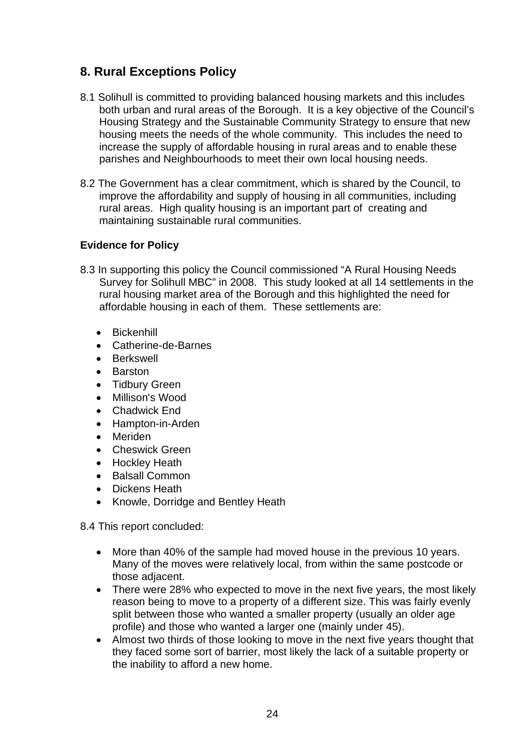## 8. Rural Exceptions Policy

8.1 Solihull is committed to providing balanced housing markets and this includes both urban and rural areas of the Borough. It is a key objective of the Council's Housing Strategy and the Sustainable Community Strategy to ensure that new housing meets the needs of the whole community. This includes the need to increase the supply of affordable housing in rural areas and to enable these parishes and Neighbourhoods to meet their own local housing needs.

8.2 The Government has a clear commitment, which is shared by the Council, to improve the affordability and supply of housing in all communities, including rural areas. High quality housing is an important part of creating and maintaining sustainable rural communities.

**Evidence for Policy**

8.3 In supporting this policy the Council commissioned "A Rural Housing Needs Survey for Solihull MBC" in 2008. This study looked at all 14 settlements in the rural housing market area of the Borough and this highlighted the need for affordable housing in each of them. These settlements are:

- Bickenhill
- Catherine-de-Barnes
- Berkswell
- Barston
- Tidbury Green
- Millison's Wood
- Chadwick End
- Hampton-in-Arden
- Meriden
- Cheswick Green
- Hockley Heath
- Balsall Common
- Dickens Heath
- Knowle, Dorridge and Bentley Heath

8.4 This report concluded:

- More than 40% of the sample had moved house in the previous 10 years. Many of the moves were relatively local, from within the same postcode or those adjacent.
- There were 28% who expected to move in the next five years, the most likely reason being to move to a property of a different size. This was fairly evenly split between those who wanted a smaller property (usually an older age profile) and those who wanted a larger one (mainly under 45).
- Almost two thirds of those looking to move in the next five years thought that they faced some sort of barrier, most likely the lack of a suitable property or the inability to afford a new home.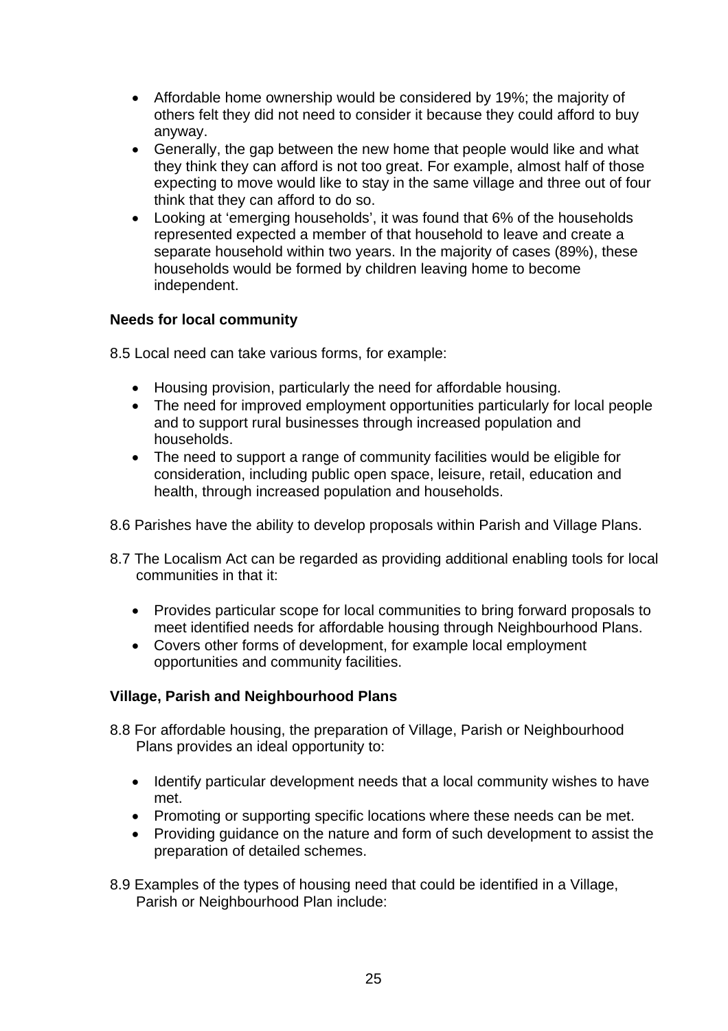- Affordable home ownership would be considered by 19%; the majority of others felt they did not need to consider it because they could afford to buy anyway.
- Generally, the gap between the new home that people would like and what they think they can afford is not too great. For example, almost half of those expecting to move would like to stay in the same village and three out of four think that they can afford to do so.
- Looking at 'emerging households', it was found that 6% of the households represented expected a member of that household to leave and create a separate household within two years. In the majority of cases (89%), these households would be formed by children leaving home to become independent.

**Needs for local community**

8.5 Local need can take various forms, for example:

- Housing provision, particularly the need for affordable housing.
- The need for improved employment opportunities particularly for local people and to support rural businesses through increased population and households.
- The need to support a range of community facilities would be eligible for consideration, including public open space, leisure, retail, education and health, through increased population and households.

8.6 Parishes have the ability to develop proposals within Parish and Village Plans.

8.7 The Localism Act can be regarded as providing additional enabling tools for local communities in that it:

- Provides particular scope for local communities to bring forward proposals to meet identified needs for affordable housing through Neighbourhood Plans.
- Covers other forms of development, for example local employment opportunities and community facilities.

**Village, Parish and Neighbourhood Plans**

8.8 For affordable housing, the preparation of Village, Parish or Neighbourhood Plans provides an ideal opportunity to:

- Identify particular development needs that a local community wishes to have met.
- Promoting or supporting specific locations where these needs can be met.
- Providing guidance on the nature and form of such development to assist the preparation of detailed schemes.

8.9 Examples of the types of housing need that could be identified in a Village, Parish or Neighbourhood Plan include: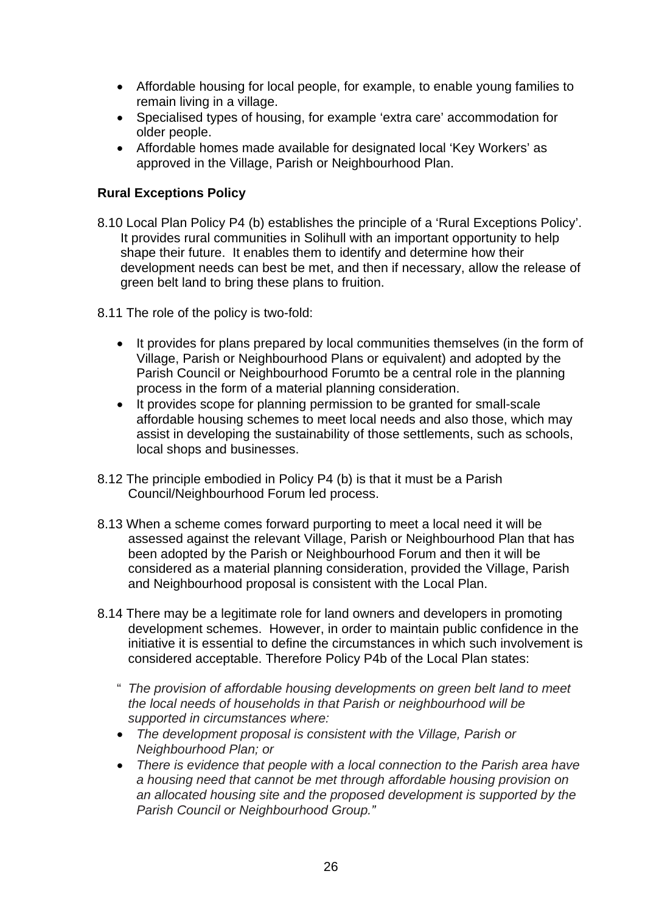- Affordable housing for local people, for example, to enable young families to remain living in a village.
- Specialised types of housing, for example 'extra care' accommodation for older people.
- Affordable homes made available for designated local 'Key Workers' as approved in the Village, Parish or Neighbourhood Plan.

**Rural Exceptions Policy**

8.10 Local Plan Policy P4 (b) establishes the principle of a 'Rural Exceptions Policy'. It provides rural communities in Solihull with an important opportunity to help shape their future. It enables them to identify and determine how their development needs can best be met, and then if necessary, allow the release of green belt land to bring these plans to fruition.

8.11 The role of the policy is two-fold:

- It provides for plans prepared by local communities themselves (in the form of Village, Parish or Neighbourhood Plans or equivalent) and adopted by the Parish Council or Neighbourhood Forumto be a central role in the planning process in the form of a material planning consideration.
- It provides scope for planning permission to be granted for small-scale affordable housing schemes to meet local needs and also those, which may assist in developing the sustainability of those settlements, such as schools, local shops and businesses.

8.12 The principle embodied in Policy P4 (b) is that it must be a Parish Council/Neighbourhood Forum led process.

8.13 When a scheme comes forward purporting to meet a local need it will be assessed against the relevant Village, Parish or Neighbourhood Plan that has been adopted by the Parish or Neighbourhood Forum and then it will be considered as a material planning consideration, provided the Village, Parish and Neighbourhood proposal is consistent with the Local Plan.

8.14 There may be a legitimate role for land owners and developers in promoting development schemes. However, in order to maintain public confidence in the initiative it is essential to define the circumstances in which such involvement is considered acceptable. Therefore Policy P4b of the Local Plan states:

" *The provision of affordable housing developments on green belt land to meet the local needs of households in that Parish or neighbourhood will be supported in circumstances where:*

- *The development proposal is consistent with the Village, Parish or Neighbourhood Plan; or*
- *There is evidence that people with a local connection to the Parish area have a housing need that cannot be met through affordable housing provision on an allocated housing site and the proposed development is supported by the Parish Council or Neighbourhood Group."*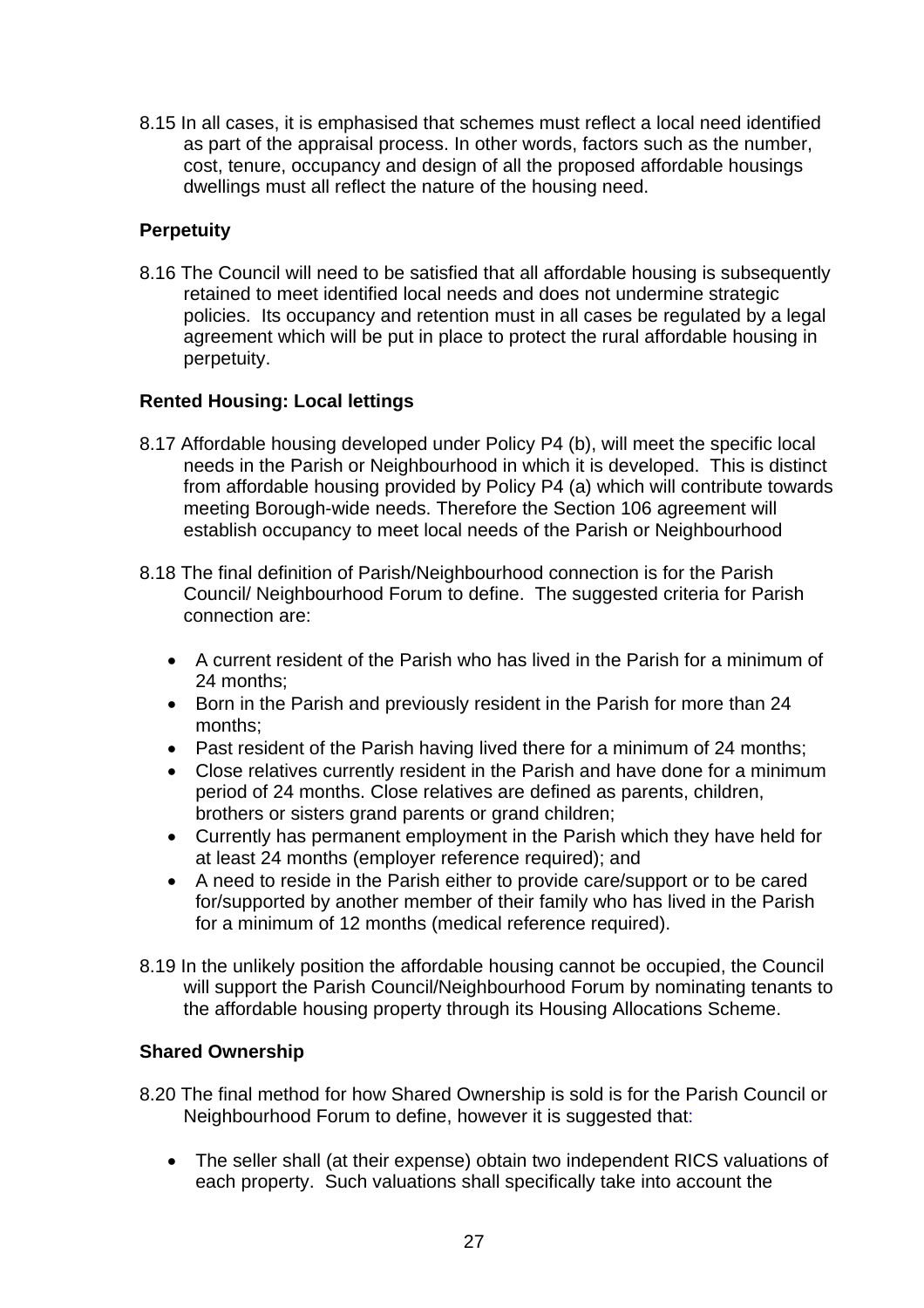8.15 In all cases, it is emphasised that schemes must reflect a local need identified as part of the appraisal process. In other words, factors such as the number, cost, tenure, occupancy and design of all the proposed affordable housings dwellings must all reflect the nature of the housing need.

**Perpetuity**

8.16 The Council will need to be satisfied that all affordable housing is subsequently retained to meet identified local needs and does not undermine strategic policies. Its occupancy and retention must in all cases be regulated by a legal agreement which will be put in place to protect the rural affordable housing in perpetuity.

**Rented Housing: Local lettings**

8.17 Affordable housing developed under Policy P4 (b), will meet the specific local needs in the Parish or Neighbourhood in which it is developed. This is distinct from affordable housing provided by Policy P4 (a) which will contribute towards meeting Borough-wide needs. Therefore the Section 106 agreement will establish occupancy to meet local needs of the Parish or Neighbourhood

8.18 The final definition of Parish/Neighbourhood connection is for the Parish Council/ Neighbourhood Forum to define. The suggested criteria for Parish connection are:

- A current resident of the Parish who has lived in the Parish for a minimum of 24 months;
- Born in the Parish and previously resident in the Parish for more than 24 months;
- Past resident of the Parish having lived there for a minimum of 24 months;
- Close relatives currently resident in the Parish and have done for a minimum period of 24 months. Close relatives are defined as parents, children, brothers or sisters grand parents or grand children;
- Currently has permanent employment in the Parish which they have held for at least 24 months (employer reference required); and
- A need to reside in the Parish either to provide care/support or to be cared for/supported by another member of their family who has lived in the Parish for a minimum of 12 months (medical reference required).

8.19 In the unlikely position the affordable housing cannot be occupied, the Council will support the Parish Council/Neighbourhood Forum by nominating tenants to the affordable housing property through its Housing Allocations Scheme.

**Shared Ownership**

8.20 The final method for how Shared Ownership is sold is for the Parish Council or Neighbourhood Forum to define, however it is suggested that:

- The seller shall (at their expense) obtain two independent RICS valuations of each property. Such valuations shall specifically take into account the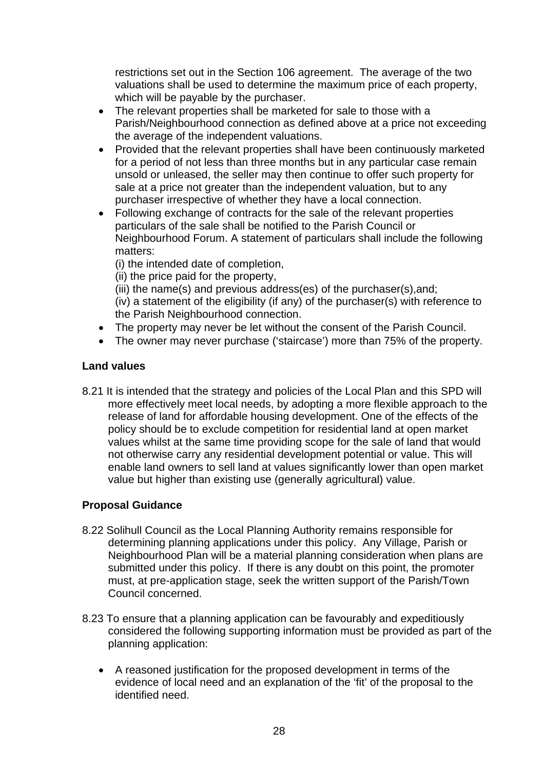restrictions set out in the Section 106 agreement. The average of the two valuations shall be used to determine the maximum price of each property, which will be payable by the purchaser.

- The relevant properties shall be marketed for sale to those with a Parish/Neighbourhood connection as defined above at a price not exceeding the average of the independent valuations.
- Provided that the relevant properties shall have been continuously marketed for a period of not less than three months but in any particular case remain unsold or unleased, the seller may then continue to offer such property for sale at a price not greater than the independent valuation, but to any purchaser irrespective of whether they have a local connection.
- Following exchange of contracts for the sale of the relevant properties particulars of the sale shall be notified to the Parish Council or Neighbourhood Forum. A statement of particulars shall include the following matters:
  (i) the intended date of completion,
  (ii) the price paid for the property,
  (iii) the name(s) and previous address(es) of the purchaser(s),and;
  (iv) a statement of the eligibility (if any) of the purchaser(s) with reference to the Parish Neighbourhood connection.
- The property may never be let without the consent of the Parish Council.
- The owner may never purchase ('staircase') more than 75% of the property.

**Land values**

8.21 It is intended that the strategy and policies of the Local Plan and this SPD will more effectively meet local needs, by adopting a more flexible approach to the release of land for affordable housing development. One of the effects of the policy should be to exclude competition for residential land at open market values whilst at the same time providing scope for the sale of land that would not otherwise carry any residential development potential or value. This will enable land owners to sell land at values significantly lower than open market value but higher than existing use (generally agricultural) value.

**Proposal Guidance**

8.22 Solihull Council as the Local Planning Authority remains responsible for determining planning applications under this policy. Any Village, Parish or Neighbourhood Plan will be a material planning consideration when plans are submitted under this policy. If there is any doubt on this point, the promoter must, at pre-application stage, seek the written support of the Parish/Town Council concerned.

8.23 To ensure that a planning application can be favourably and expeditiously considered the following supporting information must be provided as part of the planning application:

- A reasoned justification for the proposed development in terms of the evidence of local need and an explanation of the 'fit' of the proposal to the identified need.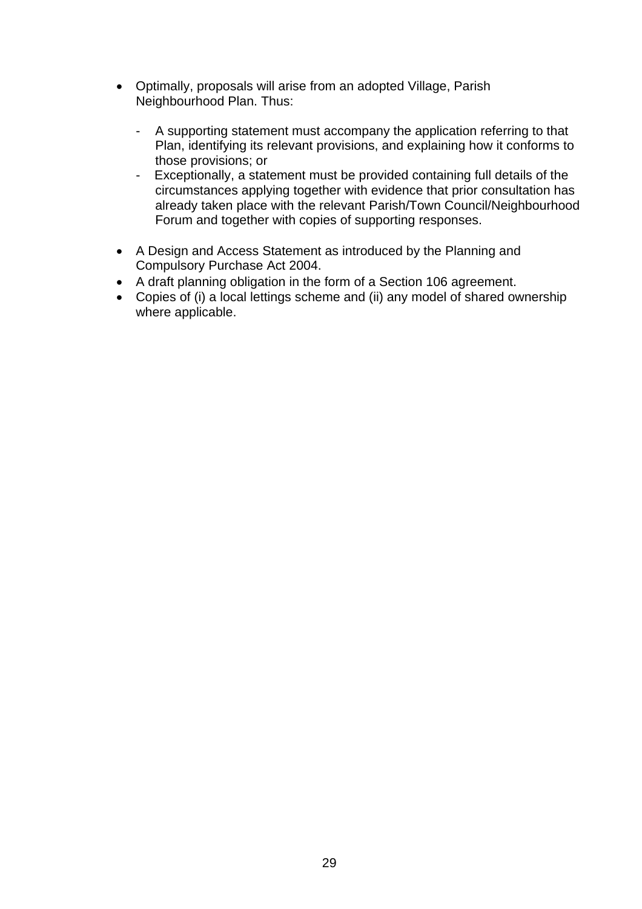- Optimally, proposals will arise from an adopted Village, Parish Neighbourhood Plan. Thus:

  - A supporting statement must accompany the application referring to that Plan, identifying its relevant provisions, and explaining how it conforms to those provisions; or
  - Exceptionally, a statement must be provided containing full details of the circumstances applying together with evidence that prior consultation has already taken place with the relevant Parish/Town Council/Neighbourhood Forum and together with copies of supporting responses.

- A Design and Access Statement as introduced by the Planning and Compulsory Purchase Act 2004.
- A draft planning obligation in the form of a Section 106 agreement.
- Copies of (i) a local lettings scheme and (ii) any model of shared ownership where applicable.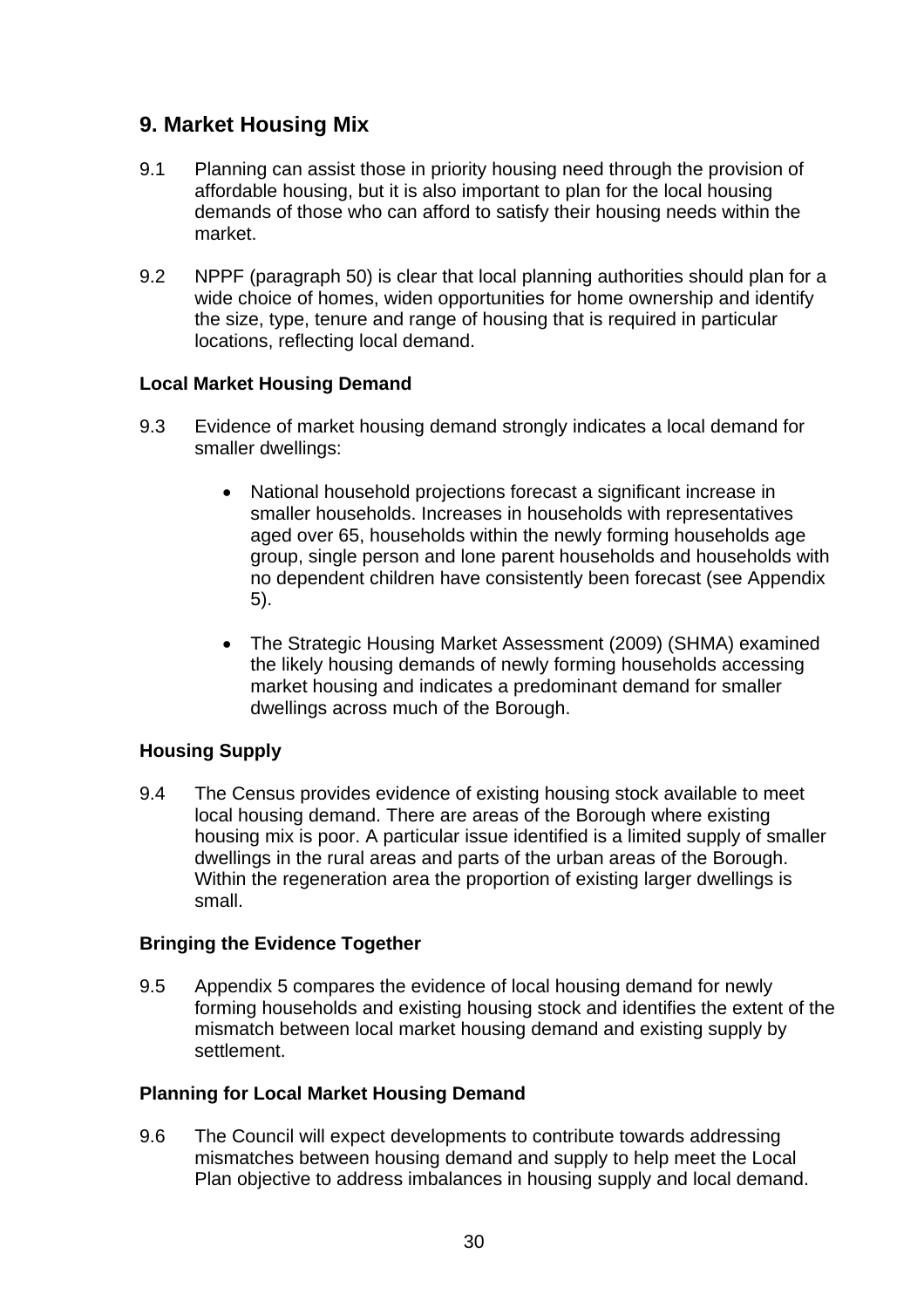## 9. Market Housing Mix

9.1 Planning can assist those in priority housing need through the provision of affordable housing, but it is also important to plan for the local housing demands of those who can afford to satisfy their housing needs within the market.

9.2 NPPF (paragraph 50) is clear that local planning authorities should plan for a wide choice of homes, widen opportunities for home ownership and identify the size, type, tenure and range of housing that is required in particular locations, reflecting local demand.

### Local Market Housing Demand

9.3 Evidence of market housing demand strongly indicates a local demand for smaller dwellings:

- National household projections forecast a significant increase in smaller households. Increases in households with representatives aged over 65, households within the newly forming households age group, single person and lone parent households and households with no dependent children have consistently been forecast (see Appendix 5).

- The Strategic Housing Market Assessment (2009) (SHMA) examined the likely housing demands of newly forming households accessing market housing and indicates a predominant demand for smaller dwellings across much of the Borough.

### Housing Supply

9.4 The Census provides evidence of existing housing stock available to meet local housing demand. There are areas of the Borough where existing housing mix is poor. A particular issue identified is a limited supply of smaller dwellings in the rural areas and parts of the urban areas of the Borough. Within the regeneration area the proportion of existing larger dwellings is small.

### Bringing the Evidence Together

9.5 Appendix 5 compares the evidence of local housing demand for newly forming households and existing housing stock and identifies the extent of the mismatch between local market housing demand and existing supply by settlement.

### Planning for Local Market Housing Demand

9.6 The Council will expect developments to contribute towards addressing mismatches between housing demand and supply to help meet the Local Plan objective to address imbalances in housing supply and local demand.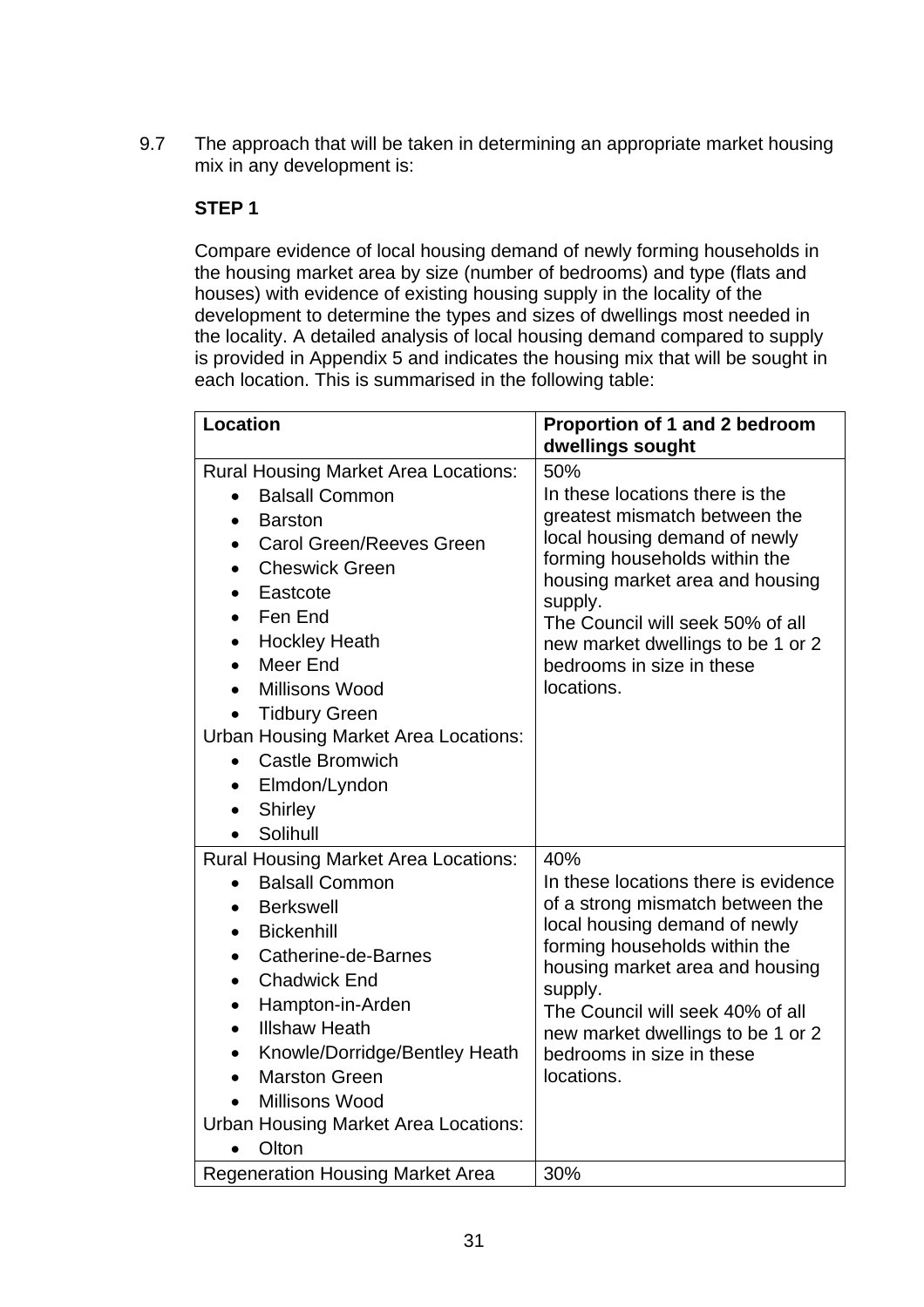9.7 The approach that will be taken in determining an appropriate market housing mix in any development is:

**STEP 1**

Compare evidence of local housing demand of newly forming households in the housing market area by size (number of bedrooms) and type (flats and houses) with evidence of existing housing supply in the locality of the development to determine the types and sizes of dwellings most needed in the locality. A detailed analysis of local housing demand compared to supply is provided in Appendix 5 and indicates the housing mix that will be sought in each location. This is summarised in the following table:

| Location | Proportion of 1 and 2 bedroom dwellings sought |
|---|---|
| Rural Housing Market Area Locations:<br>• Balsall Common<br>• Barston<br>• Carol Green/Reeves Green<br>• Cheswick Green<br>• Eastcote<br>• Fen End<br>• Hockley Heath<br>• Meer End<br>• Millisons Wood<br>• Tidbury Green<br>Urban Housing Market Area Locations:<br>• Castle Bromwich<br>• Elmdon/Lyndon<br>• Shirley<br>• Solihull | 50%<br>In these locations there is the greatest mismatch between the local housing demand of newly forming households within the housing market area and housing supply.<br>The Council will seek 50% of all new market dwellings to be 1 or 2 bedrooms in size in these locations. |
| Rural Housing Market Area Locations:<br>• Balsall Common<br>• Berkswell<br>• Bickenhill<br>• Catherine-de-Barnes<br>• Chadwick End<br>• Hampton-in-Arden<br>• Illshaw Heath<br>• Knowle/Dorridge/Bentley Heath<br>• Marston Green<br>• Millisons Wood<br>Urban Housing Market Area Locations:<br>• Olton | 40%<br>In these locations there is evidence of a strong mismatch between the local housing demand of newly forming households within the housing market area and housing supply.<br>The Council will seek 40% of all new market dwellings to be 1 or 2 bedrooms in size in these locations. |
| Regeneration Housing Market Area | 30% |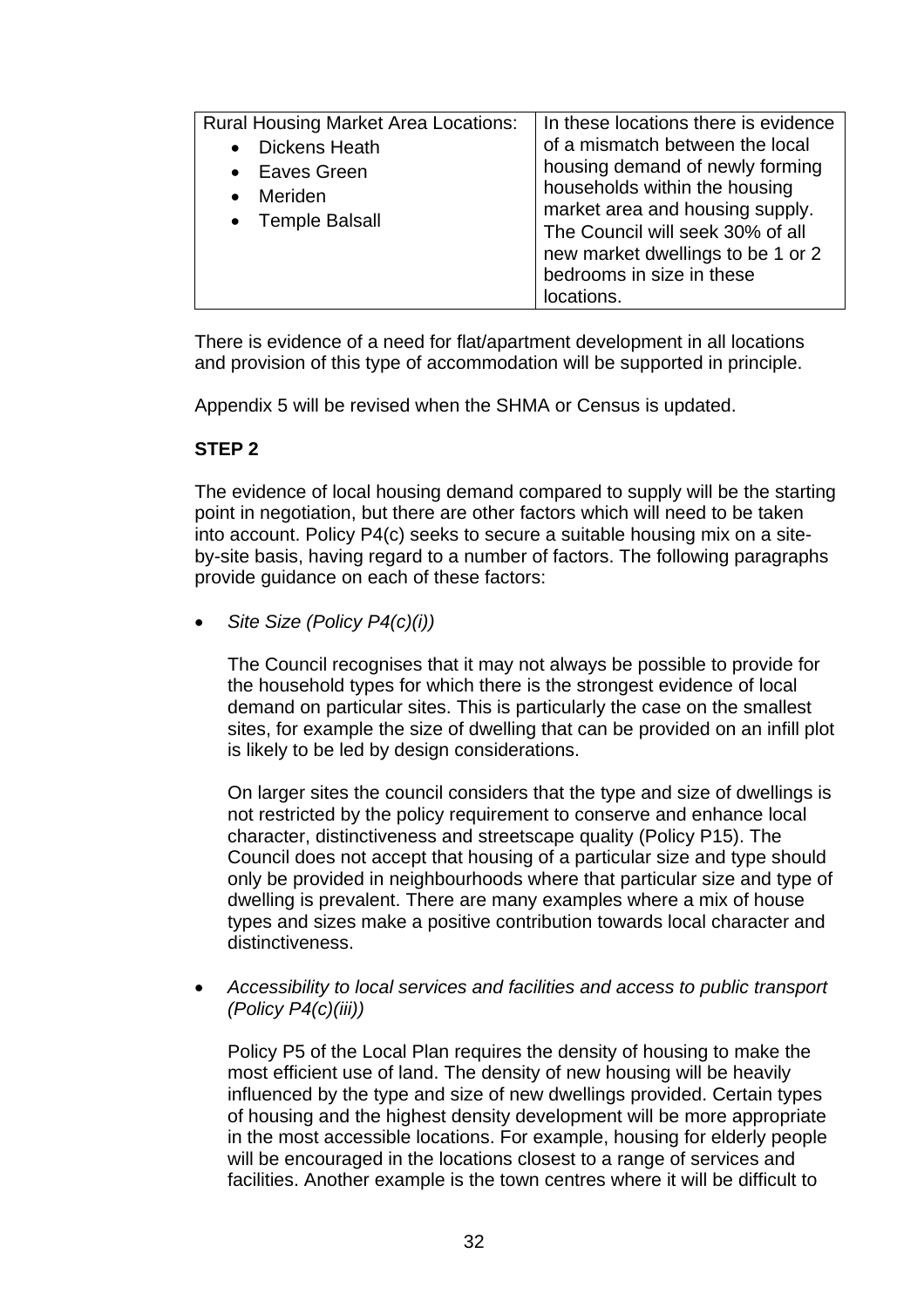| Rural Housing Market Area Locations:<br>• Dickens Heath<br>• Eaves Green<br>• Meriden<br>• Temple Balsall | In these locations there is evidence of a mismatch between the local housing demand of newly forming households within the housing market area and housing supply. The Council will seek 30% of all new market dwellings to be 1 or 2 bedrooms in size in these locations. |
|---|---|

There is evidence of a need for flat/apartment development in all locations and provision of this type of accommodation will be supported in principle.

Appendix 5 will be revised when the SHMA or Census is updated.

**STEP 2**

The evidence of local housing demand compared to supply will be the starting point in negotiation, but there are other factors which will need to be taken into account. Policy P4(c) seeks to secure a suitable housing mix on a site-by-site basis, having regard to a number of factors. The following paragraphs provide guidance on each of these factors:

- *Site Size (Policy P4(c)(i))*

  The Council recognises that it may not always be possible to provide for the household types for which there is the strongest evidence of local demand on particular sites. This is particularly the case on the smallest sites, for example the size of dwelling that can be provided on an infill plot is likely to be led by design considerations.

  On larger sites the council considers that the type and size of dwellings is not restricted by the policy requirement to conserve and enhance local character, distinctiveness and streetscape quality (Policy P15). The Council does not accept that housing of a particular size and type should only be provided in neighbourhoods where that particular size and type of dwelling is prevalent. There are many examples where a mix of house types and sizes make a positive contribution towards local character and distinctiveness.

- *Accessibility to local services and facilities and access to public transport (Policy P4(c)(iii))*

  Policy P5 of the Local Plan requires the density of housing to make the most efficient use of land. The density of new housing will be heavily influenced by the type and size of new dwellings provided. Certain types of housing and the highest density development will be more appropriate in the most accessible locations. For example, housing for elderly people will be encouraged in the locations closest to a range of services and facilities. Another example is the town centres where it will be difficult to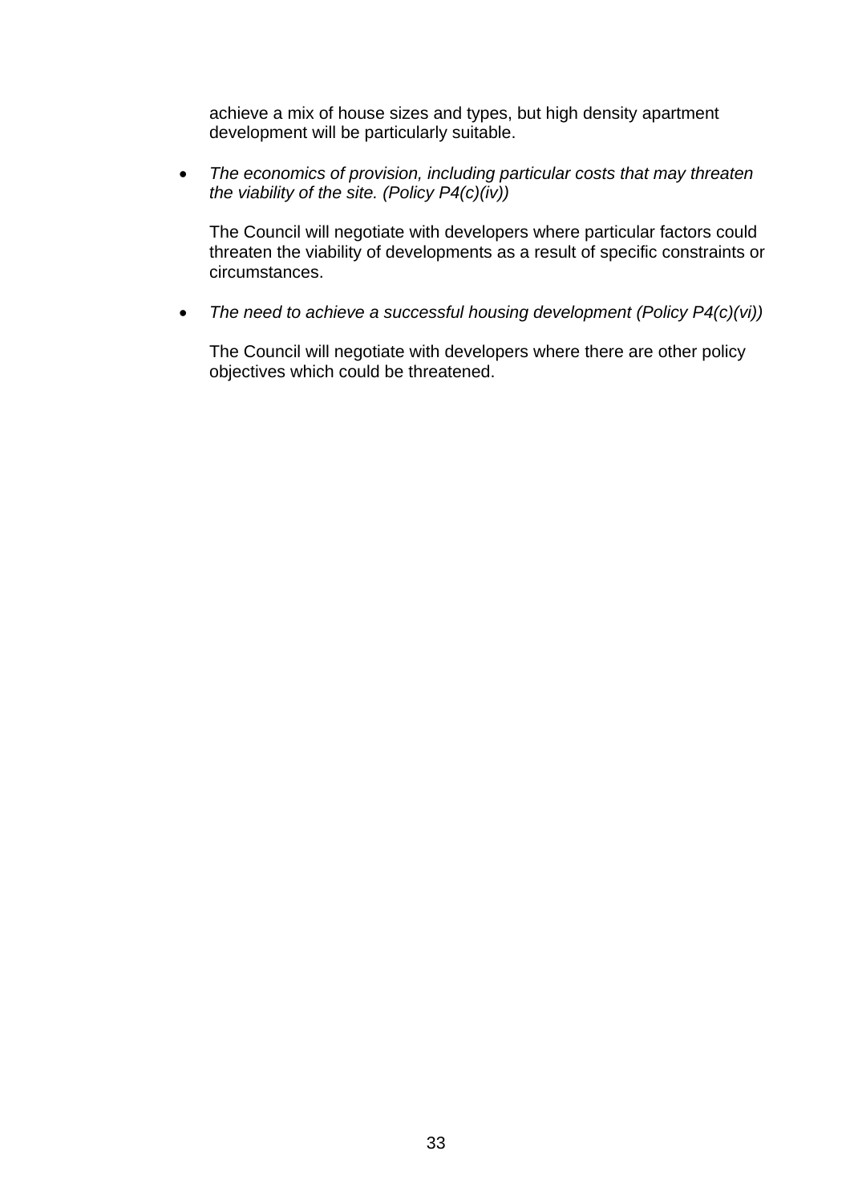achieve a mix of house sizes and types, but high density apartment development will be particularly suitable.

- *The economics of provision, including particular costs that may threaten the viability of the site. (Policy P4(c)(iv))*

  The Council will negotiate with developers where particular factors could threaten the viability of developments as a result of specific constraints or circumstances.

- *The need to achieve a successful housing development (Policy P4(c)(vi))*

  The Council will negotiate with developers where there are other policy objectives which could be threatened.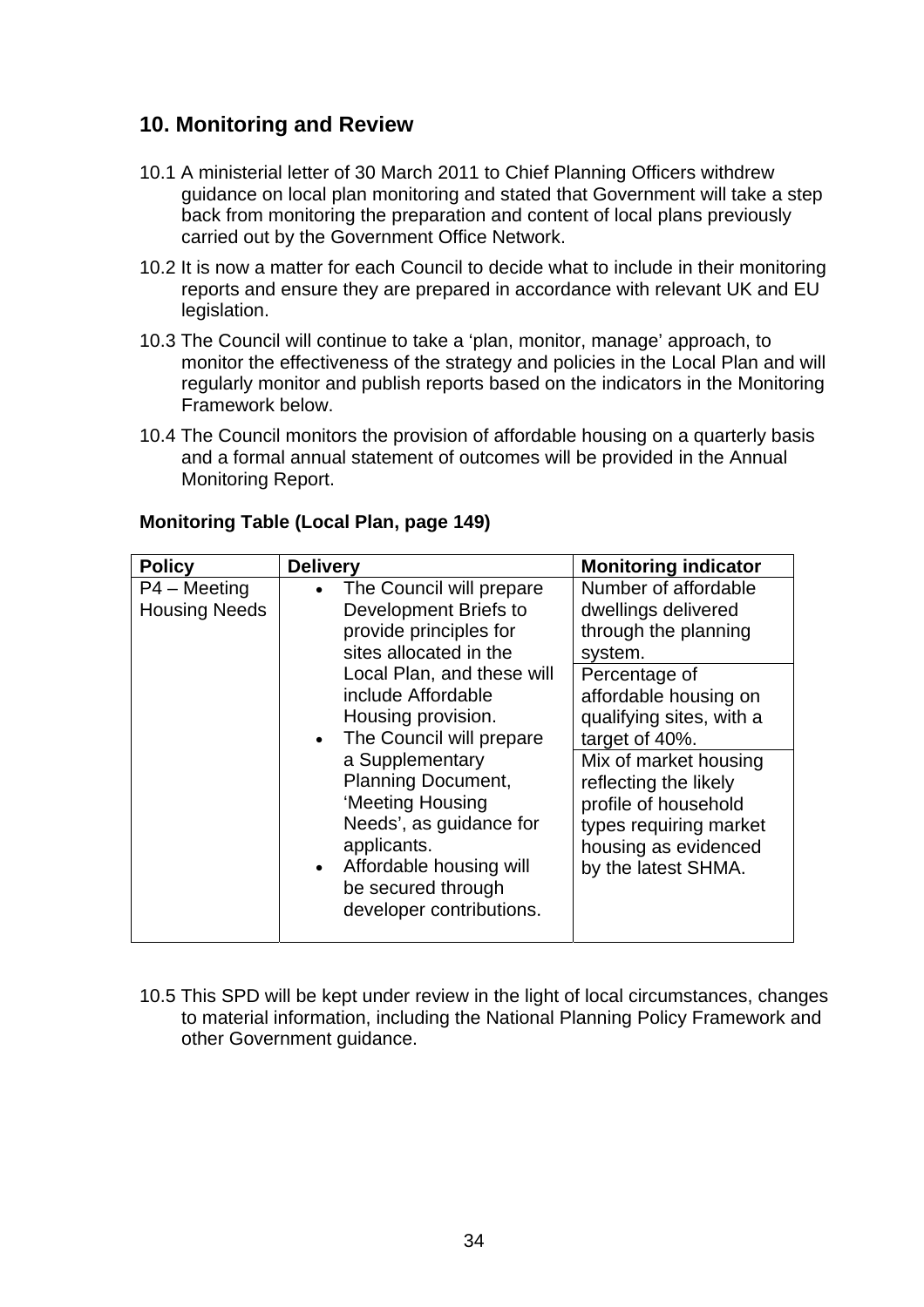## 10. Monitoring and Review

10.1 A ministerial letter of 30 March 2011 to Chief Planning Officers withdrew guidance on local plan monitoring and stated that Government will take a step back from monitoring the preparation and content of local plans previously carried out by the Government Office Network.

10.2 It is now a matter for each Council to decide what to include in their monitoring reports and ensure they are prepared in accordance with relevant UK and EU legislation.

10.3 The Council will continue to take a 'plan, monitor, manage' approach, to monitor the effectiveness of the strategy and policies in the Local Plan and will regularly monitor and publish reports based on the indicators in the Monitoring Framework below.

10.4 The Council monitors the provision of affordable housing on a quarterly basis and a formal annual statement of outcomes will be provided in the Annual Monitoring Report.

**Monitoring Table (Local Plan, page 149)**

| Policy | Delivery | Monitoring indicator |
|---|---|---|
| P4 – Meeting Housing Needs | • The Council will prepare Development Briefs to provide principles for sites allocated in the Local Plan, and these will include Affordable Housing provision.<br>• The Council will prepare a Supplementary Planning Document, 'Meeting Housing Needs', as guidance for applicants.<br>• Affordable housing will be secured through developer contributions. | Number of affordable dwellings delivered through the planning system. |
| | | Percentage of affordable housing on qualifying sites, with a target of 40%. |
| | | Mix of market housing reflecting the likely profile of household types requiring market housing as evidenced by the latest SHMA. |

10.5 This SPD will be kept under review in the light of local circumstances, changes to material information, including the National Planning Policy Framework and other Government guidance.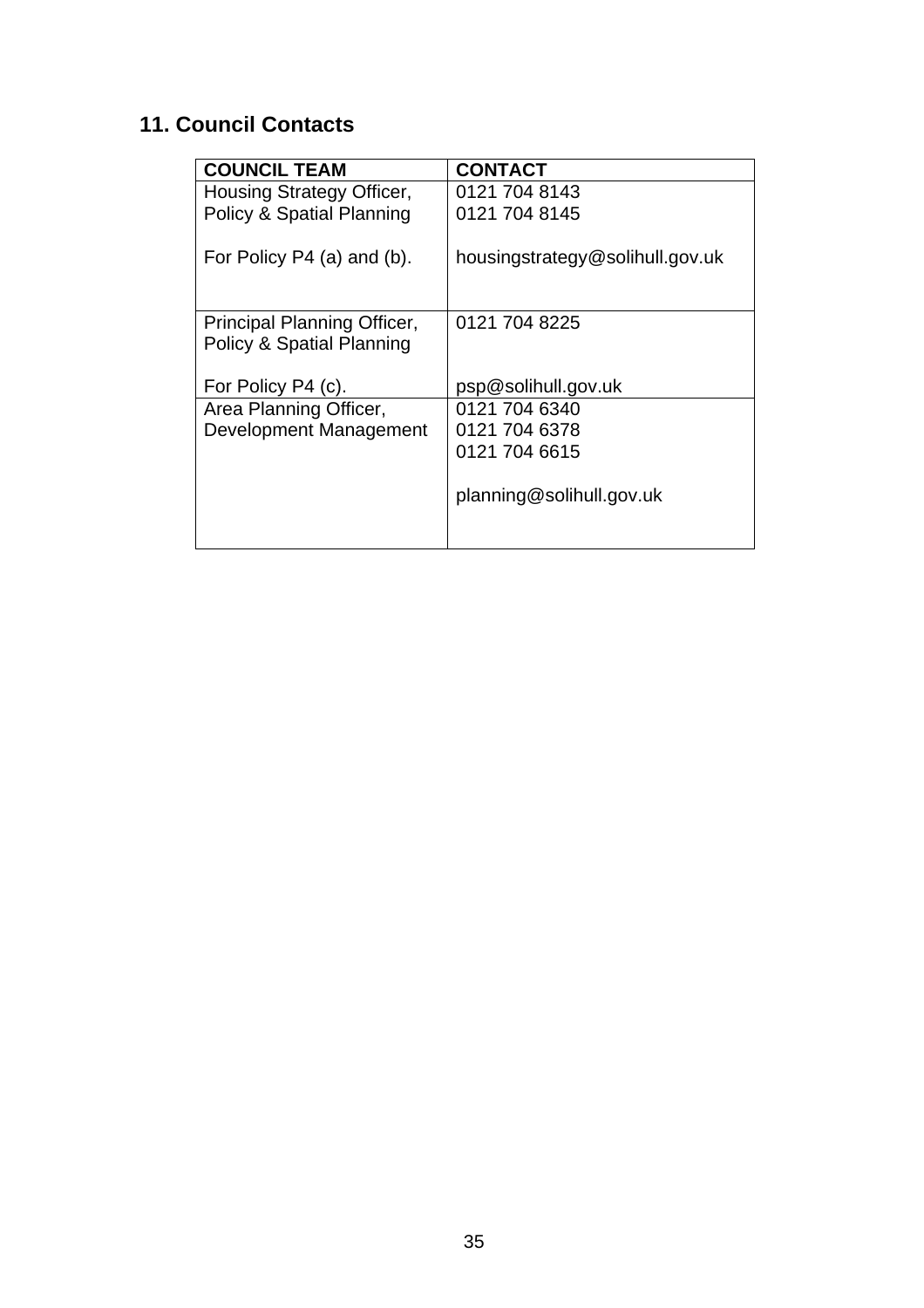## 11. Council Contacts

| COUNCIL TEAM | CONTACT |
|---|---|
| Housing Strategy Officer, Policy & Spatial Planning<br><br>For Policy P4 (a) and (b). | 0121 704 8143<br>0121 704 8145<br><br>housingstrategy@solihull.gov.uk |
| Principal Planning Officer, Policy & Spatial Planning<br><br>For Policy P4 (c). | 0121 704 8225<br><br>psp@solihull.gov.uk |
| Area Planning Officer, Development Management | 0121 704 6340<br>0121 704 6378<br>0121 704 6615<br><br>planning@solihull.gov.uk |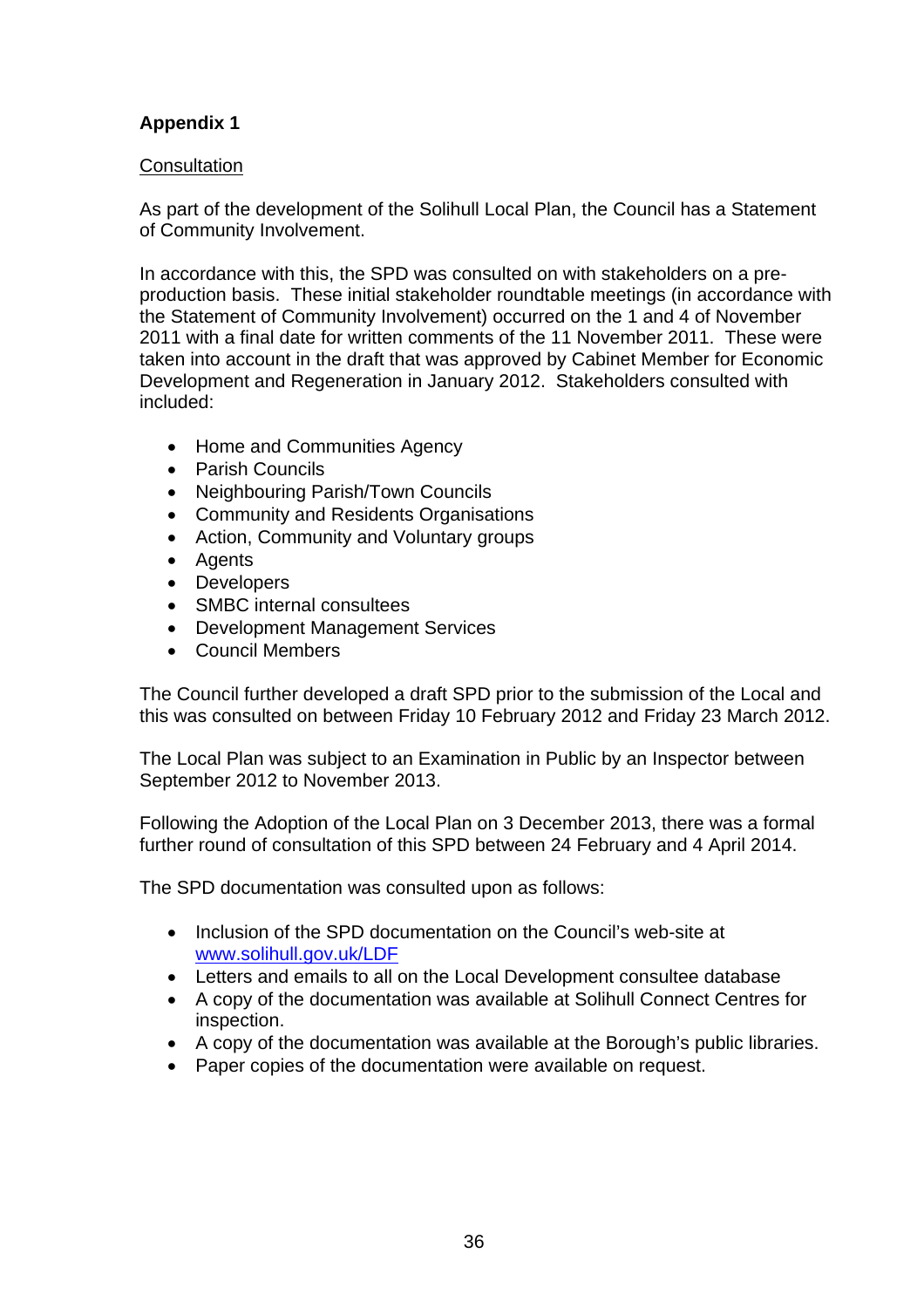## Appendix 1

Consultation

As part of the development of the Solihull Local Plan, the Council has a Statement of Community Involvement.

In accordance with this, the SPD was consulted on with stakeholders on a pre-production basis. These initial stakeholder roundtable meetings (in accordance with the Statement of Community Involvement) occurred on the 1 and 4 of November 2011 with a final date for written comments of the 11 November 2011. These were taken into account in the draft that was approved by Cabinet Member for Economic Development and Regeneration in January 2012. Stakeholders consulted with included:

- Home and Communities Agency
- Parish Councils
- Neighbouring Parish/Town Councils
- Community and Residents Organisations
- Action, Community and Voluntary groups
- Agents
- Developers
- SMBC internal consultees
- Development Management Services
- Council Members

The Council further developed a draft SPD prior to the submission of the Local and this was consulted on between Friday 10 February 2012 and Friday 23 March 2012.

The Local Plan was subject to an Examination in Public by an Inspector between September 2012 to November 2013.

Following the Adoption of the Local Plan on 3 December 2013, there was a formal further round of consultation of this SPD between 24 February and 4 April 2014.

The SPD documentation was consulted upon as follows:

- Inclusion of the SPD documentation on the Council's web-site at www.solihull.gov.uk/LDF
- Letters and emails to all on the Local Development consultee database
- A copy of the documentation was available at Solihull Connect Centres for inspection.
- A copy of the documentation was available at the Borough's public libraries.
- Paper copies of the documentation were available on request.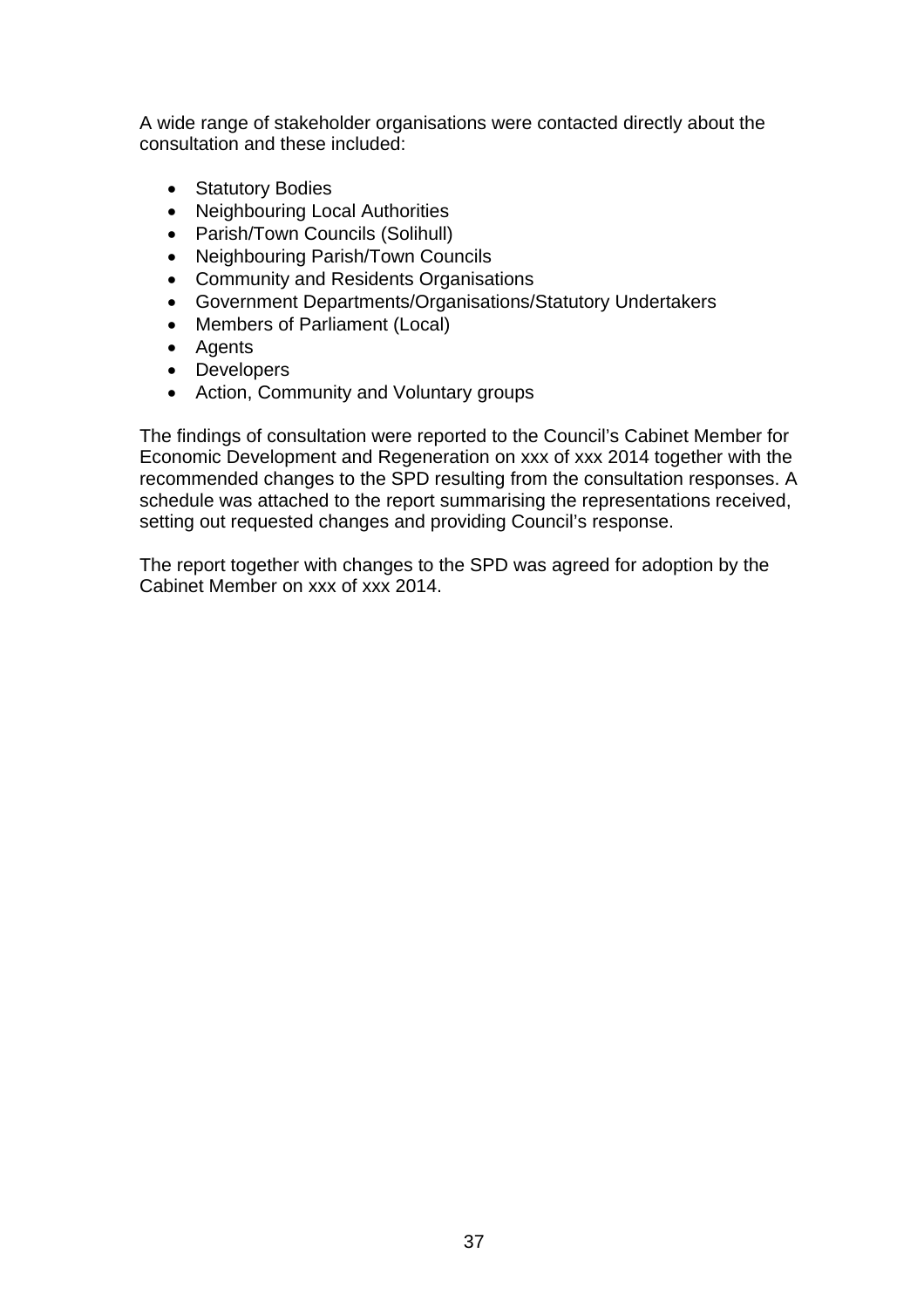A wide range of stakeholder organisations were contacted directly about the consultation and these included:

- Statutory Bodies
- Neighbouring Local Authorities
- Parish/Town Councils (Solihull)
- Neighbouring Parish/Town Councils
- Community and Residents Organisations
- Government Departments/Organisations/Statutory Undertakers
- Members of Parliament (Local)
- Agents
- Developers
- Action, Community and Voluntary groups

The findings of consultation were reported to the Council's Cabinet Member for Economic Development and Regeneration on xxx of xxx 2014 together with the recommended changes to the SPD resulting from the consultation responses. A schedule was attached to the report summarising the representations received, setting out requested changes and providing Council's response.

The report together with changes to the SPD was agreed for adoption by the Cabinet Member on xxx of xxx 2014.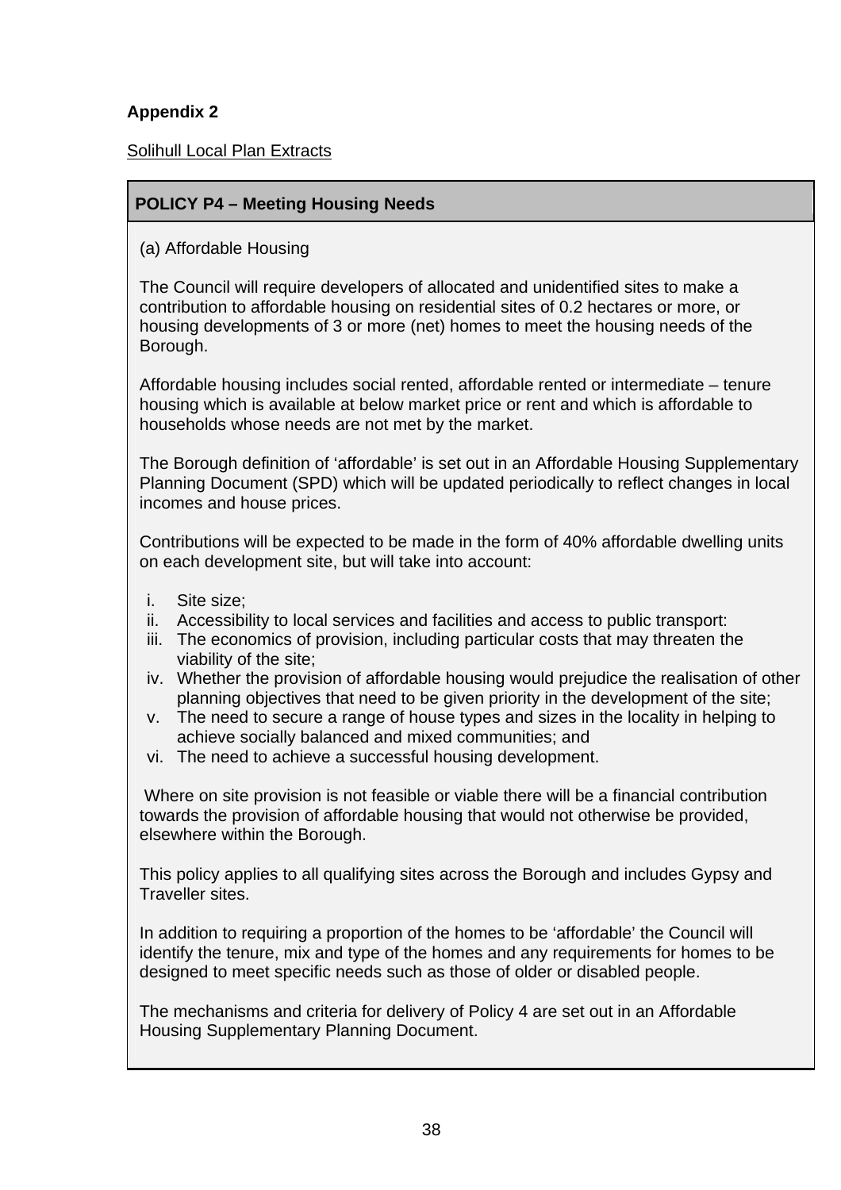**Appendix 2**

Solihull Local Plan Extracts

## POLICY P4 – Meeting Housing Needs

(a) Affordable Housing

The Council will require developers of allocated and unidentified sites to make a contribution to affordable housing on residential sites of 0.2 hectares or more, or housing developments of 3 or more (net) homes to meet the housing needs of the Borough.

Affordable housing includes social rented, affordable rented or intermediate – tenure housing which is available at below market price or rent and which is affordable to households whose needs are not met by the market.

The Borough definition of 'affordable' is set out in an Affordable Housing Supplementary Planning Document (SPD) which will be updated periodically to reflect changes in local incomes and house prices.

Contributions will be expected to be made in the form of 40% affordable dwelling units on each development site, but will take into account:

i. Site size;
ii. Accessibility to local services and facilities and access to public transport:
iii. The economics of provision, including particular costs that may threaten the viability of the site;
iv. Whether the provision of affordable housing would prejudice the realisation of other planning objectives that need to be given priority in the development of the site;
v. The need to secure a range of house types and sizes in the locality in helping to achieve socially balanced and mixed communities; and
vi. The need to achieve a successful housing development.

Where on site provision is not feasible or viable there will be a financial contribution towards the provision of affordable housing that would not otherwise be provided, elsewhere within the Borough.

This policy applies to all qualifying sites across the Borough and includes Gypsy and Traveller sites.

In addition to requiring a proportion of the homes to be 'affordable' the Council will identify the tenure, mix and type of the homes and any requirements for homes to be designed to meet specific needs such as those of older or disabled people.

The mechanisms and criteria for delivery of Policy 4 are set out in an Affordable Housing Supplementary Planning Document.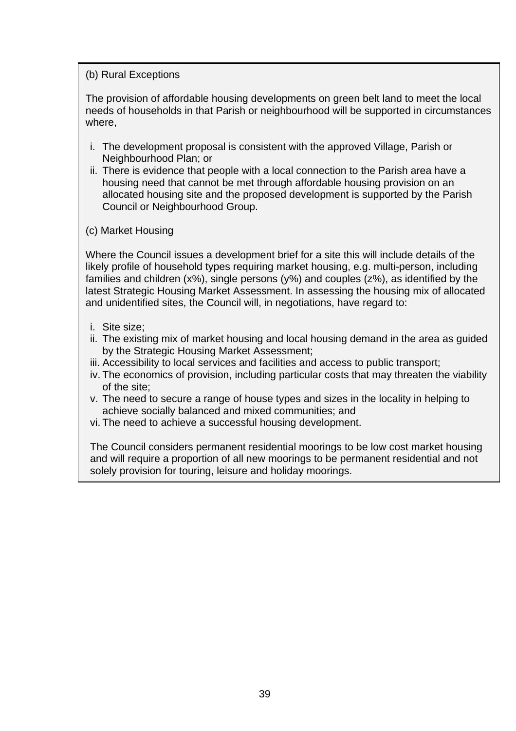(b) Rural Exceptions

The provision of affordable housing developments on green belt land to meet the local needs of households in that Parish or neighbourhood will be supported in circumstances where,

i. The development proposal is consistent with the approved Village, Parish or Neighbourhood Plan; or
ii. There is evidence that people with a local connection to the Parish area have a housing need that cannot be met through affordable housing provision on an allocated housing site and the proposed development is supported by the Parish Council or Neighbourhood Group.

(c) Market Housing

Where the Council issues a development brief for a site this will include details of the likely profile of household types requiring market housing, e.g. multi-person, including families and children (x%), single persons (y%) and couples (z%), as identified by the latest Strategic Housing Market Assessment. In assessing the housing mix of allocated and unidentified sites, the Council will, in negotiations, have regard to:

i. Site size;
ii. The existing mix of market housing and local housing demand in the area as guided by the Strategic Housing Market Assessment;
iii. Accessibility to local services and facilities and access to public transport;
iv. The economics of provision, including particular costs that may threaten the viability of the site;
v. The need to secure a range of house types and sizes in the locality in helping to achieve socially balanced and mixed communities; and
vi. The need to achieve a successful housing development.

The Council considers permanent residential moorings to be low cost market housing and will require a proportion of all new moorings to be permanent residential and not solely provision for touring, leisure and holiday moorings.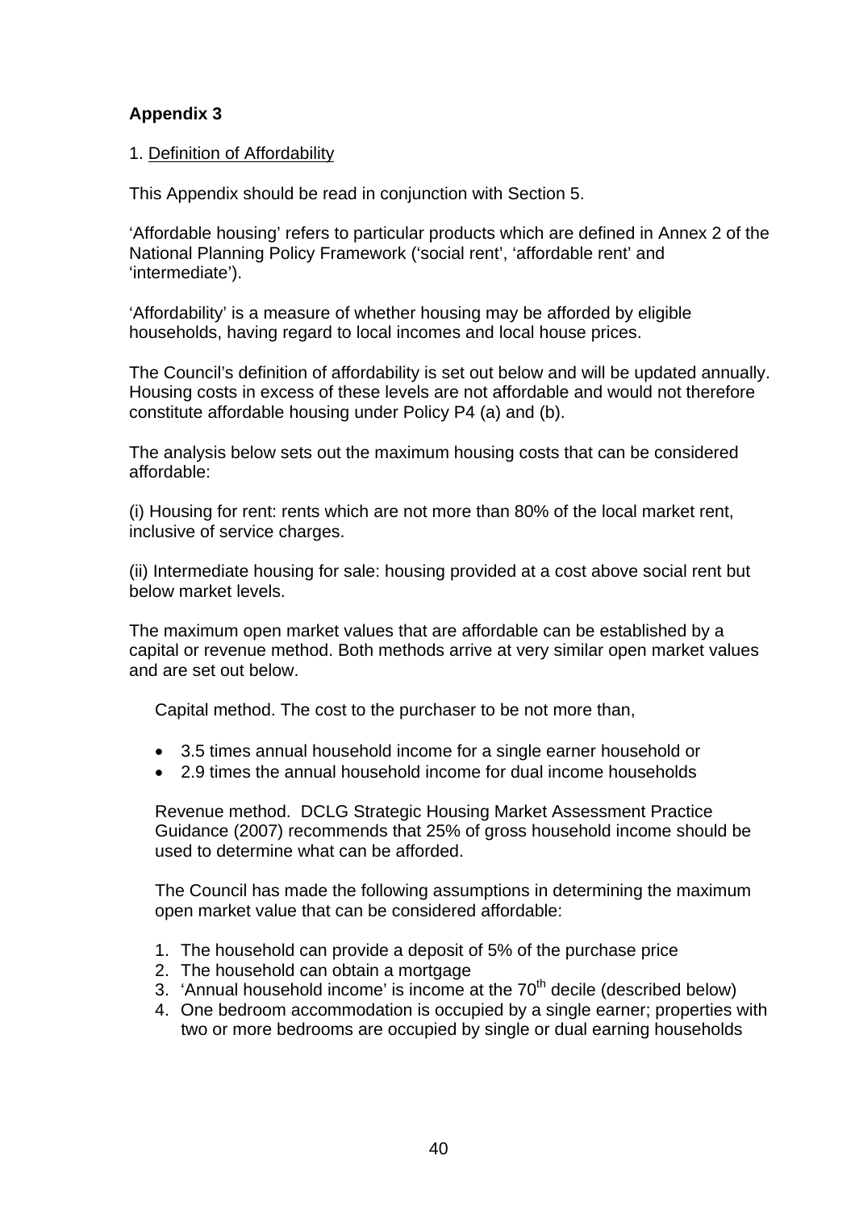**Appendix 3**

1. Definition of Affordability

This Appendix should be read in conjunction with Section 5.

'Affordable housing' refers to particular products which are defined in Annex 2 of the National Planning Policy Framework ('social rent', 'affordable rent' and 'intermediate').

'Affordability' is a measure of whether housing may be afforded by eligible households, having regard to local incomes and local house prices.

The Council's definition of affordability is set out below and will be updated annually. Housing costs in excess of these levels are not affordable and would not therefore constitute affordable housing under Policy P4 (a) and (b).

The analysis below sets out the maximum housing costs that can be considered affordable:

(i) Housing for rent: rents which are not more than 80% of the local market rent, inclusive of service charges.

(ii) Intermediate housing for sale: housing provided at a cost above social rent but below market levels.

The maximum open market values that are affordable can be established by a capital or revenue method. Both methods arrive at very similar open market values and are set out below.

Capital method. The cost to the purchaser to be not more than,

- 3.5 times annual household income for a single earner household or
- 2.9 times the annual household income for dual income households

Revenue method. DCLG Strategic Housing Market Assessment Practice Guidance (2007) recommends that 25% of gross household income should be used to determine what can be afforded.

The Council has made the following assumptions in determining the maximum open market value that can be considered affordable:

1. The household can provide a deposit of 5% of the purchase price
2. The household can obtain a mortgage
3. 'Annual household income' is income at the 70th decile (described below)
4. One bedroom accommodation is occupied by a single earner; properties with two or more bedrooms are occupied by single or dual earning households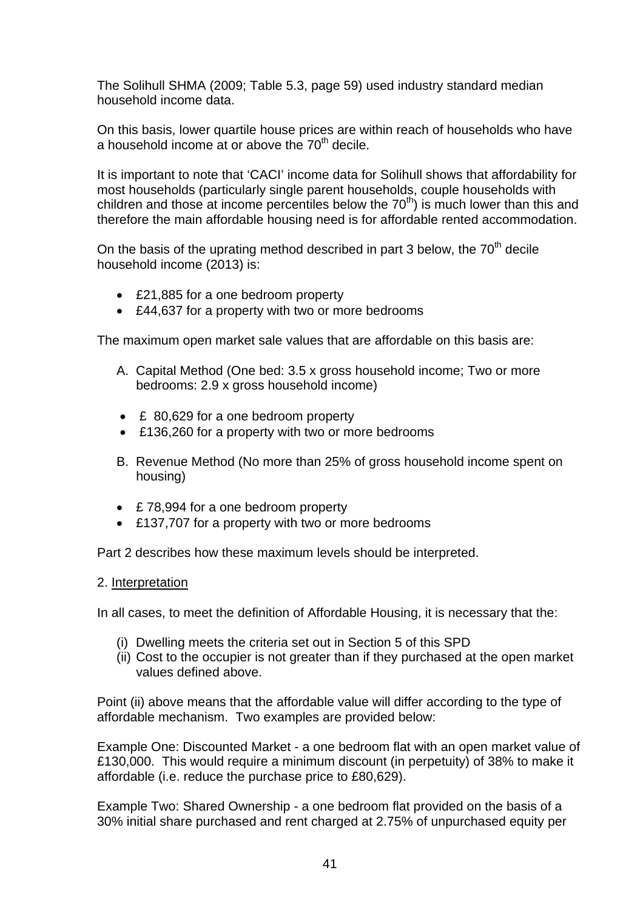The Solihull SHMA (2009; Table 5.3, page 59) used industry standard median household income data.

On this basis, lower quartile house prices are within reach of households who have a household income at or above the 70th decile.

It is important to note that 'CACI' income data for Solihull shows that affordability for most households (particularly single parent households, couple households with children and those at income percentiles below the 70th) is much lower than this and therefore the main affordable housing need is for affordable rented accommodation.

On the basis of the uprating method described in part 3 below, the 70th decile household income (2013) is:

- £21,885 for a one bedroom property
- £44,637 for a property with two or more bedrooms

The maximum open market sale values that are affordable on this basis are:

A. Capital Method (One bed: 3.5 x gross household income; Two or more bedrooms: 2.9 x gross household income)

- £ 80,629 for a one bedroom property
- £136,260 for a property with two or more bedrooms

B. Revenue Method (No more than 25% of gross household income spent on housing)

- £ 78,994 for a one bedroom property
- £137,707 for a property with two or more bedrooms

Part 2 describes how these maximum levels should be interpreted.

2. <u>Interpretation</u>

In all cases, to meet the definition of Affordable Housing, it is necessary that the:

(i) Dwelling meets the criteria set out in Section 5 of this SPD
(ii) Cost to the occupier is not greater than if they purchased at the open market values defined above.

Point (ii) above means that the affordable value will differ according to the type of affordable mechanism. Two examples are provided below:

Example One: Discounted Market - a one bedroom flat with an open market value of £130,000. This would require a minimum discount (in perpetuity) of 38% to make it affordable (i.e. reduce the purchase price to £80,629).

Example Two: Shared Ownership - a one bedroom flat provided on the basis of a 30% initial share purchased and rent charged at 2.75% of unpurchased equity per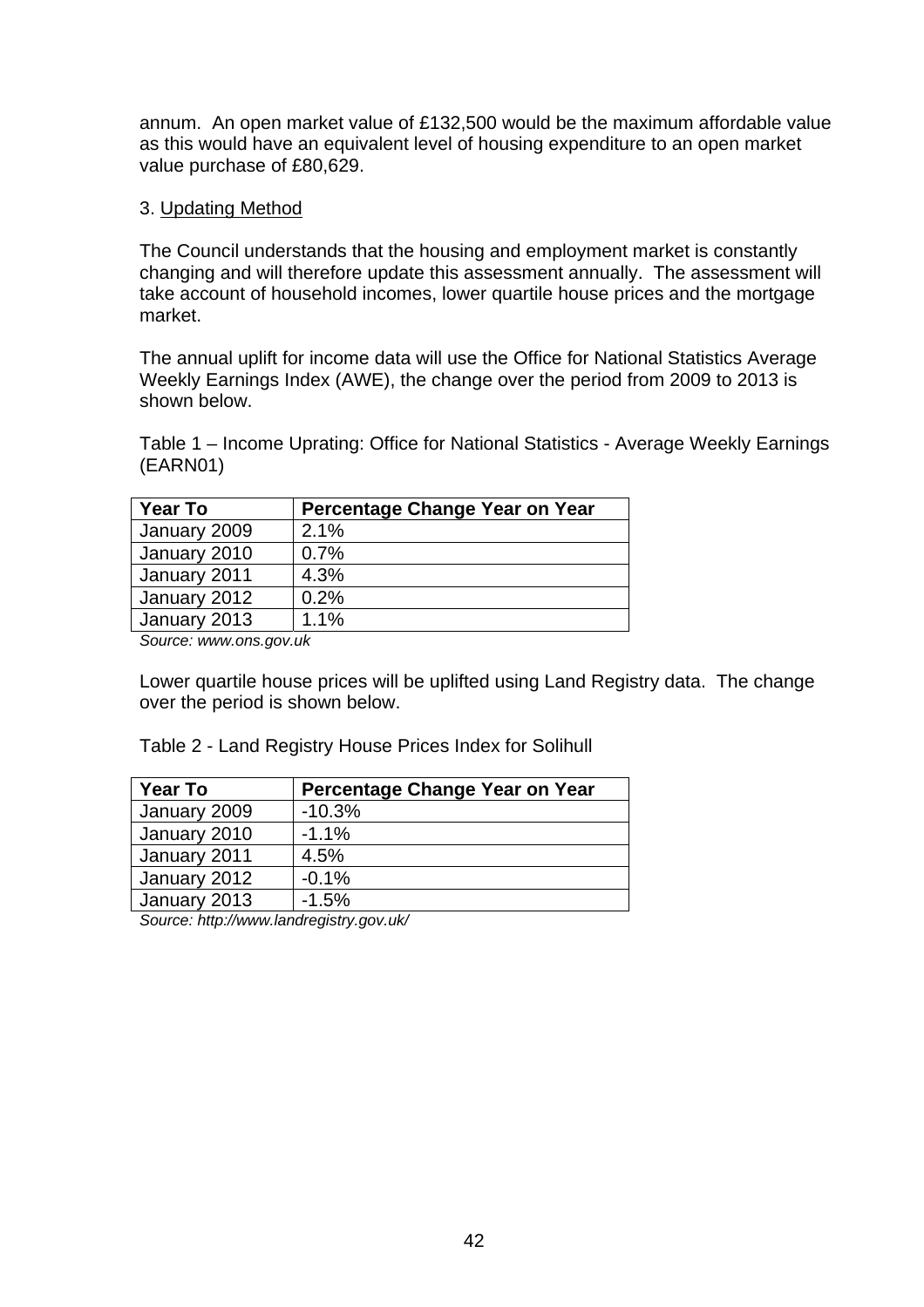annum. An open market value of £132,500 would be the maximum affordable value as this would have an equivalent level of housing expenditure to an open market value purchase of £80,629.

3. Updating Method

The Council understands that the housing and employment market is constantly changing and will therefore update this assessment annually. The assessment will take account of household incomes, lower quartile house prices and the mortgage market.

The annual uplift for income data will use the Office for National Statistics Average Weekly Earnings Index (AWE), the change over the period from 2009 to 2013 is shown below.

Table 1 – Income Uprating: Office for National Statistics - Average Weekly Earnings (EARN01)

| Year To | Percentage Change Year on Year |
|---|---|
| January 2009 | 2.1% |
| January 2010 | 0.7% |
| January 2011 | 4.3% |
| January 2012 | 0.2% |
| January 2013 | 1.1% |

*Source: www.ons.gov.uk*

Lower quartile house prices will be uplifted using Land Registry data. The change over the period is shown below.

Table 2 - Land Registry House Prices Index for Solihull

| Year To | Percentage Change Year on Year |
|---|---|
| January 2009 | -10.3% |
| January 2010 | -1.1% |
| January 2011 | 4.5% |
| January 2012 | -0.1% |
| January 2013 | -1.5% |

*Source: http://www.landregistry.gov.uk/*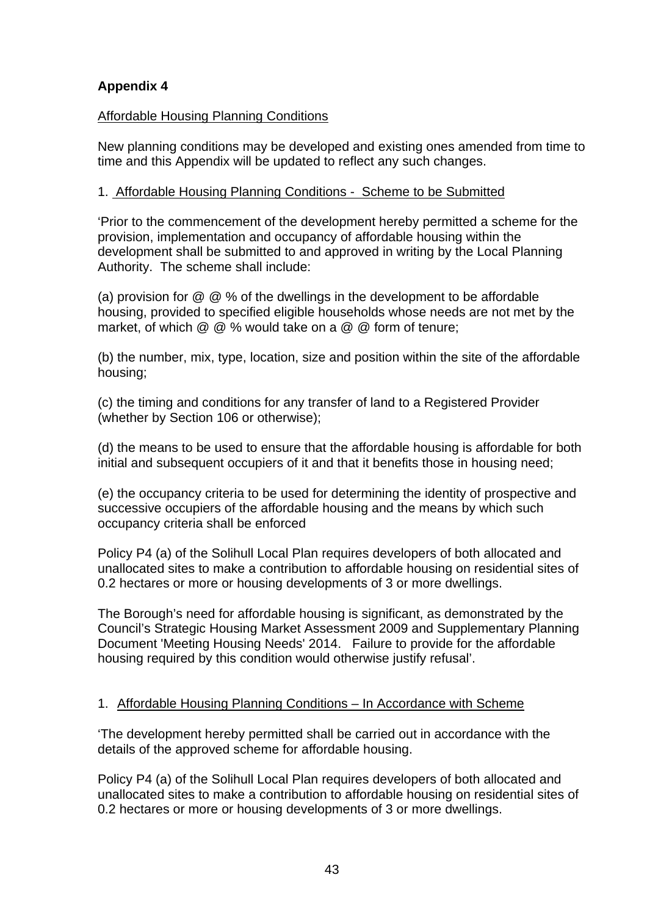**Appendix 4**

Affordable Housing Planning Conditions

New planning conditions may be developed and existing ones amended from time to time and this Appendix will be updated to reflect any such changes.

1. Affordable Housing Planning Conditions - Scheme to be Submitted

'Prior to the commencement of the development hereby permitted a scheme for the provision, implementation and occupancy of affordable housing within the development shall be submitted to and approved in writing by the Local Planning Authority. The scheme shall include:

(a) provision for @ @ % of the dwellings in the development to be affordable housing, provided to specified eligible households whose needs are not met by the market, of which @ @ % would take on a @ @ form of tenure;

(b) the number, mix, type, location, size and position within the site of the affordable housing;

(c) the timing and conditions for any transfer of land to a Registered Provider (whether by Section 106 or otherwise);

(d) the means to be used to ensure that the affordable housing is affordable for both initial and subsequent occupiers of it and that it benefits those in housing need;

(e) the occupancy criteria to be used for determining the identity of prospective and successive occupiers of the affordable housing and the means by which such occupancy criteria shall be enforced

Policy P4 (a) of the Solihull Local Plan requires developers of both allocated and unallocated sites to make a contribution to affordable housing on residential sites of 0.2 hectares or more or housing developments of 3 or more dwellings.

The Borough's need for affordable housing is significant, as demonstrated by the Council's Strategic Housing Market Assessment 2009 and Supplementary Planning Document 'Meeting Housing Needs' 2014. Failure to provide for the affordable housing required by this condition would otherwise justify refusal'.

1. Affordable Housing Planning Conditions – In Accordance with Scheme

'The development hereby permitted shall be carried out in accordance with the details of the approved scheme for affordable housing.

Policy P4 (a) of the Solihull Local Plan requires developers of both allocated and unallocated sites to make a contribution to affordable housing on residential sites of 0.2 hectares or more or housing developments of 3 or more dwellings.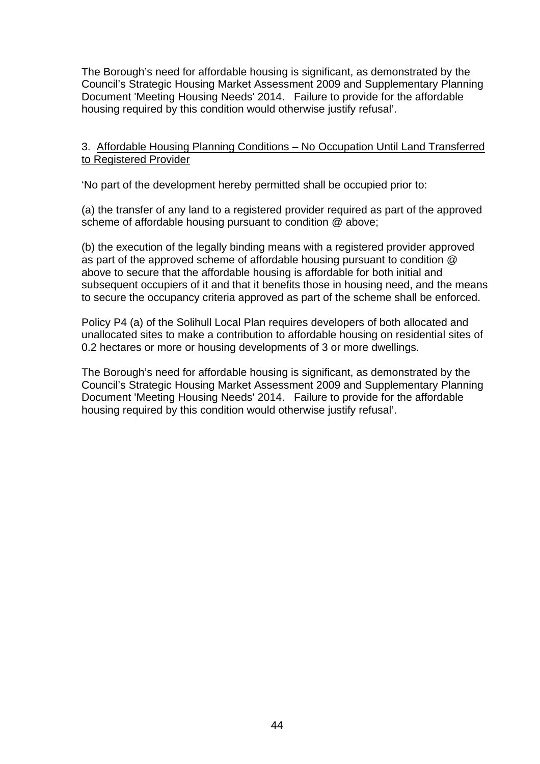The Borough's need for affordable housing is significant, as demonstrated by the Council's Strategic Housing Market Assessment 2009 and Supplementary Planning Document 'Meeting Housing Needs' 2014. Failure to provide for the affordable housing required by this condition would otherwise justify refusal'.

3. <u>Affordable Housing Planning Conditions – No Occupation Until Land Transferred to Registered Provider</u>

'No part of the development hereby permitted shall be occupied prior to:

(a) the transfer of any land to a registered provider required as part of the approved scheme of affordable housing pursuant to condition @ above;

(b) the execution of the legally binding means with a registered provider approved as part of the approved scheme of affordable housing pursuant to condition @ above to secure that the affordable housing is affordable for both initial and subsequent occupiers of it and that it benefits those in housing need, and the means to secure the occupancy criteria approved as part of the scheme shall be enforced.

Policy P4 (a) of the Solihull Local Plan requires developers of both allocated and unallocated sites to make a contribution to affordable housing on residential sites of 0.2 hectares or more or housing developments of 3 or more dwellings.

The Borough's need for affordable housing is significant, as demonstrated by the Council's Strategic Housing Market Assessment 2009 and Supplementary Planning Document 'Meeting Housing Needs' 2014. Failure to provide for the affordable housing required by this condition would otherwise justify refusal'.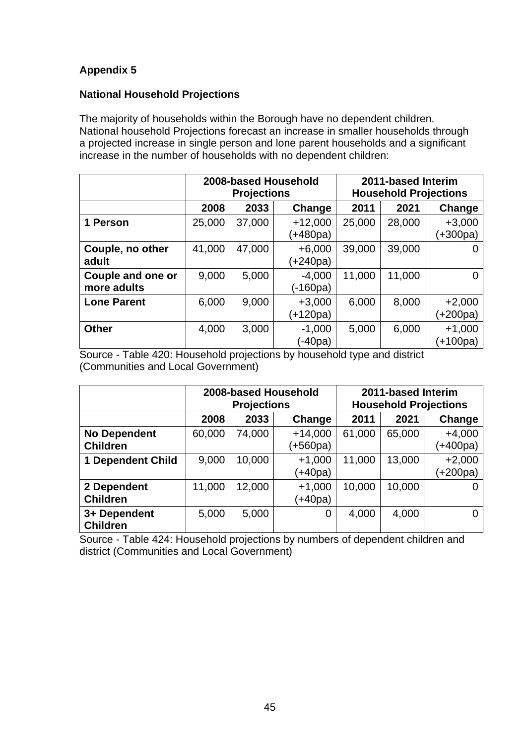**Appendix 5**

**National Household Projections**

The majority of households within the Borough have no dependent children. National household Projections forecast an increase in smaller households through a projected increase in single person and lone parent households and a significant increase in the number of households with no dependent children:

| | 2008-based Household Projections | | | 2011-based Interim Household Projections | | |
|---|---|---|---|---|---|---|
| | **2008** | **2033** | **Change** | **2011** | **2021** | **Change** |
| **1 Person** | 25,000 | 37,000 | +12,000 (+480pa) | 25,000 | 28,000 | +3,000 (+300pa) |
| **Couple, no other adult** | 41,000 | 47,000 | +6,000 (+240pa) | 39,000 | 39,000 | 0 |
| **Couple and one or more adults** | 9,000 | 5,000 | -4,000 (-160pa) | 11,000 | 11,000 | 0 |
| **Lone Parent** | 6,000 | 9,000 | +3,000 (+120pa) | 6,000 | 8,000 | +2,000 (+200pa) |
| **Other** | 4,000 | 3,000 | -1,000 (-40pa) | 5,000 | 6,000 | +1,000 (+100pa) |

Source - Table 420: Household projections by household type and district (Communities and Local Government)

| | 2008-based Household Projections | | | 2011-based Interim Household Projections | | |
|---|---|---|---|---|---|---|
| | **2008** | **2033** | **Change** | **2011** | **2021** | **Change** |
| **No Dependent Children** | 60,000 | 74,000 | +14,000 (+560pa) | 61,000 | 65,000 | +4,000 (+400pa) |
| **1 Dependent Child** | 9,000 | 10,000 | +1,000 (+40pa) | 11,000 | 13,000 | +2,000 (+200pa) |
| **2 Dependent Children** | 11,000 | 12,000 | +1,000 (+40pa) | 10,000 | 10,000 | 0 |
| **3+ Dependent Children** | 5,000 | 5,000 | 0 | 4,000 | 4,000 | 0 |

Source - Table 424: Household projections by numbers of dependent children and district (Communities and Local Government)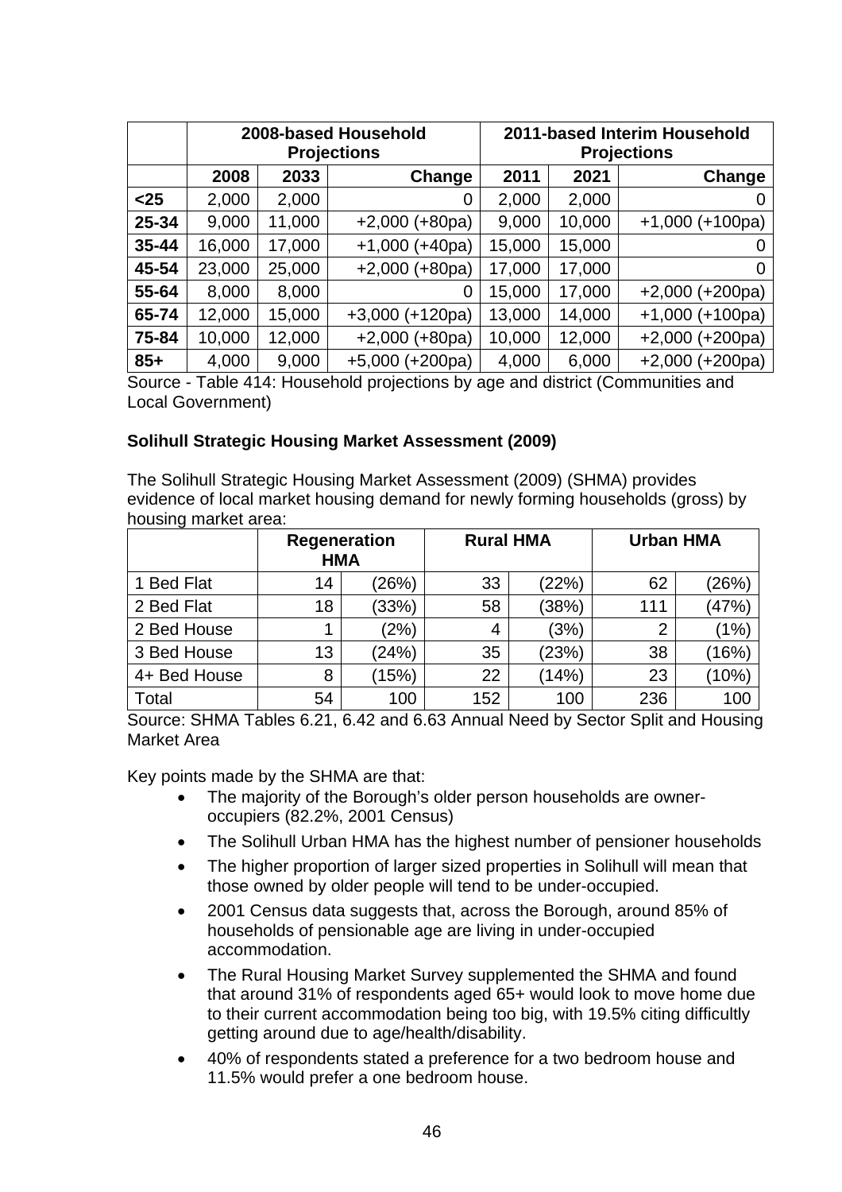| | 2008-based Household Projections | | | 2011-based Interim Household Projections | | |
|---|---|---|---|---|---|---|
| | **2008** | **2033** | **Change** | **2011** | **2021** | **Change** |
| **<25** | 2,000 | 2,000 | 0 | 2,000 | 2,000 | 0 |
| **25-34** | 9,000 | 11,000 | +2,000 (+80pa) | 9,000 | 10,000 | +1,000 (+100pa) |
| **35-44** | 16,000 | 17,000 | +1,000 (+40pa) | 15,000 | 15,000 | 0 |
| **45-54** | 23,000 | 25,000 | +2,000 (+80pa) | 17,000 | 17,000 | 0 |
| **55-64** | 8,000 | 8,000 | 0 | 15,000 | 17,000 | +2,000 (+200pa) |
| **65-74** | 12,000 | 15,000 | +3,000 (+120pa) | 13,000 | 14,000 | +1,000 (+100pa) |
| **75-84** | 10,000 | 12,000 | +2,000 (+80pa) | 10,000 | 12,000 | +2,000 (+200pa) |
| **85+** | 4,000 | 9,000 | +5,000 (+200pa) | 4,000 | 6,000 | +2,000 (+200pa) |

Source - Table 414: Household projections by age and district (Communities and Local Government)

**Solihull Strategic Housing Market Assessment (2009)**

The Solihull Strategic Housing Market Assessment (2009) (SHMA) provides evidence of local market housing demand for newly forming households (gross) by housing market area:

| | Regeneration HMA | | Rural HMA | | Urban HMA | |
|---|---|---|---|---|---|---|
| 1 Bed Flat | 14 | (26%) | 33 | (22%) | 62 | (26%) |
| 2 Bed Flat | 18 | (33%) | 58 | (38%) | 111 | (47%) |
| 2 Bed House | 1 | (2%) | 4 | (3%) | 2 | (1%) |
| 3 Bed House | 13 | (24%) | 35 | (23%) | 38 | (16%) |
| 4+ Bed House | 8 | (15%) | 22 | (14%) | 23 | (10%) |
| Total | 54 | 100 | 152 | 100 | 236 | 100 |

Source: SHMA Tables 6.21, 6.42 and 6.63 Annual Need by Sector Split and Housing Market Area

Key points made by the SHMA are that:

- The majority of the Borough's older person households are owner-occupiers (82.2%, 2001 Census)
- The Solihull Urban HMA has the highest number of pensioner households
- The higher proportion of larger sized properties in Solihull will mean that those owned by older people will tend to be under-occupied.
- 2001 Census data suggests that, across the Borough, around 85% of households of pensionable age are living in under-occupied accommodation.
- The Rural Housing Market Survey supplemented the SHMA and found that around 31% of respondents aged 65+ would look to move home due to their current accommodation being too big, with 19.5% citing difficultly getting around due to age/health/disability.
- 40% of respondents stated a preference for a two bedroom house and 11.5% would prefer a one bedroom house.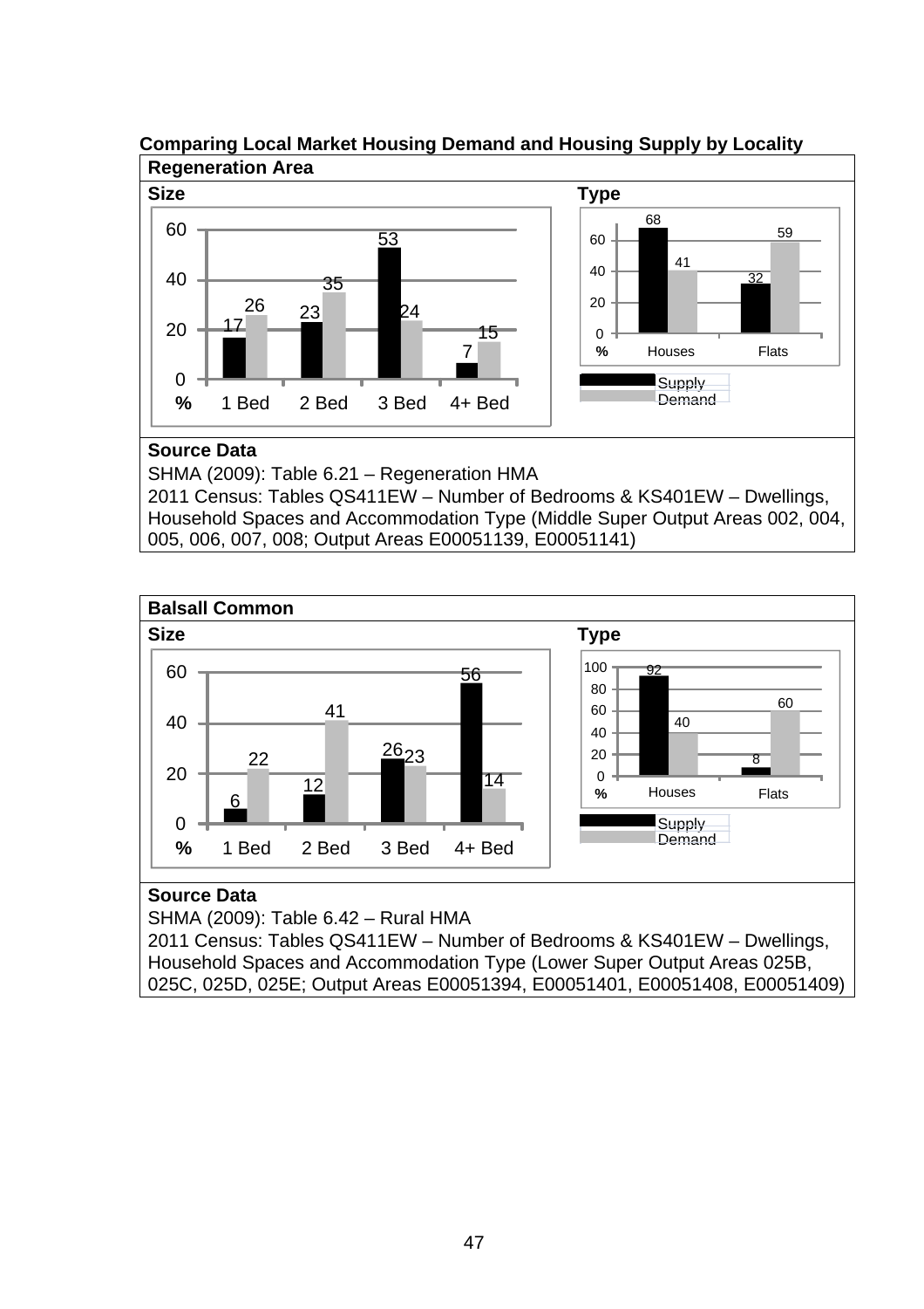**Comparing Local Market Housing Demand and Housing Supply by Locality**

| **Regeneration Area** | |
|---|---|
| **Size** | **Type** |
| 1 Bed: Supply 17, Demand 26; 2 Bed: Supply 23, Demand 35; 3 Bed: Supply 53, Demand 24; 4+ Bed: Supply 7, Demand 15 (%) | Houses: Supply 68, Demand 41; Flats: Supply 32, Demand 59 (%) |
| **Source Data** SHMA (2009): Table 6.21 – Regeneration HMA 2011 Census: Tables QS411EW – Number of Bedrooms & KS401EW – Dwellings, Household Spaces and Accommodation Type (Middle Super Output Areas 002, 004, 005, 006, 007, 008; Output Areas E00051139, E00051141) | |

| **Balsall Common** | |
|---|---|
| **Size** | **Type** |
| 1 Bed: Supply 6, Demand 22; 2 Bed: Supply 12, Demand 41; 3 Bed: Supply 26, Demand 23; 4+ Bed: Supply 56, Demand 14 (%) | Houses: Supply 92, Demand 40; Flats: Supply 8, Demand 60 (%) |
| **Source Data** SHMA (2009): Table 6.42 – Rural HMA 2011 Census: Tables QS411EW – Number of Bedrooms & KS401EW – Dwellings, Household Spaces and Accommodation Type (Lower Super Output Areas 025B, 025C, 025D, 025E; Output Areas E00051394, E00051401, E00051408, E00051409) | |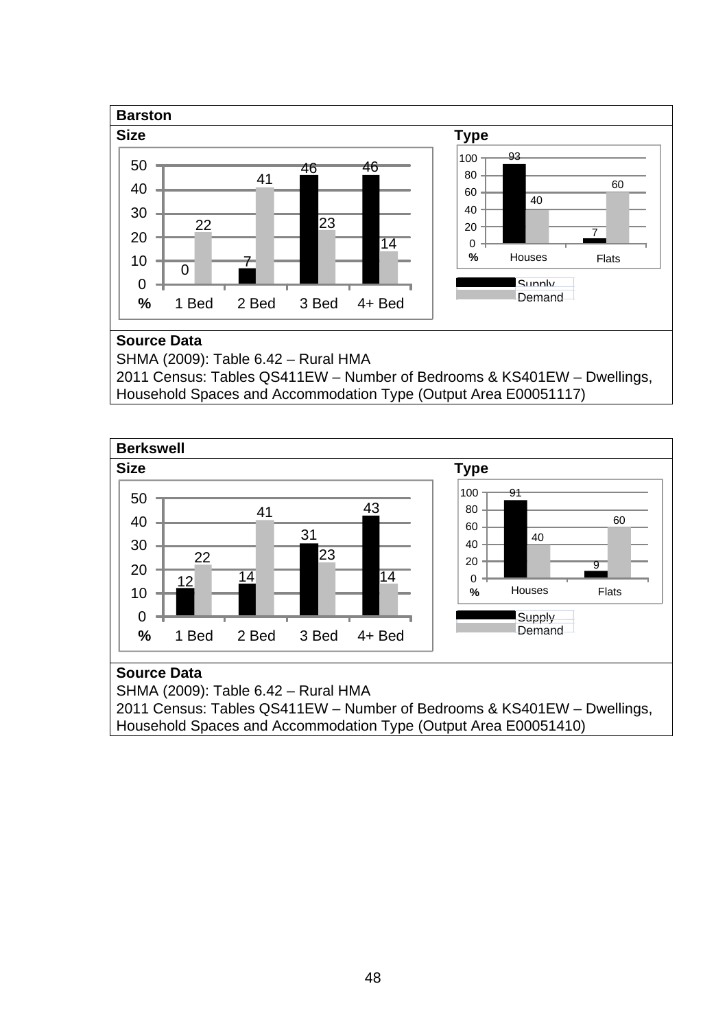**Barston**

**Size**

| % | 1 Bed | 2 Bed | 3 Bed | 4+ Bed |
|---|---|---|---|---|
| Supply | 0 | 7 | 46 | 46 |
| Demand | 22 | 41 | 23 | 14 |

**Type**

| % | Houses | Flats |
|---|---|---|
| Supply | 93 | 7 |
| Demand | 40 | 60 |

**Source Data**

SHMA (2009): Table 6.42 – Rural HMA
2011 Census: Tables QS411EW – Number of Bedrooms & KS401EW – Dwellings, Household Spaces and Accommodation Type (Output Area E00051117)

**Berkswell**

**Size**

| % | 1 Bed | 2 Bed | 3 Bed | 4+ Bed |
|---|---|---|---|---|
| Supply | 12 | 14 | 31 | 43 |
| Demand | 22 | 41 | 23 | 14 |

**Type**

| % | Houses | Flats |
|---|---|---|
| Supply | 91 | 9 |
| Demand | 40 | 60 |

**Source Data**

SHMA (2009): Table 6.42 – Rural HMA
2011 Census: Tables QS411EW – Number of Bedrooms & KS401EW – Dwellings, Household Spaces and Accommodation Type (Output Area E00051410)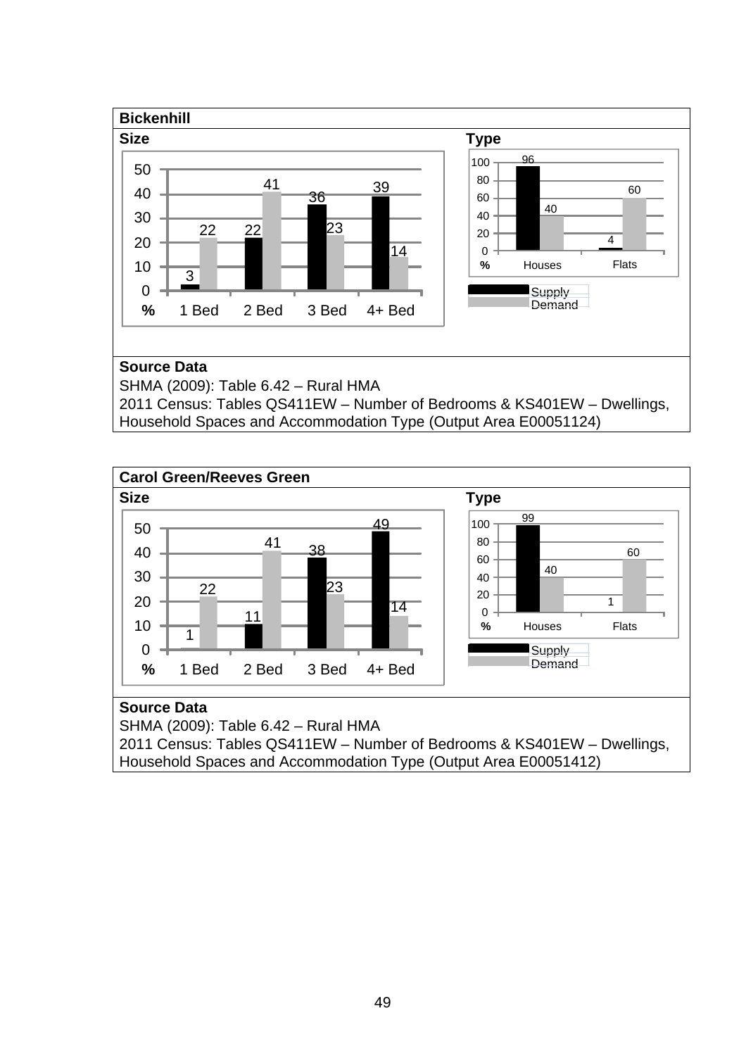**Bickenhill**

**Size**

| % | 1 Bed | 2 Bed | 3 Bed | 4+ Bed |
|---|---|---|---|---|
| Supply | 3 | 22 | 36 | 39 |
| Demand | 22 | 41 | 23 | 14 |

**Type**

| % | Houses | Flats |
|---|---|---|
| Supply | 96 | 4 |
| Demand | 40 | 60 |

**Source Data**

SHMA (2009): Table 6.42 – Rural HMA
2011 Census: Tables QS411EW – Number of Bedrooms & KS401EW – Dwellings, Household Spaces and Accommodation Type (Output Area E00051124)

**Carol Green/Reeves Green**

**Size**

| % | 1 Bed | 2 Bed | 3 Bed | 4+ Bed |
|---|---|---|---|---|
| Supply | 1 | 11 | 38 | 49 |
| Demand | 22 | 41 | 23 | 14 |

**Type**

| % | Houses | Flats |
|---|---|---|
| Supply | 99 | 1 |
| Demand | 40 | 60 |

**Source Data**

SHMA (2009): Table 6.42 – Rural HMA
2011 Census: Tables QS411EW – Number of Bedrooms & KS401EW – Dwellings, Household Spaces and Accommodation Type (Output Area E00051412)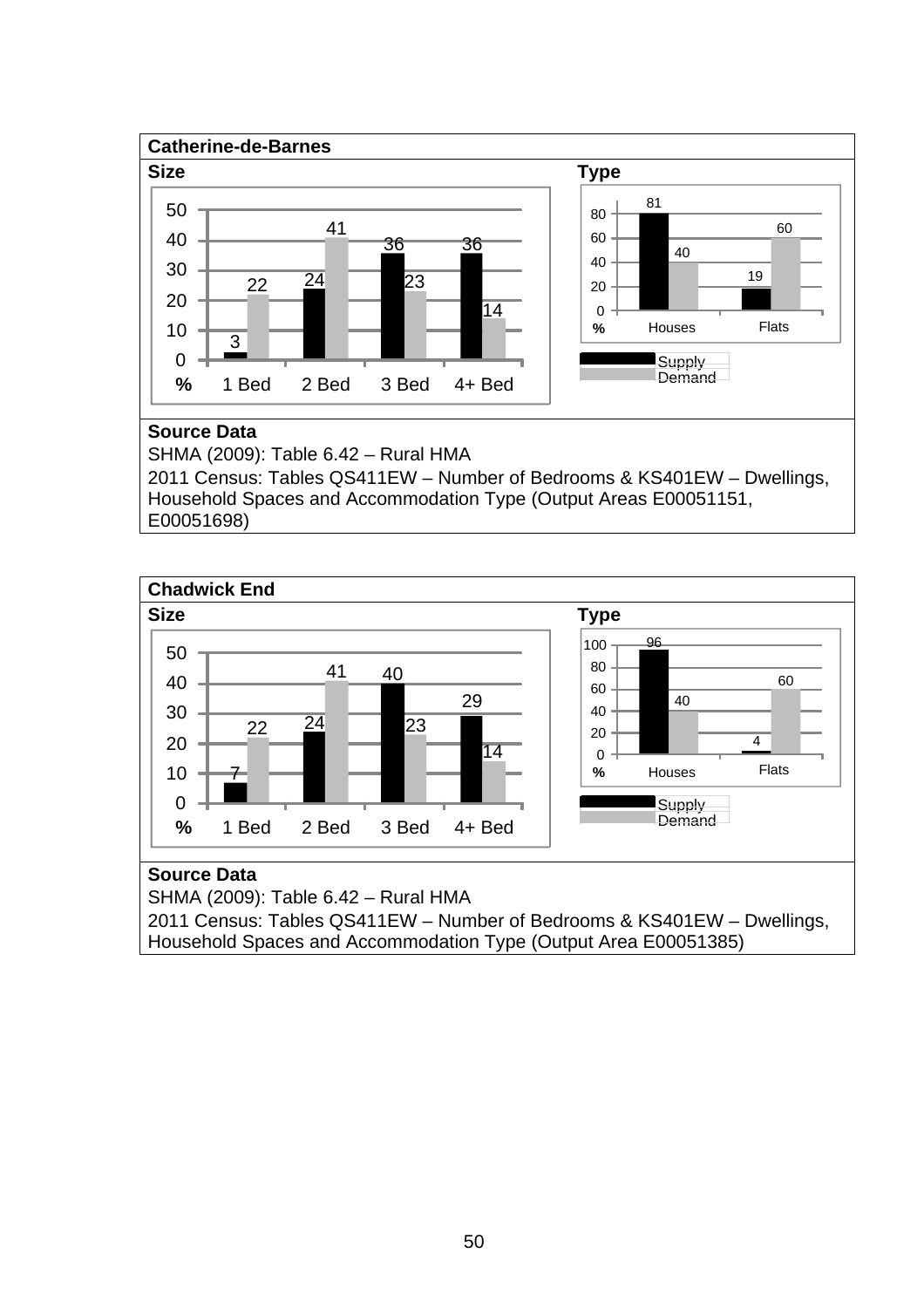## Catherine-de-Barnes

**Size**

| % | 1 Bed | 2 Bed | 3 Bed | 4+ Bed |
|---|---|---|---|---|
| Supply | 3 | 24 | 36 | 36 |
| Demand | 22 | 41 | 23 | 14 |

**Type**

| % | Houses | Flats |
|---|---|---|
| Supply | 81 | 19 |
| Demand | 40 | 60 |

**Source Data**

SHMA (2009): Table 6.42 – Rural HMA

2011 Census: Tables QS411EW – Number of Bedrooms & KS401EW – Dwellings, Household Spaces and Accommodation Type (Output Areas E00051151, E00051698)

## Chadwick End

**Size**

| % | 1 Bed | 2 Bed | 3 Bed | 4+ Bed |
|---|---|---|---|---|
| Supply | 7 | 24 | 40 | 29 |
| Demand | 22 | 41 | 23 | 14 |

**Type**

| % | Houses | Flats |
|---|---|---|
| Supply | 96 | 4 |
| Demand | 40 | 60 |

**Source Data**

SHMA (2009): Table 6.42 – Rural HMA

2011 Census: Tables QS411EW – Number of Bedrooms & KS401EW – Dwellings, Household Spaces and Accommodation Type (Output Area E00051385)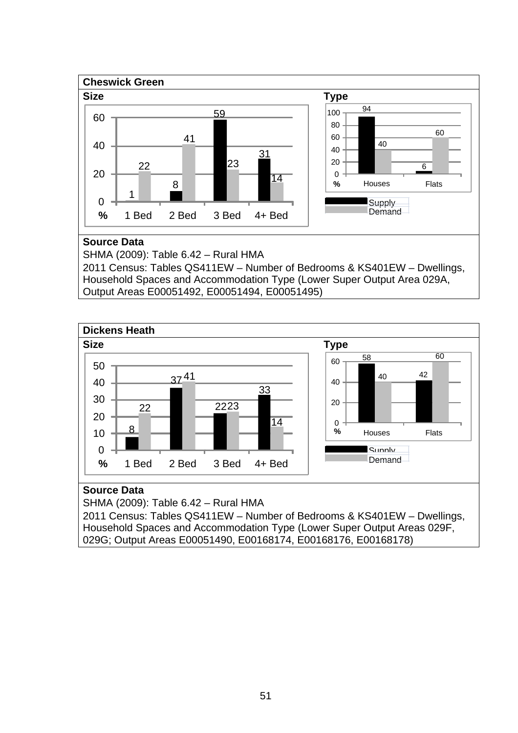## Cheswick Green

**Size**

| % | 1 Bed | 2 Bed | 3 Bed | 4+ Bed |
|---|---|---|---|---|
| Supply | 1 | 8 | 59 | 31 |
| Demand | 22 | 41 | 23 | 14 |

**Type**

| % | Houses | Flats |
|---|---|---|
| Supply | 94 | 6 |
| Demand | 40 | 60 |

**Source Data**

SHMA (2009): Table 6.42 – Rural HMA

2011 Census: Tables QS411EW – Number of Bedrooms & KS401EW – Dwellings, Household Spaces and Accommodation Type (Lower Super Output Area 029A, Output Areas E00051492, E00051494, E00051495)

## Dickens Heath

**Size**

| % | 1 Bed | 2 Bed | 3 Bed | 4+ Bed |
|---|---|---|---|---|
| Supply | 8 | 37 | 22 | 33 |
| Demand | 22 | 41 | 23 | 14 |

**Type**

| % | Houses | Flats |
|---|---|---|
| Supply | 58 | 42 |
| Demand | 40 | 60 |

**Source Data**

SHMA (2009): Table 6.42 – Rural HMA

2011 Census: Tables QS411EW – Number of Bedrooms & KS401EW – Dwellings, Household Spaces and Accommodation Type (Lower Super Output Areas 029F, 029G; Output Areas E00051490, E00168174, E00168176, E00168178)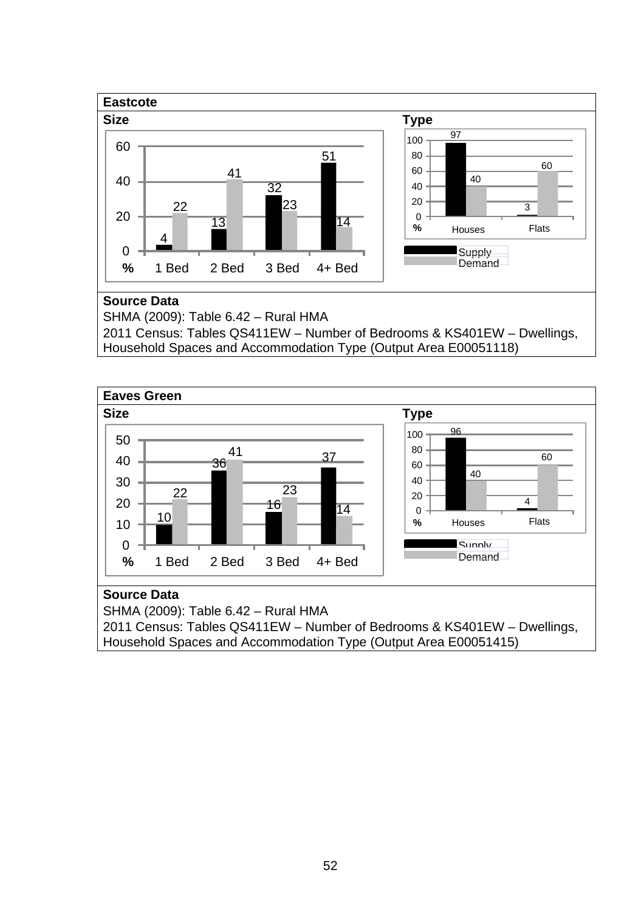## Eastcote

**Size**

| % | 1 Bed | 2 Bed | 3 Bed | 4+ Bed |
|---|---|---|---|---|
| Supply | 4 | 13 | 32 | 51 |
| Demand | 22 | 41 | 23 | 14 |

**Type**

| % | Houses | Flats |
|---|---|---|
| Supply | 97 | 3 |
| Demand | 40 | 60 |

**Source Data**

SHMA (2009): Table 6.42 – Rural HMA

2011 Census: Tables QS411EW – Number of Bedrooms & KS401EW – Dwellings, Household Spaces and Accommodation Type (Output Area E00051118)

## Eaves Green

**Size**

| % | 1 Bed | 2 Bed | 3 Bed | 4+ Bed |
|---|---|---|---|---|
| Supply | 10 | 36 | 16 | 37 |
| Demand | 22 | 41 | 23 | 14 |

**Type**

| % | Houses | Flats |
|---|---|---|
| Supply | 96 | 4 |
| Demand | 40 | 60 |

**Source Data**

SHMA (2009): Table 6.42 – Rural HMA

2011 Census: Tables QS411EW – Number of Bedrooms & KS401EW – Dwellings, Household Spaces and Accommodation Type (Output Area E00051415)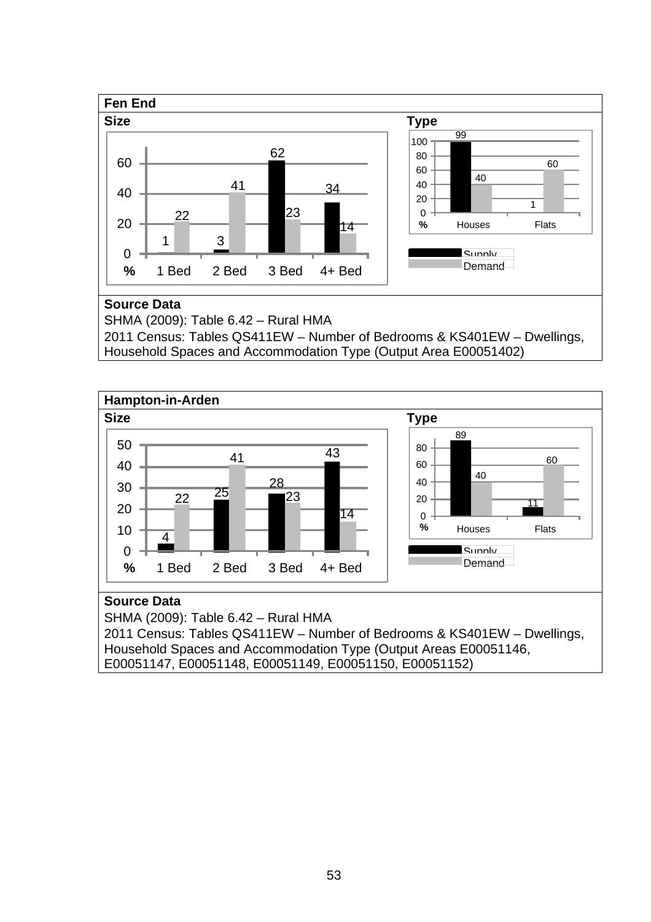**Fen End**

**Size**

| % | 1 Bed | 2 Bed | 3 Bed | 4+ Bed |
|---|---|---|---|---|
| Supply | 1 | 3 | 62 | 34 |
| Demand | 22 | 41 | 23 | 14 |

**Type**

| % | Houses | Flats |
|---|---|---|
| Supply | 99 | 1 |
| Demand | 40 | 60 |

**Source Data**

SHMA (2009): Table 6.42 – Rural HMA

2011 Census: Tables QS411EW – Number of Bedrooms & KS401EW – Dwellings, Household Spaces and Accommodation Type (Output Area E00051402)

**Hampton-in-Arden**

**Size**

| % | 1 Bed | 2 Bed | 3 Bed | 4+ Bed |
|---|---|---|---|---|
| Supply | 4 | 25 | 28 | 43 |
| Demand | 22 | 41 | 23 | 14 |

**Type**

| % | Houses | Flats |
|---|---|---|
| Supply | 89 | 11 |
| Demand | 40 | 60 |

**Source Data**

SHMA (2009): Table 6.42 – Rural HMA

2011 Census: Tables QS411EW – Number of Bedrooms & KS401EW – Dwellings, Household Spaces and Accommodation Type (Output Areas E00051146, E00051147, E00051148, E00051149, E00051150, E00051152)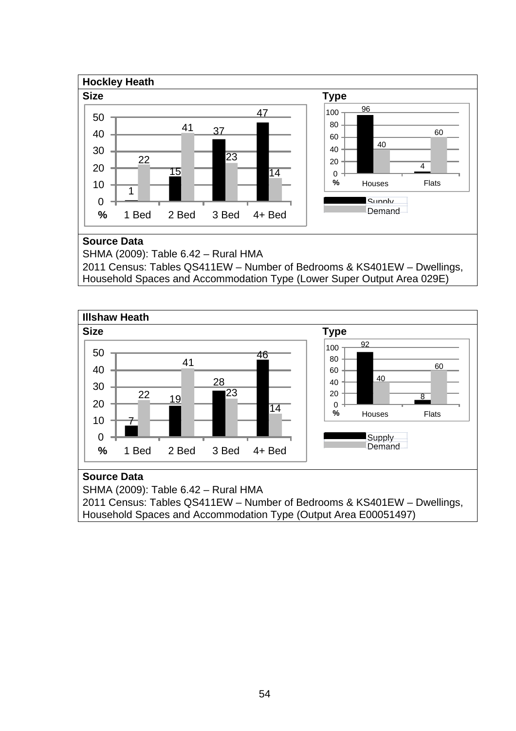## Hockley Heath

**Size**

| % | 1 Bed | 2 Bed | 3 Bed | 4+ Bed |
|---|---|---|---|---|
| Supply | 1 | 15 | 37 | 47 |
| Demand | 22 | 41 | 23 | 14 |

**Type**

| % | Houses | Flats |
|---|---|---|
| Supply | 96 | 4 |
| Demand | 40 | 60 |

**Source Data**

SHMA (2009): Table 6.42 – Rural HMA

2011 Census: Tables QS411EW – Number of Bedrooms & KS401EW – Dwellings, Household Spaces and Accommodation Type (Lower Super Output Area 029E)

## Illshaw Heath

**Size**

| % | 1 Bed | 2 Bed | 3 Bed | 4+ Bed |
|---|---|---|---|---|
| Supply | 7 | 19 | 28 | 46 |
| Demand | 22 | 41 | 23 | 14 |

**Type**

| % | Houses | Flats |
|---|---|---|
| Supply | 92 | 8 |
| Demand | 40 | 60 |

**Source Data**

SHMA (2009): Table 6.42 – Rural HMA

2011 Census: Tables QS411EW – Number of Bedrooms & KS401EW – Dwellings, Household Spaces and Accommodation Type (Output Area E00051497)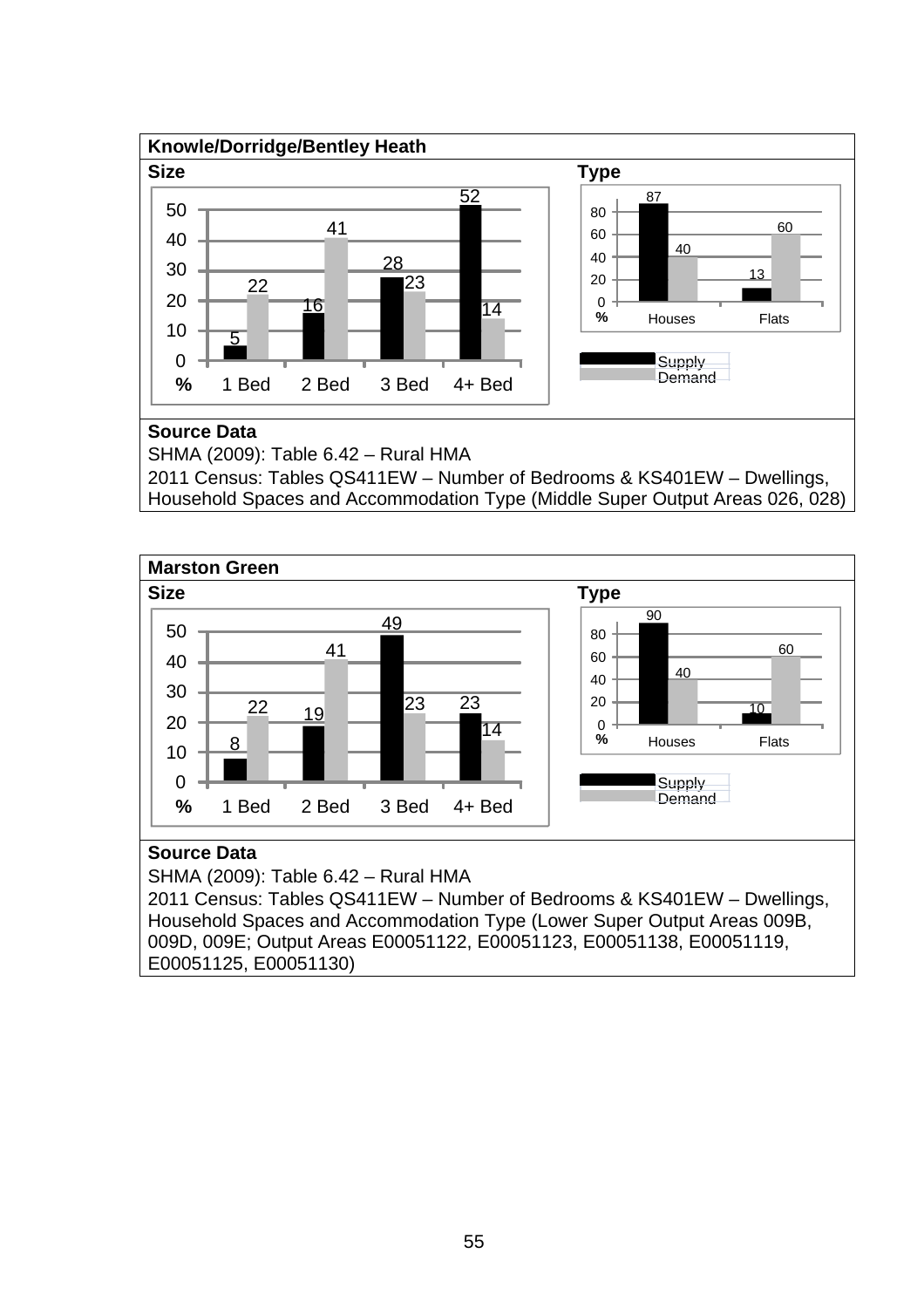## Knowle/Dorridge/Bentley Heath

**Size**

| % | 1 Bed | 2 Bed | 3 Bed | 4+ Bed |
|---|---|---|---|---|
| Supply | 5 | 16 | 28 | 52 |
| Demand | 22 | 41 | 23 | 14 |

**Type**

| % | Houses | Flats |
|---|---|---|
| Supply | 87 | 13 |
| Demand | 40 | 60 |

**Source Data**

SHMA (2009): Table 6.42 – Rural HMA

2011 Census: Tables QS411EW – Number of Bedrooms & KS401EW – Dwellings, Household Spaces and Accommodation Type (Middle Super Output Areas 026, 028)

## Marston Green

**Size**

| % | 1 Bed | 2 Bed | 3 Bed | 4+ Bed |
|---|---|---|---|---|
| Supply | 8 | 19 | 49 | 23 |
| Demand | 22 | 41 | 23 | 14 |

**Type**

| % | Houses | Flats |
|---|---|---|
| Supply | 90 | 10 |
| Demand | 40 | 60 |

**Source Data**

SHMA (2009): Table 6.42 – Rural HMA

2011 Census: Tables QS411EW – Number of Bedrooms & KS401EW – Dwellings, Household Spaces and Accommodation Type (Lower Super Output Areas 009B, 009D, 009E; Output Areas E00051122, E00051123, E00051138, E00051119, E00051125, E00051130)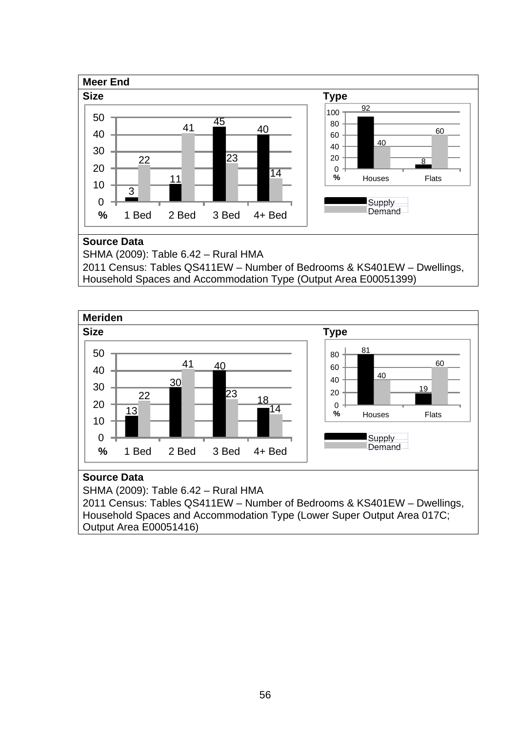## Meer End

**Size**

| % | 1 Bed | 2 Bed | 3 Bed | 4+ Bed |
|---|---|---|---|---|
| Supply | 3 | 11 | 45 | 40 |
| Demand | 22 | 41 | 23 | 14 |

**Type**

| % | Houses | Flats |
|---|---|---|
| Supply | 92 | 8 |
| Demand | 40 | 60 |

**Source Data**

SHMA (2009): Table 6.42 – Rural HMA

2011 Census: Tables QS411EW – Number of Bedrooms & KS401EW – Dwellings, Household Spaces and Accommodation Type (Output Area E00051399)

## Meriden

**Size**

| % | 1 Bed | 2 Bed | 3 Bed | 4+ Bed |
|---|---|---|---|---|
| Supply | 13 | 30 | 40 | 18 |
| Demand | 22 | 41 | 23 | 14 |

**Type**

| % | Houses | Flats |
|---|---|---|
| Supply | 81 | 19 |
| Demand | 40 | 60 |

**Source Data**

SHMA (2009): Table 6.42 – Rural HMA

2011 Census: Tables QS411EW – Number of Bedrooms & KS401EW – Dwellings, Household Spaces and Accommodation Type (Lower Super Output Area 017C; Output Area E00051416)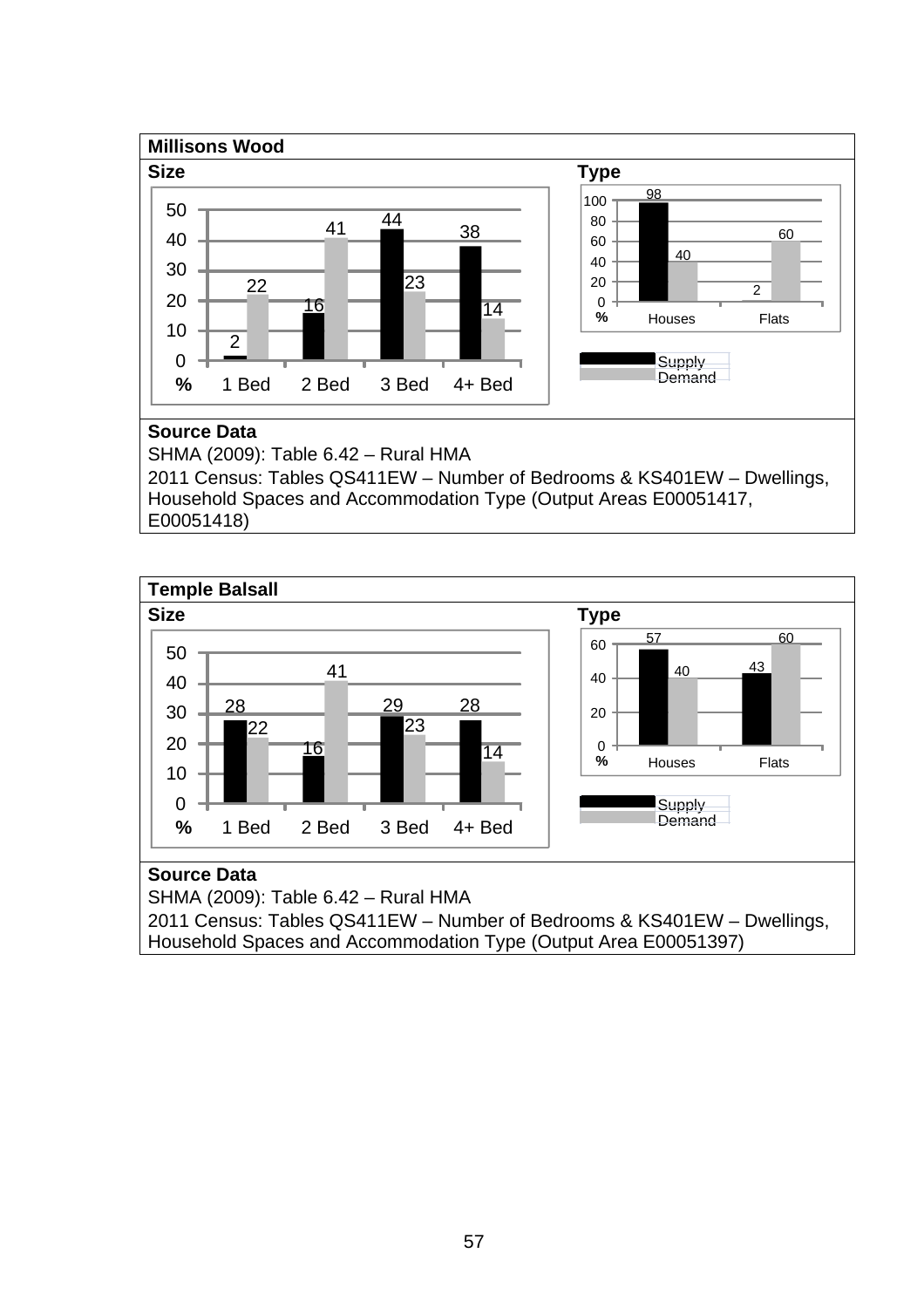## Millisons Wood

**Size**

| % | 1 Bed | 2 Bed | 3 Bed | 4+ Bed |
|---|---|---|---|---|
| Supply | 2 | 16 | 44 | 38 |
| Demand | 22 | 41 | 23 | 14 |

**Type**

| % | Houses | Flats |
|---|---|---|
| Supply | 98 | 2 |
| Demand | 40 | 60 |

**Source Data**

SHMA (2009): Table 6.42 – Rural HMA

2011 Census: Tables QS411EW – Number of Bedrooms & KS401EW – Dwellings, Household Spaces and Accommodation Type (Output Areas E00051417, E00051418)

## Temple Balsall

**Size**

| % | 1 Bed | 2 Bed | 3 Bed | 4+ Bed |
|---|---|---|---|---|
| Supply | 28 | 16 | 29 | 28 |
| Demand | 22 | 41 | 23 | 14 |

**Type**

| % | Houses | Flats |
|---|---|---|
| Supply | 57 | 43 |
| Demand | 40 | 60 |

**Source Data**

SHMA (2009): Table 6.42 – Rural HMA

2011 Census: Tables QS411EW – Number of Bedrooms & KS401EW – Dwellings, Household Spaces and Accommodation Type (Output Area E00051397)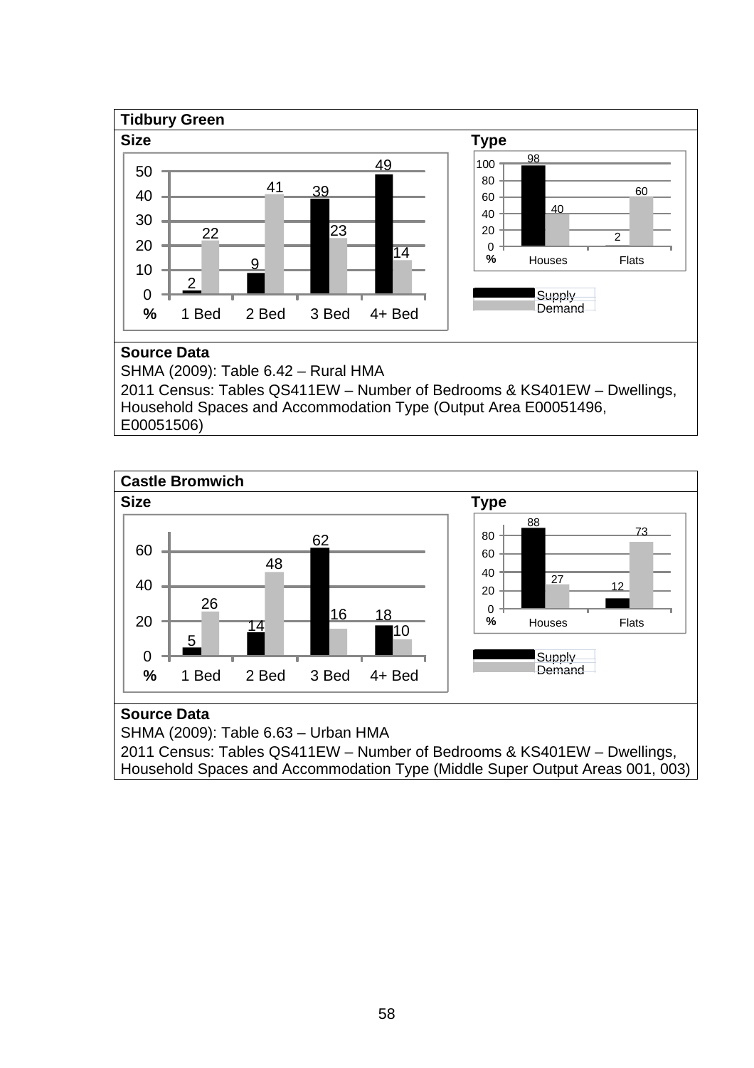## Tidbury Green

**Size**

| % | 1 Bed | 2 Bed | 3 Bed | 4+ Bed |
|---|---|---|---|---|
| Supply | 2 | 9 | 39 | 49 |
| Demand | 22 | 41 | 23 | 14 |

**Type**

| % | Houses | Flats |
|---|---|---|
| Supply | 98 | 2 |
| Demand | 40 | 60 |

**Source Data**

SHMA (2009): Table 6.42 – Rural HMA

2011 Census: Tables QS411EW – Number of Bedrooms & KS401EW – Dwellings, Household Spaces and Accommodation Type (Output Area E00051496, E00051506)

## Castle Bromwich

**Size**

| % | 1 Bed | 2 Bed | 3 Bed | 4+ Bed |
|---|---|---|---|---|
| Supply | 5 | 14 | 62 | 18 |
| Demand | 26 | 48 | 16 | 10 |

**Type**

| % | Houses | Flats |
|---|---|---|
| Supply | 88 | 12 |
| Demand | 27 | 73 |

**Source Data**

SHMA (2009): Table 6.63 – Urban HMA

2011 Census: Tables QS411EW – Number of Bedrooms & KS401EW – Dwellings, Household Spaces and Accommodation Type (Middle Super Output Areas 001, 003)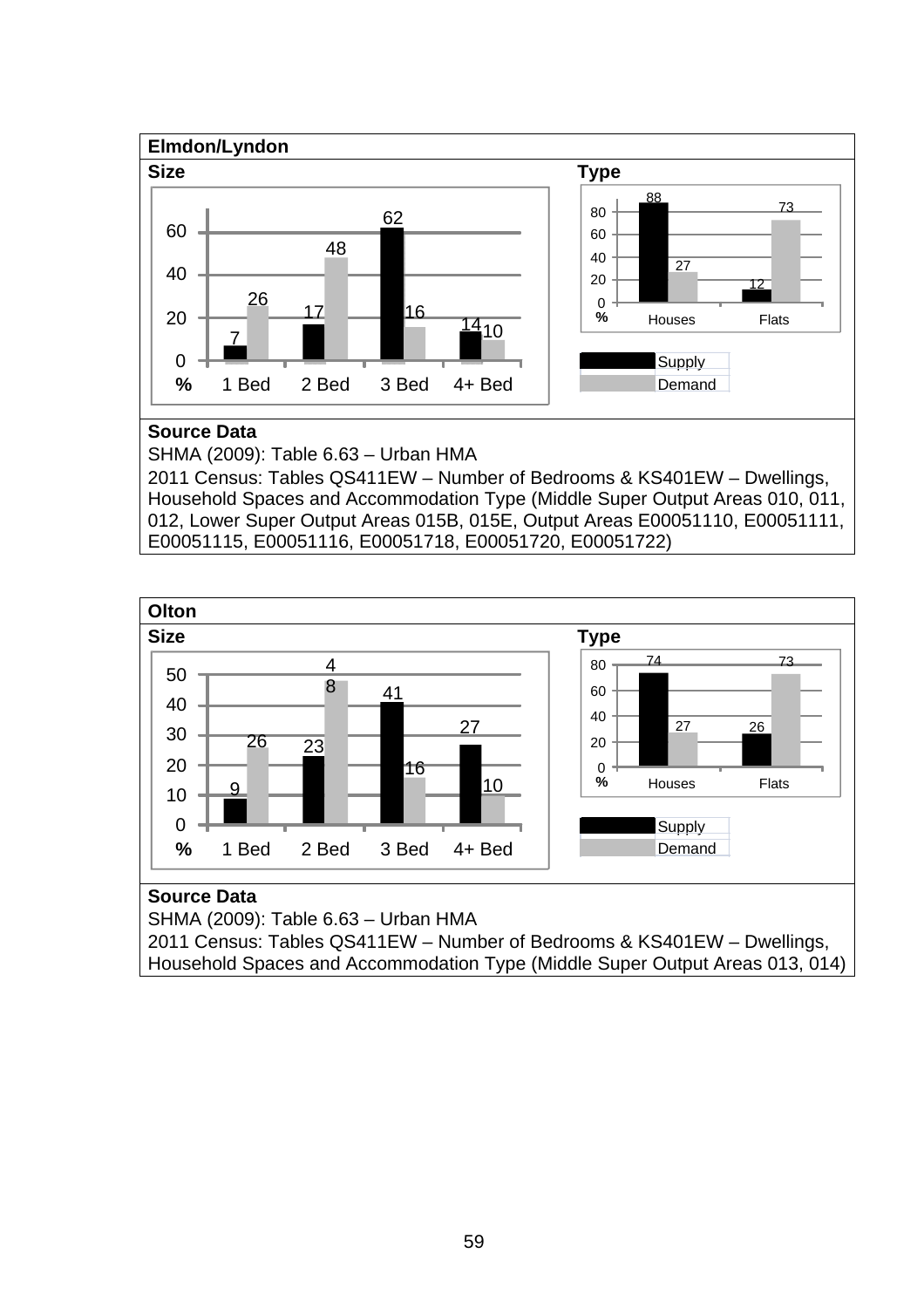## Elmdon/Lyndon

**Size**

| % | 1 Bed | 2 Bed | 3 Bed | 4+ Bed |
|---|---|---|---|---|
| Supply | 7 | 17 | 62 | 14 |
| Demand | 26 | 48 | 16 | 10 |

**Type**

| % | Houses | Flats |
|---|---|---|
| Supply | 88 | 12 |
| Demand | 27 | 73 |

**Source Data**

SHMA (2009): Table 6.63 – Urban HMA

2011 Census: Tables QS411EW – Number of Bedrooms & KS401EW – Dwellings, Household Spaces and Accommodation Type (Middle Super Output Areas 010, 011, 012, Lower Super Output Areas 015B, 015E, Output Areas E00051110, E00051111, E00051115, E00051116, E00051718, E00051720, E00051722)

## Olton

**Size**

| % | 1 Bed | 2 Bed | 3 Bed | 4+ Bed |
|---|---|---|---|---|
| Supply | 9 | 23 | 41 | 27 |
| Demand | 26 | 48 | 16 | 10 |

**Type**

| % | Houses | Flats |
|---|---|---|
| Supply | 74 | 26 |
| Demand | 27 | 73 |

**Source Data**

SHMA (2009): Table 6.63 – Urban HMA

2011 Census: Tables QS411EW – Number of Bedrooms & KS401EW – Dwellings, Household Spaces and Accommodation Type (Middle Super Output Areas 013, 014)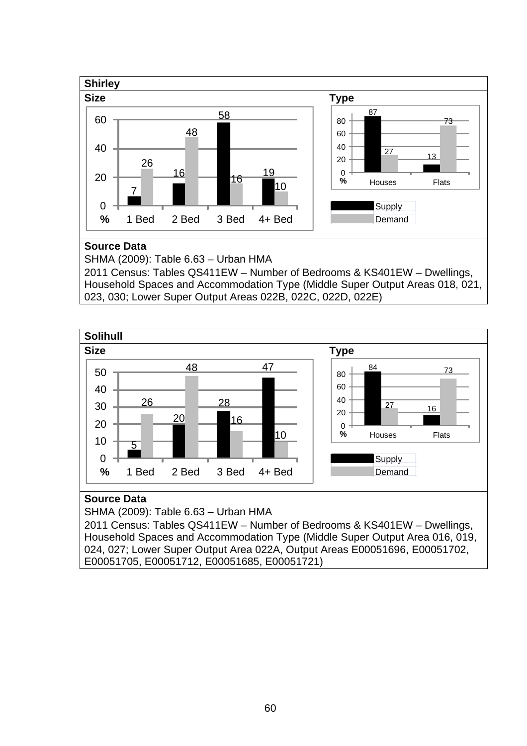**Shirley**

**Size**

| % | 1 Bed | 2 Bed | 3 Bed | 4+ Bed |
|---|---|---|---|---|
| Supply | 7 | 16 | 58 | 19 |
| Demand | 26 | 48 | 16 | 10 |

**Type**

| % | Houses | Flats |
|---|---|---|
| Supply | 87 | 13 |
| Demand | 27 | 73 |

**Source Data**

SHMA (2009): Table 6.63 – Urban HMA

2011 Census: Tables QS411EW – Number of Bedrooms & KS401EW – Dwellings, Household Spaces and Accommodation Type (Middle Super Output Areas 018, 021, 023, 030; Lower Super Output Areas 022B, 022C, 022D, 022E)

**Solihull**

**Size**

| % | 1 Bed | 2 Bed | 3 Bed | 4+ Bed |
|---|---|---|---|---|
| Supply | 5 | 20 | 28 | 47 |
| Demand | 26 | 48 | 16 | 10 |

**Type**

| % | Houses | Flats |
|---|---|---|
| Supply | 84 | 16 |
| Demand | 27 | 73 |

**Source Data**

SHMA (2009): Table 6.63 – Urban HMA

2011 Census: Tables QS411EW – Number of Bedrooms & KS401EW – Dwellings, Household Spaces and Accommodation Type (Middle Super Output Area 016, 019, 024, 027; Lower Super Output Area 022A, Output Areas E00051696, E00051702, E00051705, E00051712, E00051685, E00051721)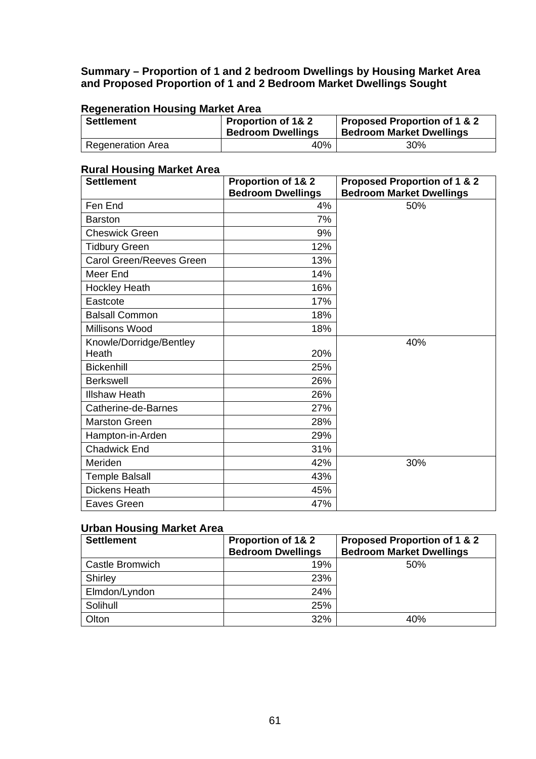### Summary – Proportion of 1 and 2 bedroom Dwellings by Housing Market Area and Proposed Proportion of 1 and 2 Bedroom Market Dwellings Sought

**Regeneration Housing Market Area**

| Settlement | Proportion of 1& 2 Bedroom Dwellings | Proposed Proportion of 1 & 2 Bedroom Market Dwellings |
|---|---|---|
| Regeneration Area | 40% | 30% |

**Rural Housing Market Area**

| Settlement | Proportion of 1& 2 Bedroom Dwellings | Proposed Proportion of 1 & 2 Bedroom Market Dwellings |
|---|---|---|
| Fen End | 4% | 50% |
| Barston | 7% | |
| Cheswick Green | 9% | |
| Tidbury Green | 12% | |
| Carol Green/Reeves Green | 13% | |
| Meer End | 14% | |
| Hockley Heath | 16% | |
| Eastcote | 17% | |
| Balsall Common | 18% | |
| Millisons Wood | 18% | |
| Knowle/Dorridge/Bentley Heath | 20% | 40% |
| Bickenhill | 25% | |
| Berkswell | 26% | |
| Illshaw Heath | 26% | |
| Catherine-de-Barnes | 27% | |
| Marston Green | 28% | |
| Hampton-in-Arden | 29% | |
| Chadwick End | 31% | |
| Meriden | 42% | 30% |
| Temple Balsall | 43% | |
| Dickens Heath | 45% | |
| Eaves Green | 47% | |

**Urban Housing Market Area**

| Settlement | Proportion of 1& 2 Bedroom Dwellings | Proposed Proportion of 1 & 2 Bedroom Market Dwellings |
|---|---|---|
| Castle Bromwich | 19% | 50% |
| Shirley | 23% | |
| Elmdon/Lyndon | 24% | |
| Solihull | 25% | |
| Olton | 32% | 40% |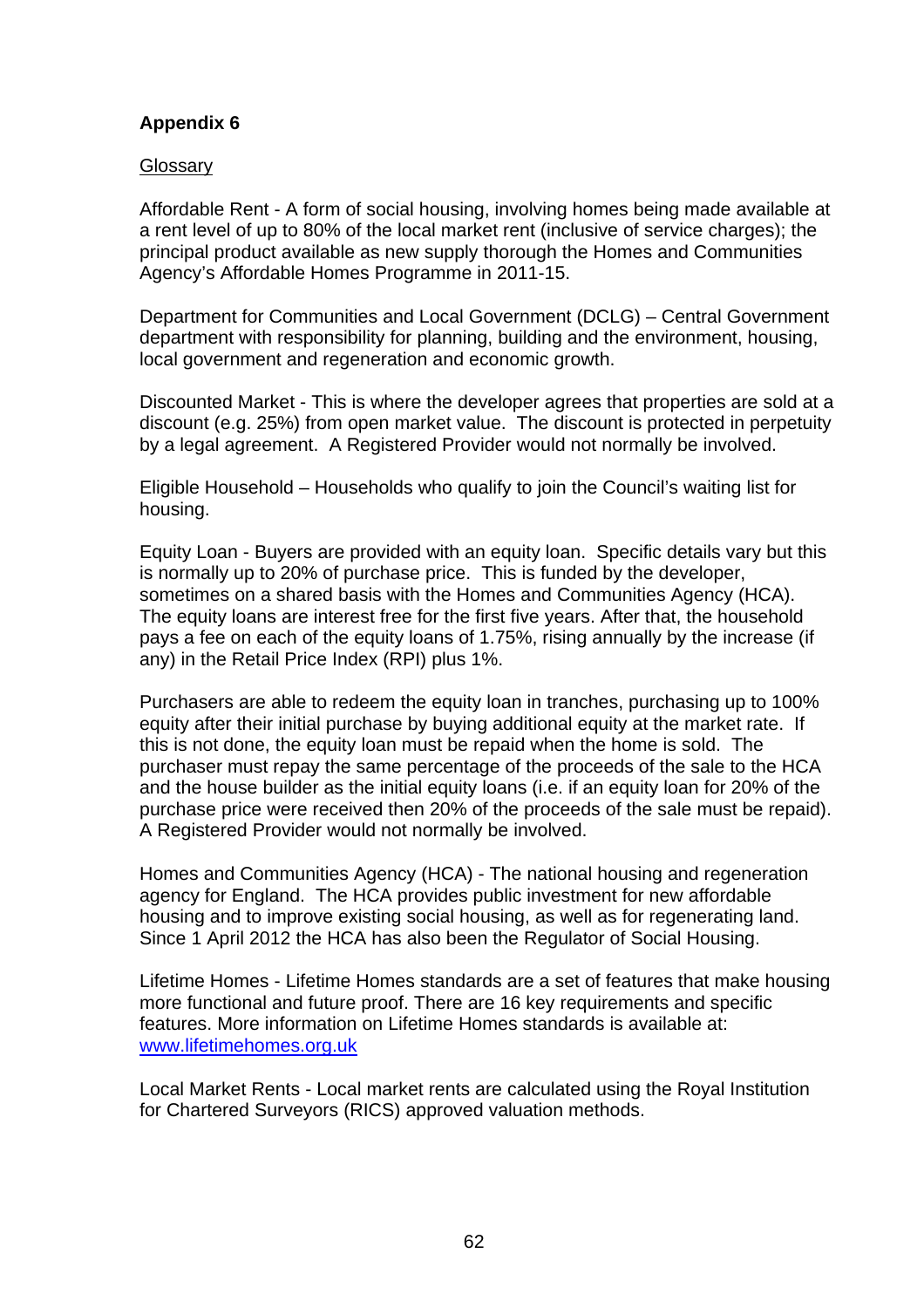# Appendix 6

Glossary

Affordable Rent - A form of social housing, involving homes being made available at a rent level of up to 80% of the local market rent (inclusive of service charges); the principal product available as new supply thorough the Homes and Communities Agency's Affordable Homes Programme in 2011-15.

Department for Communities and Local Government (DCLG) – Central Government department with responsibility for planning, building and the environment, housing, local government and regeneration and economic growth.

Discounted Market - This is where the developer agrees that properties are sold at a discount (e.g. 25%) from open market value. The discount is protected in perpetuity by a legal agreement. A Registered Provider would not normally be involved.

Eligible Household – Households who qualify to join the Council's waiting list for housing.

Equity Loan - Buyers are provided with an equity loan. Specific details vary but this is normally up to 20% of purchase price. This is funded by the developer, sometimes on a shared basis with the Homes and Communities Agency (HCA). The equity loans are interest free for the first five years. After that, the household pays a fee on each of the equity loans of 1.75%, rising annually by the increase (if any) in the Retail Price Index (RPI) plus 1%.

Purchasers are able to redeem the equity loan in tranches, purchasing up to 100% equity after their initial purchase by buying additional equity at the market rate. If this is not done, the equity loan must be repaid when the home is sold. The purchaser must repay the same percentage of the proceeds of the sale to the HCA and the house builder as the initial equity loans (i.e. if an equity loan for 20% of the purchase price were received then 20% of the proceeds of the sale must be repaid). A Registered Provider would not normally be involved.

Homes and Communities Agency (HCA) - The national housing and regeneration agency for England. The HCA provides public investment for new affordable housing and to improve existing social housing, as well as for regenerating land. Since 1 April 2012 the HCA has also been the Regulator of Social Housing.

Lifetime Homes - Lifetime Homes standards are a set of features that make housing more functional and future proof. There are 16 key requirements and specific features. More information on Lifetime Homes standards is available at: [www.lifetimehomes.org.uk](http://www.lifetimehomes.org.uk)

Local Market Rents - Local market rents are calculated using the Royal Institution for Chartered Surveyors (RICS) approved valuation methods.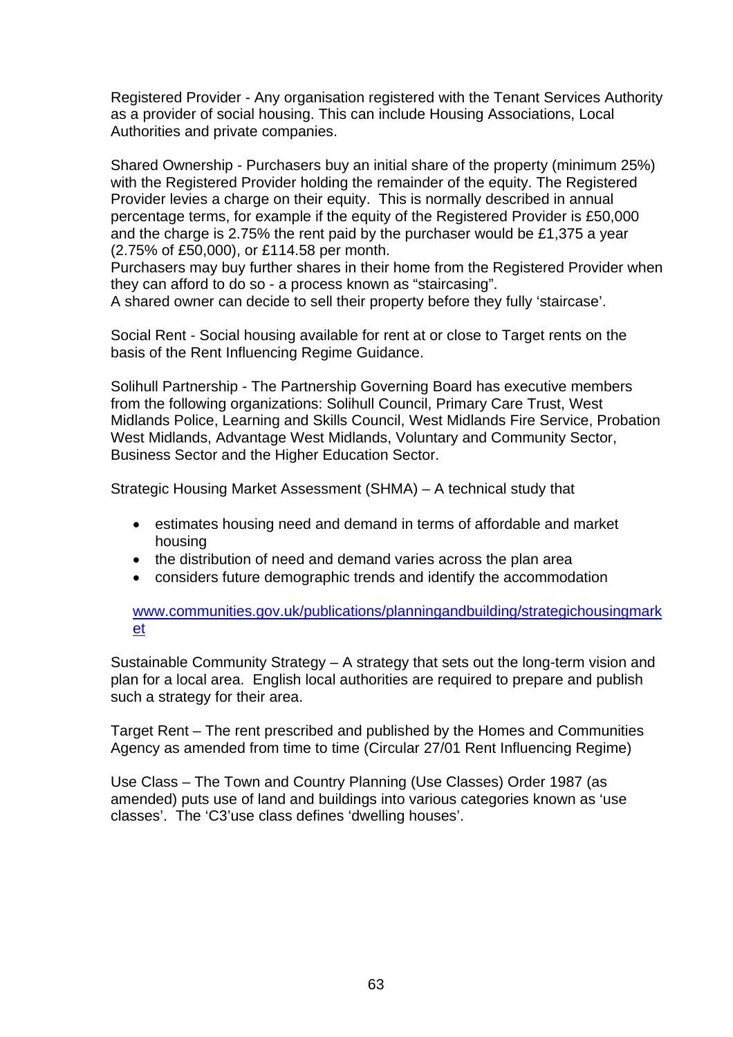Registered Provider - Any organisation registered with the Tenant Services Authority as a provider of social housing. This can include Housing Associations, Local Authorities and private companies.

Shared Ownership - Purchasers buy an initial share of the property (minimum 25%) with the Registered Provider holding the remainder of the equity. The Registered Provider levies a charge on their equity. This is normally described in annual percentage terms, for example if the equity of the Registered Provider is £50,000 and the charge is 2.75% the rent paid by the purchaser would be £1,375 a year (2.75% of £50,000), or £114.58 per month.
Purchasers may buy further shares in their home from the Registered Provider when they can afford to do so - a process known as "staircasing".
A shared owner can decide to sell their property before they fully 'staircase'.

Social Rent - Social housing available for rent at or close to Target rents on the basis of the Rent Influencing Regime Guidance.

Solihull Partnership - The Partnership Governing Board has executive members from the following organizations: Solihull Council, Primary Care Trust, West Midlands Police, Learning and Skills Council, West Midlands Fire Service, Probation West Midlands, Advantage West Midlands, Voluntary and Community Sector, Business Sector and the Higher Education Sector.

Strategic Housing Market Assessment (SHMA) – A technical study that

- estimates housing need and demand in terms of affordable and market housing
- the distribution of need and demand varies across the plan area
- considers future demographic trends and identify the accommodation

[www.communities.gov.uk/publications/planningandbuilding/strategichousingmarket](www.communities.gov.uk/publications/planningandbuilding/strategichousingmarket)

Sustainable Community Strategy – A strategy that sets out the long-term vision and plan for a local area. English local authorities are required to prepare and publish such a strategy for their area.

Target Rent – The rent prescribed and published by the Homes and Communities Agency as amended from time to time (Circular 27/01 Rent Influencing Regime)

Use Class – The Town and Country Planning (Use Classes) Order 1987 (as amended) puts use of land and buildings into various categories known as 'use classes'. The 'C3'use class defines 'dwelling houses'.